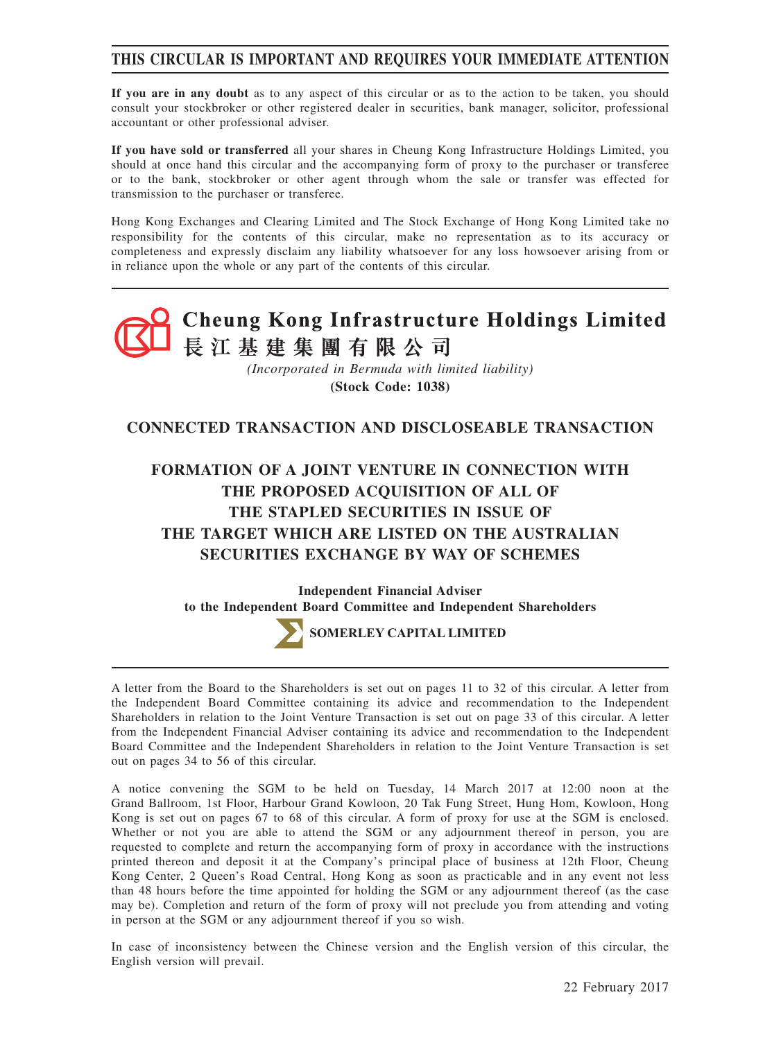# THIS CIRCULAR IS IMPORTANT AND REQUIRES YOUR IMMEDIATE ATTENTION

**If you are in any doubt** as to any aspect of this circular or as to the action to be taken, you should consult your stockbroker or other registered dealer in securities, bank manager, solicitor, professional accountant or other professional adviser.

**If you have sold or transferred** all your shares in Cheung Kong Infrastructure Holdings Limited, you should at once hand this circular and the accompanying form of proxy to the purchaser or transferee or to the bank, stockbroker or other agent through whom the sale or transfer was effected for transmission to the purchaser or transferee.

Hong Kong Exchanges and Clearing Limited and The Stock Exchange of Hong Kong Limited take no responsibility for the contents of this circular, make no representation as to its accuracy or completeness and expressly disclaim any liability whatsoever for any loss howsoever arising from or in reliance upon the whole or any part of the contents of this circular.

**Cheung Kong Infrastructure Holdings Limited**
**長江基建集團有限公司**

*(Incorporated in Bermuda with limited liability)*
**(Stock Code: 1038)**

## CONNECTED TRANSACTION AND DISCLOSEABLE TRANSACTION

## FORMATION OF A JOINT VENTURE IN CONNECTION WITH THE PROPOSED ACQUISITION OF ALL OF THE STAPLED SECURITIES IN ISSUE OF THE TARGET WHICH ARE LISTED ON THE AUSTRALIAN SECURITIES EXCHANGE BY WAY OF SCHEMES

**Independent Financial Adviser**
**to the Independent Board Committee and Independent Shareholders**

**SOMERLEY CAPITAL LIMITED**

A letter from the Board to the Shareholders is set out on pages 11 to 32 of this circular. A letter from the Independent Board Committee containing its advice and recommendation to the Independent Shareholders in relation to the Joint Venture Transaction is set out on page 33 of this circular. A letter from the Independent Financial Adviser containing its advice and recommendation to the Independent Board Committee and the Independent Shareholders in relation to the Joint Venture Transaction is set out on pages 34 to 56 of this circular.

A notice convening the SGM to be held on Tuesday, 14 March 2017 at 12:00 noon at the Grand Ballroom, 1st Floor, Harbour Grand Kowloon, 20 Tak Fung Street, Hung Hom, Kowloon, Hong Kong is set out on pages 67 to 68 of this circular. A form of proxy for use at the SGM is enclosed. Whether or not you are able to attend the SGM or any adjournment thereof in person, you are requested to complete and return the accompanying form of proxy in accordance with the instructions printed thereon and deposit it at the Company's principal place of business at 12th Floor, Cheung Kong Center, 2 Queen's Road Central, Hong Kong as soon as practicable and in any event not less than 48 hours before the time appointed for holding the SGM or any adjournment thereof (as the case may be). Completion and return of the form of proxy will not preclude you from attending and voting in person at the SGM or any adjournment thereof if you so wish.

In case of inconsistency between the Chinese version and the English version of this circular, the English version will prevail.

22 February 2017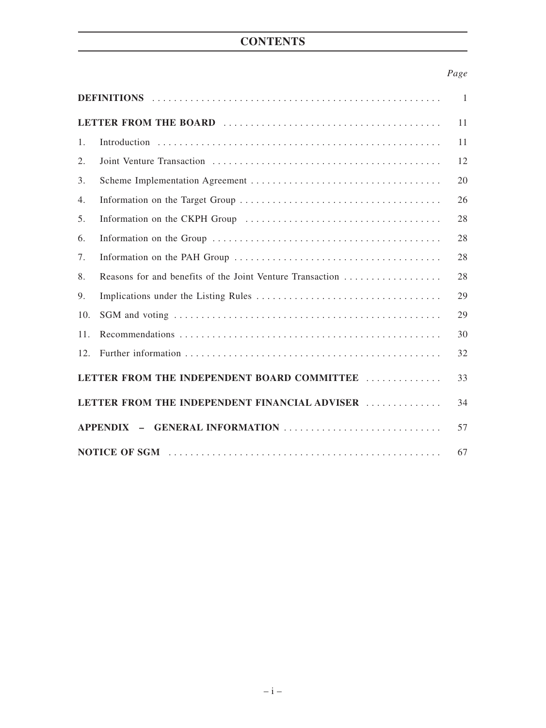# CONTENTS

| | | *Page* |
|---|---|---|
| **DEFINITIONS** | | 1 |
| **LETTER FROM THE BOARD** | | 11 |
| 1. | Introduction | 11 |
| 2. | Joint Venture Transaction | 12 |
| 3. | Scheme Implementation Agreement | 20 |
| 4. | Information on the Target Group | 26 |
| 5. | Information on the CKPH Group | 28 |
| 6. | Information on the Group | 28 |
| 7. | Information on the PAH Group | 28 |
| 8. | Reasons for and benefits of the Joint Venture Transaction | 28 |
| 9. | Implications under the Listing Rules | 29 |
| 10. | SGM and voting | 29 |
| 11. | Recommendations | 30 |
| 12. | Further information | 32 |
| **LETTER FROM THE INDEPENDENT BOARD COMMITTEE** | | 33 |
| **LETTER FROM THE INDEPENDENT FINANCIAL ADVISER** | | 34 |
| **APPENDIX – GENERAL INFORMATION** | | 57 |
| **NOTICE OF SGM** | | 67 |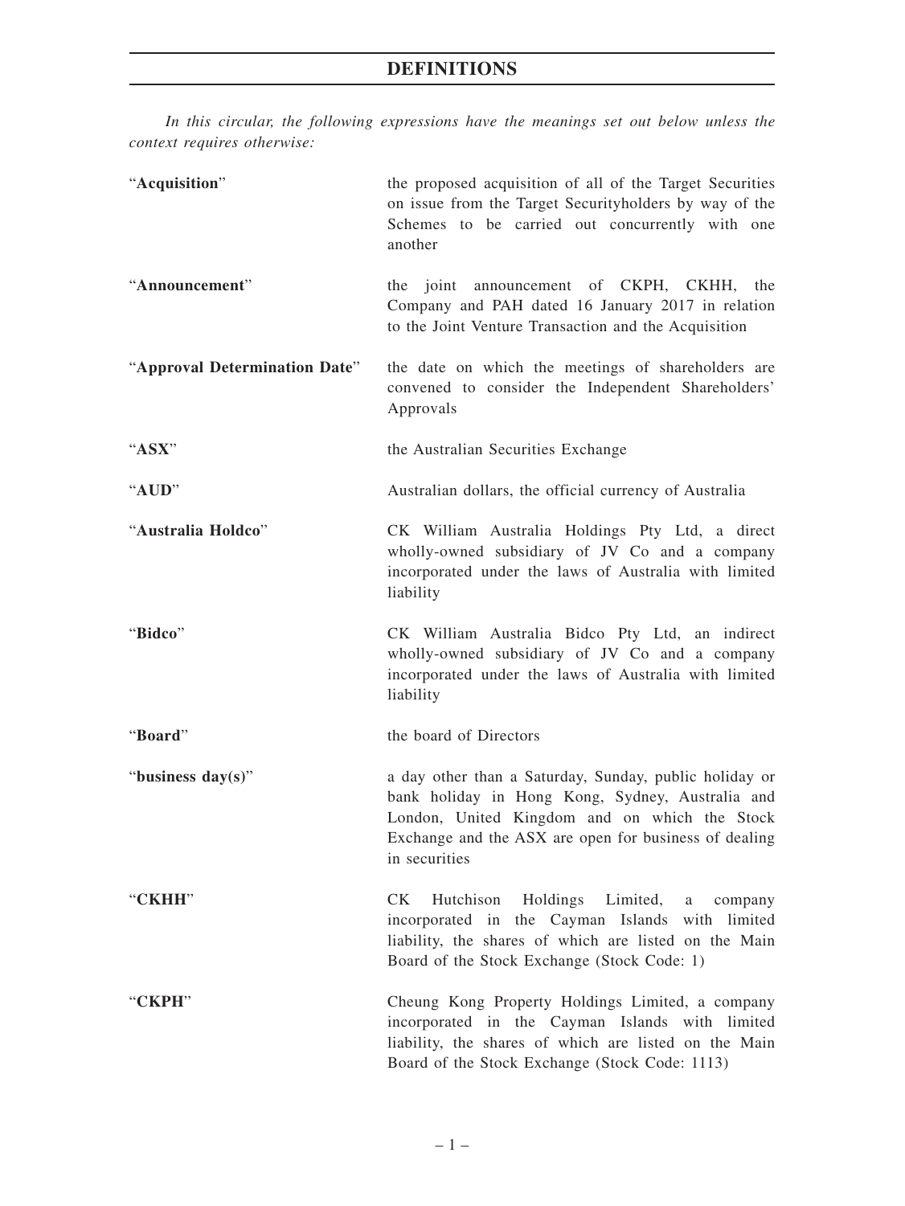# DEFINITIONS

*In this circular, the following expressions have the meanings set out below unless the context requires otherwise:*

| | |
|---|---|
| "**Acquisition**" | the proposed acquisition of all of the Target Securities on issue from the Target Securityholders by way of the Schemes to be carried out concurrently with one another |
| "**Announcement**" | the joint announcement of CKPH, CKHH, the Company and PAH dated 16 January 2017 in relation to the Joint Venture Transaction and the Acquisition |
| "**Approval Determination Date**" | the date on which the meetings of shareholders are convened to consider the Independent Shareholders' Approvals |
| "**ASX**" | the Australian Securities Exchange |
| "**AUD**" | Australian dollars, the official currency of Australia |
| "**Australia Holdco**" | CK William Australia Holdings Pty Ltd, a direct wholly-owned subsidiary of JV Co and a company incorporated under the laws of Australia with limited liability |
| "**Bidco**" | CK William Australia Bidco Pty Ltd, an indirect wholly-owned subsidiary of JV Co and a company incorporated under the laws of Australia with limited liability |
| "**Board**" | the board of Directors |
| "**business day(s)**" | a day other than a Saturday, Sunday, public holiday or bank holiday in Hong Kong, Sydney, Australia and London, United Kingdom and on which the Stock Exchange and the ASX are open for business of dealing in securities |
| "**CKHH**" | CK Hutchison Holdings Limited, a company incorporated in the Cayman Islands with limited liability, the shares of which are listed on the Main Board of the Stock Exchange (Stock Code: 1) |
| "**CKPH**" | Cheung Kong Property Holdings Limited, a company incorporated in the Cayman Islands with limited liability, the shares of which are listed on the Main Board of the Stock Exchange (Stock Code: 1113) |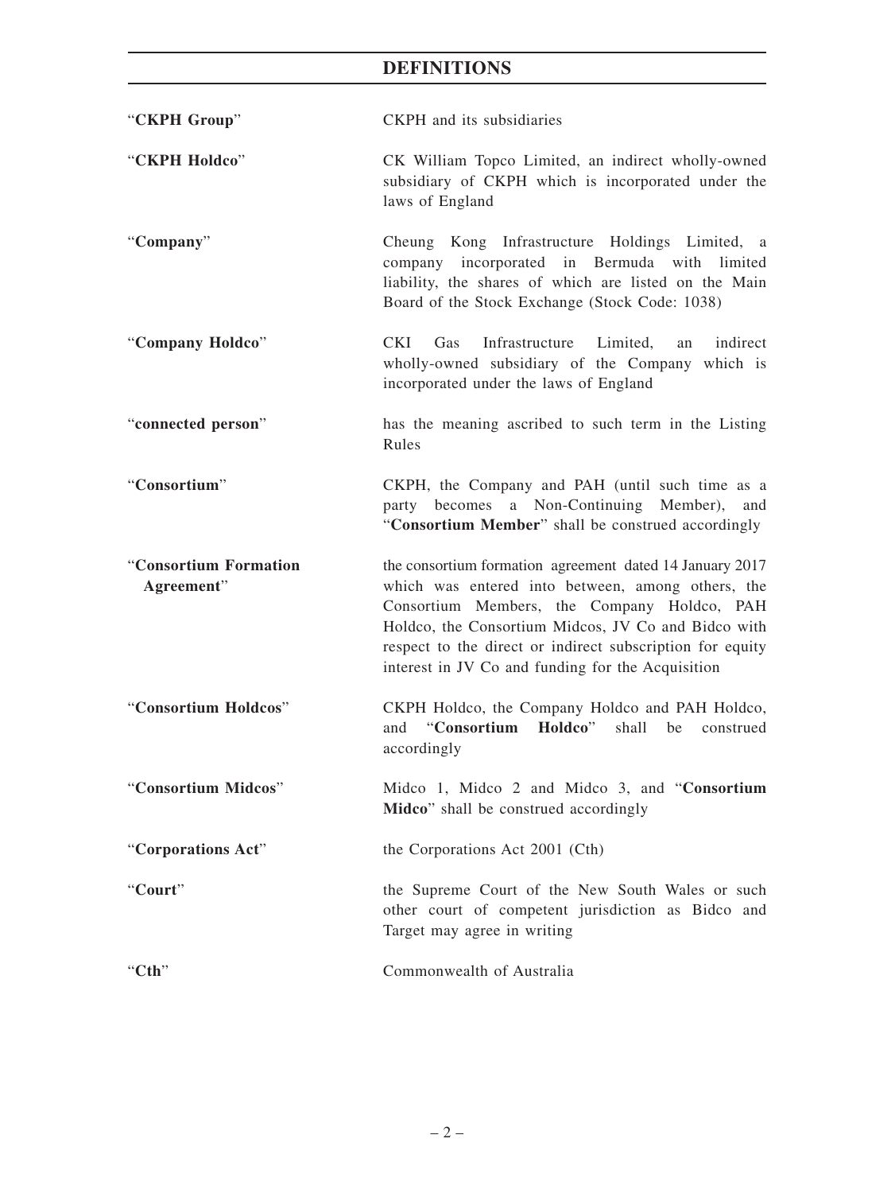# DEFINITIONS

| | |
|---|---|
| "**CKPH Group**" | CKPH and its subsidiaries |
| "**CKPH Holdco**" | CK William Topco Limited, an indirect wholly-owned subsidiary of CKPH which is incorporated under the laws of England |
| "**Company**" | Cheung Kong Infrastructure Holdings Limited, a company incorporated in Bermuda with limited liability, the shares of which are listed on the Main Board of the Stock Exchange (Stock Code: 1038) |
| "**Company Holdco**" | CKI Gas Infrastructure Limited, an indirect wholly-owned subsidiary of the Company which is incorporated under the laws of England |
| "**connected person**" | has the meaning ascribed to such term in the Listing Rules |
| "**Consortium**" | CKPH, the Company and PAH (until such time as a party becomes a Non-Continuing Member), and "**Consortium Member**" shall be construed accordingly |
| "**Consortium Formation Agreement**" | the consortium formation agreement dated 14 January 2017 which was entered into between, among others, the Consortium Members, the Company Holdco, PAH Holdco, the Consortium Midcos, JV Co and Bidco with respect to the direct or indirect subscription for equity interest in JV Co and funding for the Acquisition |
| "**Consortium Holdcos**" | CKPH Holdco, the Company Holdco and PAH Holdco, and "**Consortium Holdco**" shall be construed accordingly |
| "**Consortium Midcos**" | Midco 1, Midco 2 and Midco 3, and "**Consortium Midco**" shall be construed accordingly |
| "**Corporations Act**" | the Corporations Act 2001 (Cth) |
| "**Court**" | the Supreme Court of the New South Wales or such other court of competent jurisdiction as Bidco and Target may agree in writing |
| "**Cth**" | Commonwealth of Australia |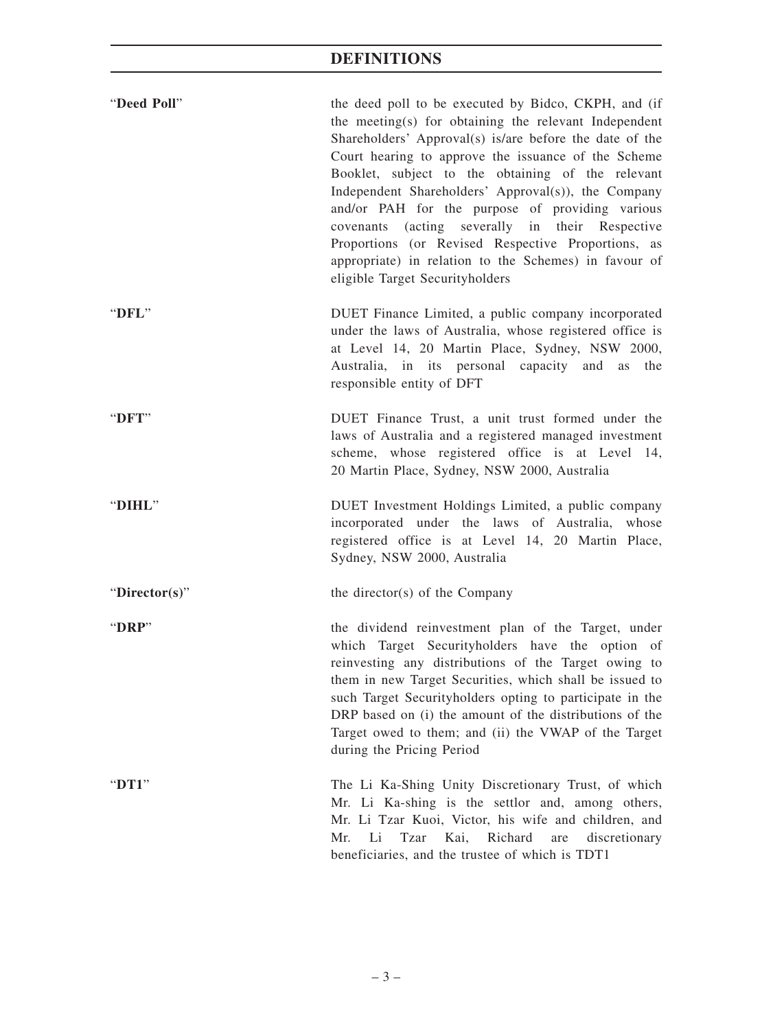## DEFINITIONS

| | |
|---|---|
| "**Deed Poll**" | the deed poll to be executed by Bidco, CKPH, and (if the meeting(s) for obtaining the relevant Independent Shareholders' Approval(s) is/are before the date of the Court hearing to approve the issuance of the Scheme Booklet, subject to the obtaining of the relevant Independent Shareholders' Approval(s)), the Company and/or PAH for the purpose of providing various covenants (acting severally in their Respective Proportions (or Revised Respective Proportions, as appropriate) in relation to the Schemes) in favour of eligible Target Securityholders |
| "**DFL**" | DUET Finance Limited, a public company incorporated under the laws of Australia, whose registered office is at Level 14, 20 Martin Place, Sydney, NSW 2000, Australia, in its personal capacity and as the responsible entity of DFT |
| "**DFT**" | DUET Finance Trust, a unit trust formed under the laws of Australia and a registered managed investment scheme, whose registered office is at Level 14, 20 Martin Place, Sydney, NSW 2000, Australia |
| "**DIHL**" | DUET Investment Holdings Limited, a public company incorporated under the laws of Australia, whose registered office is at Level 14, 20 Martin Place, Sydney, NSW 2000, Australia |
| "**Director(s)**" | the director(s) of the Company |
| "**DRP**" | the dividend reinvestment plan of the Target, under which Target Securityholders have the option of reinvesting any distributions of the Target owing to them in new Target Securities, which shall be issued to such Target Securityholders opting to participate in the DRP based on (i) the amount of the distributions of the Target owed to them; and (ii) the VWAP of the Target during the Pricing Period |
| "**DT1**" | The Li Ka-Shing Unity Discretionary Trust, of which Mr. Li Ka-shing is the settlor and, among others, Mr. Li Tzar Kuoi, Victor, his wife and children, and Mr. Li Tzar Kai, Richard are discretionary beneficiaries, and the trustee of which is TDT1 |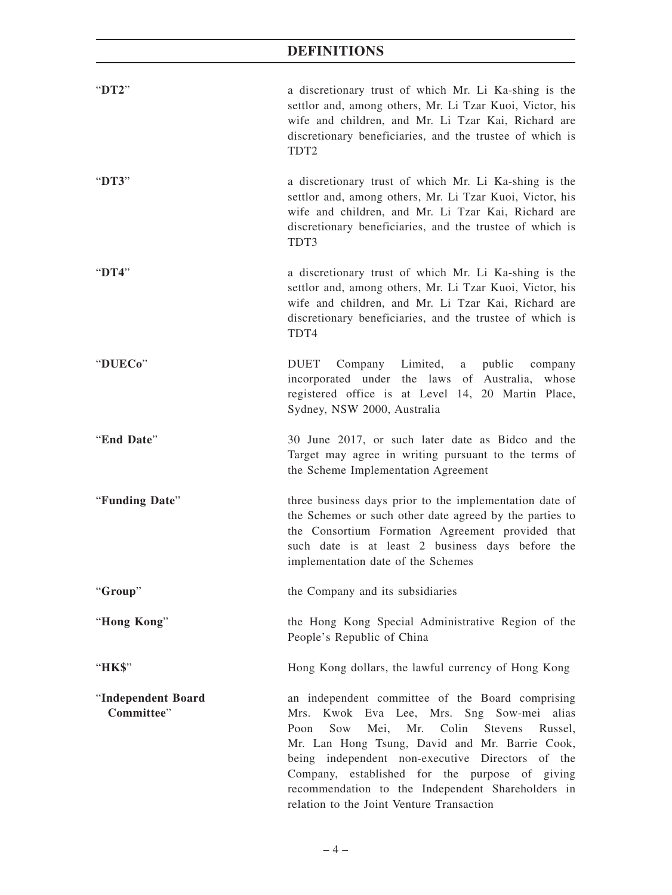# DEFINITIONS

| | |
|---|---|
| "**DT2**" | a discretionary trust of which Mr. Li Ka-shing is the settlor and, among others, Mr. Li Tzar Kuoi, Victor, his wife and children, and Mr. Li Tzar Kai, Richard are discretionary beneficiaries, and the trustee of which is TDT2 |
| "**DT3**" | a discretionary trust of which Mr. Li Ka-shing is the settlor and, among others, Mr. Li Tzar Kuoi, Victor, his wife and children, and Mr. Li Tzar Kai, Richard are discretionary beneficiaries, and the trustee of which is TDT3 |
| "**DT4**" | a discretionary trust of which Mr. Li Ka-shing is the settlor and, among others, Mr. Li Tzar Kuoi, Victor, his wife and children, and Mr. Li Tzar Kai, Richard are discretionary beneficiaries, and the trustee of which is TDT4 |
| "**DUECo**" | DUET Company Limited, a public company incorporated under the laws of Australia, whose registered office is at Level 14, 20 Martin Place, Sydney, NSW 2000, Australia |
| "**End Date**" | 30 June 2017, or such later date as Bidco and the Target may agree in writing pursuant to the terms of the Scheme Implementation Agreement |
| "**Funding Date**" | three business days prior to the implementation date of the Schemes or such other date agreed by the parties to the Consortium Formation Agreement provided that such date is at least 2 business days before the implementation date of the Schemes |
| "**Group**" | the Company and its subsidiaries |
| "**Hong Kong**" | the Hong Kong Special Administrative Region of the People's Republic of China |
| "**HK$**" | Hong Kong dollars, the lawful currency of Hong Kong |
| "**Independent Board Committee**" | an independent committee of the Board comprising Mrs. Kwok Eva Lee, Mrs. Sng Sow-mei alias Poon Sow Mei, Mr. Colin Stevens Russel, Mr. Lan Hong Tsung, David and Mr. Barrie Cook, being independent non-executive Directors of the Company, established for the purpose of giving recommendation to the Independent Shareholders in relation to the Joint Venture Transaction |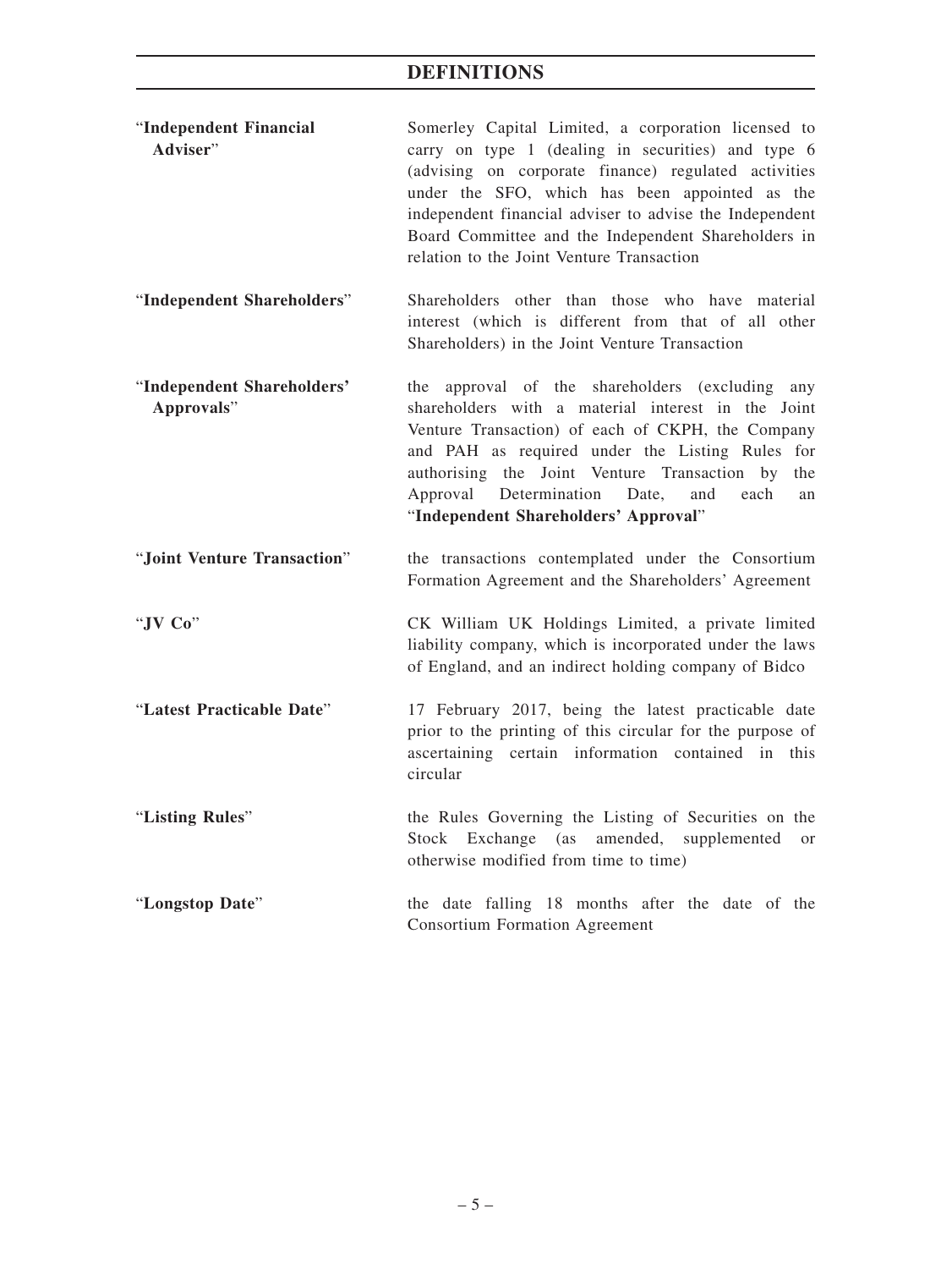# DEFINITIONS

| | |
|---|---|
| "**Independent Financial Adviser**" | Somerley Capital Limited, a corporation licensed to carry on type 1 (dealing in securities) and type 6 (advising on corporate finance) regulated activities under the SFO, which has been appointed as the independent financial adviser to advise the Independent Board Committee and the Independent Shareholders in relation to the Joint Venture Transaction |
| "**Independent Shareholders**" | Shareholders other than those who have material interest (which is different from that of all other Shareholders) in the Joint Venture Transaction |
| "**Independent Shareholders' Approvals**" | the approval of the shareholders (excluding any shareholders with a material interest in the Joint Venture Transaction) of each of CKPH, the Company and PAH as required under the Listing Rules for authorising the Joint Venture Transaction by the Approval Determination Date, and each an "**Independent Shareholders' Approval**" |
| "**Joint Venture Transaction**" | the transactions contemplated under the Consortium Formation Agreement and the Shareholders' Agreement |
| "**JV Co**" | CK William UK Holdings Limited, a private limited liability company, which is incorporated under the laws of England, and an indirect holding company of Bidco |
| "**Latest Practicable Date**" | 17 February 2017, being the latest practicable date prior to the printing of this circular for the purpose of ascertaining certain information contained in this circular |
| "**Listing Rules**" | the Rules Governing the Listing of Securities on the Stock Exchange (as amended, supplemented or otherwise modified from time to time) |
| "**Longstop Date**" | the date falling 18 months after the date of the Consortium Formation Agreement |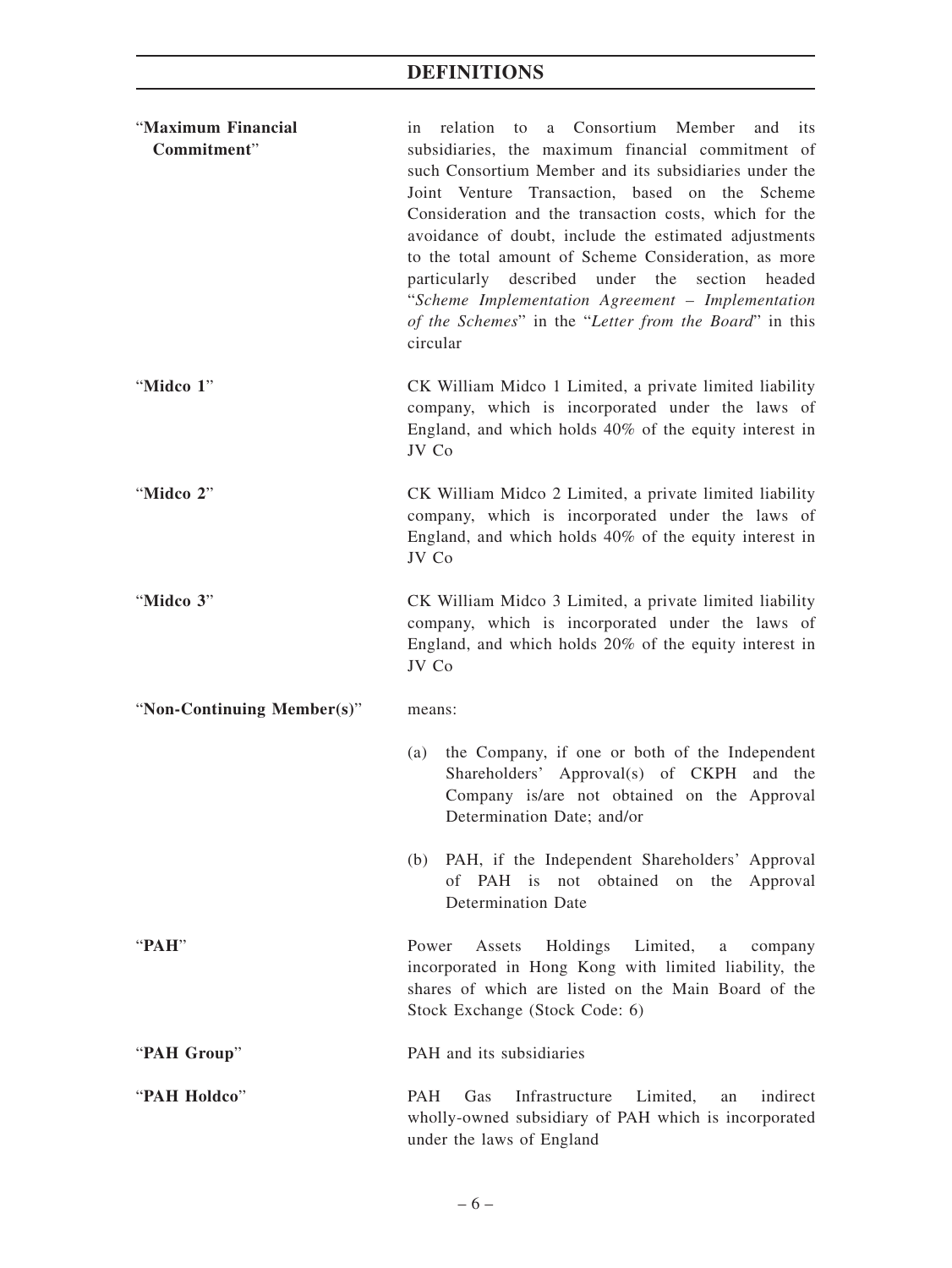# DEFINITIONS

| | |
|---|---|
| "**Maximum Financial Commitment**" | in relation to a Consortium Member and its subsidiaries, the maximum financial commitment of such Consortium Member and its subsidiaries under the Joint Venture Transaction, based on the Scheme Consideration and the transaction costs, which for the avoidance of doubt, include the estimated adjustments to the total amount of Scheme Consideration, as more particularly described under the section headed "*Scheme Implementation Agreement – Implementation of the Schemes*" in the "*Letter from the Board*" in this circular |
| "**Midco 1**" | CK William Midco 1 Limited, a private limited liability company, which is incorporated under the laws of England, and which holds 40% of the equity interest in JV Co |
| "**Midco 2**" | CK William Midco 2 Limited, a private limited liability company, which is incorporated under the laws of England, and which holds 40% of the equity interest in JV Co |
| "**Midco 3**" | CK William Midco 3 Limited, a private limited liability company, which is incorporated under the laws of England, and which holds 20% of the equity interest in JV Co |
| "**Non-Continuing Member(s)**" | means:<br><br>(a) the Company, if one or both of the Independent Shareholders' Approval(s) of CKPH and the Company is/are not obtained on the Approval Determination Date; and/or<br><br>(b) PAH, if the Independent Shareholders' Approval of PAH is not obtained on the Approval Determination Date |
| "**PAH**" | Power Assets Holdings Limited, a company incorporated in Hong Kong with limited liability, the shares of which are listed on the Main Board of the Stock Exchange (Stock Code: 6) |
| "**PAH Group**" | PAH and its subsidiaries |
| "**PAH Holdco**" | PAH Gas Infrastructure Limited, an indirect wholly-owned subsidiary of PAH which is incorporated under the laws of England |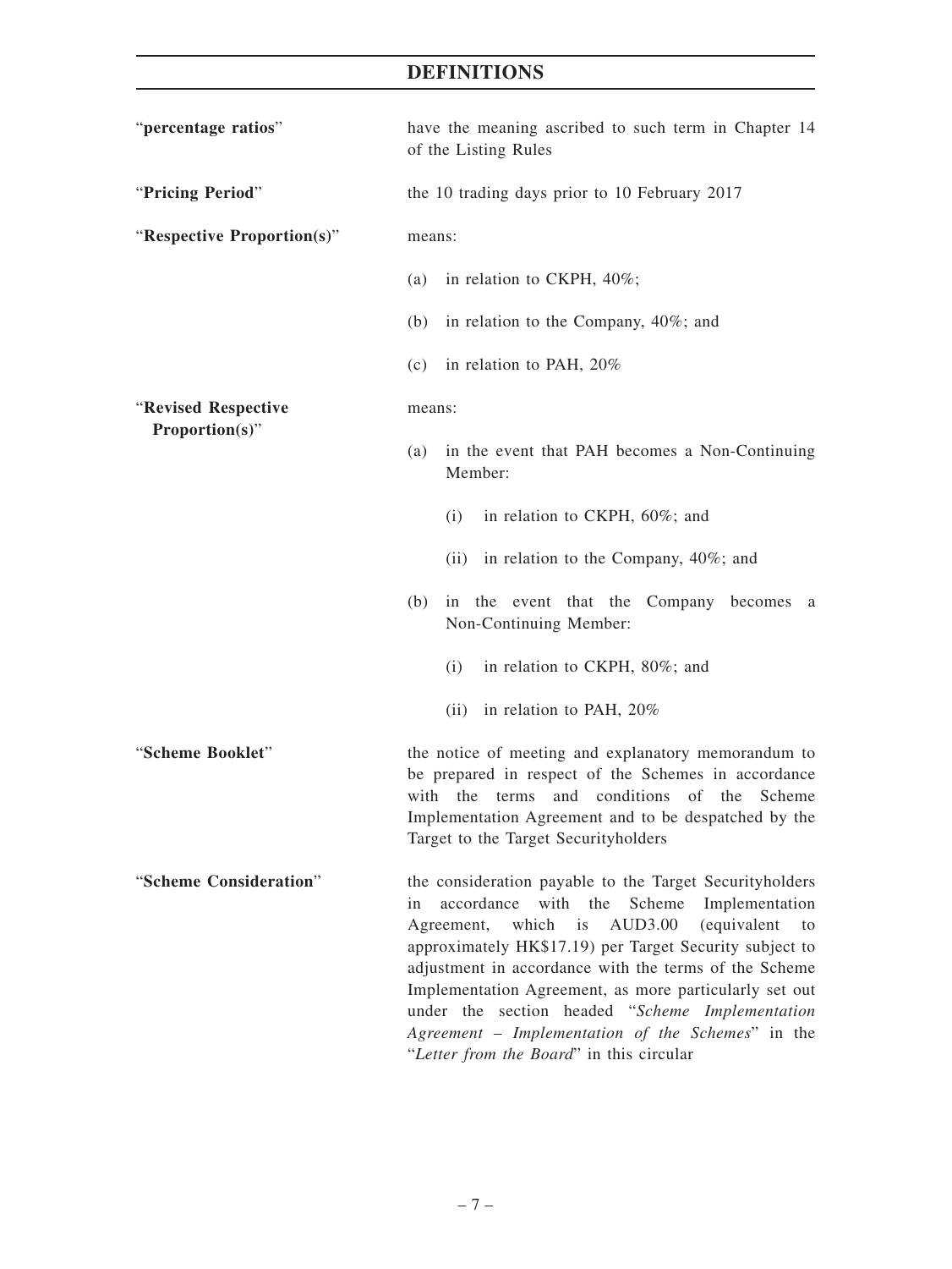## DEFINITIONS

| | |
|---|---|
| "**percentage ratios**" | have the meaning ascribed to such term in Chapter 14 of the Listing Rules |
| "**Pricing Period**" | the 10 trading days prior to 10 February 2017 |
| "**Respective Proportion(s)**" | means:<br><br>(a) in relation to CKPH, 40%;<br><br>(b) in relation to the Company, 40%; and<br><br>(c) in relation to PAH, 20% |
| "**Revised Respective Proportion(s)**" | means:<br><br>(a) in the event that PAH becomes a Non-Continuing Member:<br><br>(i) in relation to CKPH, 60%; and<br><br>(ii) in relation to the Company, 40%; and<br><br>(b) in the event that the Company becomes a Non-Continuing Member:<br><br>(i) in relation to CKPH, 80%; and<br><br>(ii) in relation to PAH, 20% |
| "**Scheme Booklet**" | the notice of meeting and explanatory memorandum to be prepared in respect of the Schemes in accordance with the terms and conditions of the Scheme Implementation Agreement and to be despatched by the Target to the Target Securityholders |
| "**Scheme Consideration**" | the consideration payable to the Target Securityholders in accordance with the Scheme Implementation Agreement, which is AUD3.00 (equivalent to approximately HK$17.19) per Target Security subject to adjustment in accordance with the terms of the Scheme Implementation Agreement, as more particularly set out under the section headed "*Scheme Implementation Agreement – Implementation of the Schemes*" in the "*Letter from the Board*" in this circular |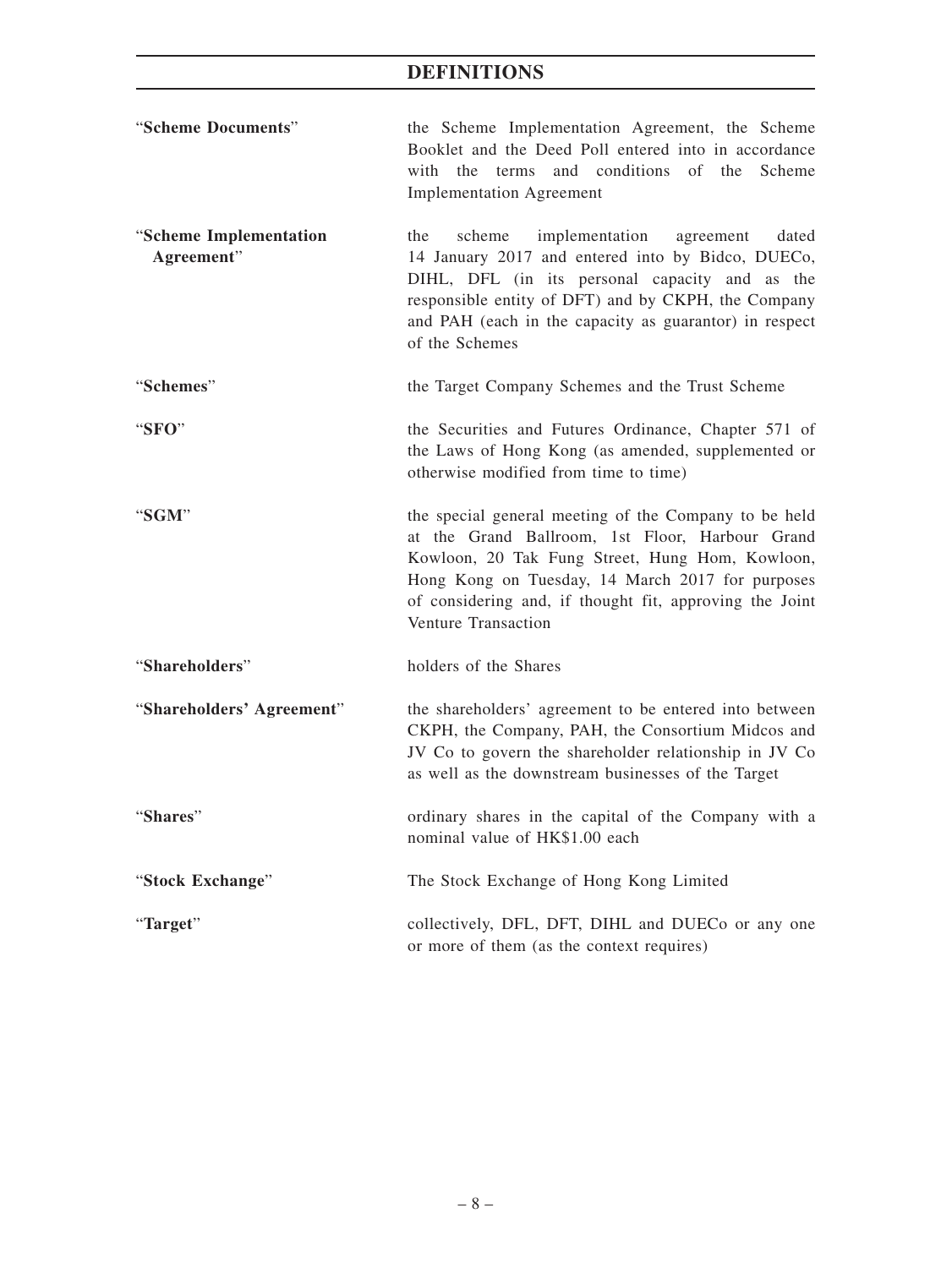## DEFINITIONS

| | |
|---|---|
| "**Scheme Documents**" | the Scheme Implementation Agreement, the Scheme Booklet and the Deed Poll entered into in accordance with the terms and conditions of the Scheme Implementation Agreement |
| "**Scheme Implementation Agreement**" | the scheme implementation agreement dated 14 January 2017 and entered into by Bidco, DUECo, DIHL, DFL (in its personal capacity and as the responsible entity of DFT) and by CKPH, the Company and PAH (each in the capacity as guarantor) in respect of the Schemes |
| "**Schemes**" | the Target Company Schemes and the Trust Scheme |
| "**SFO**" | the Securities and Futures Ordinance, Chapter 571 of the Laws of Hong Kong (as amended, supplemented or otherwise modified from time to time) |
| "**SGM**" | the special general meeting of the Company to be held at the Grand Ballroom, 1st Floor, Harbour Grand Kowloon, 20 Tak Fung Street, Hung Hom, Kowloon, Hong Kong on Tuesday, 14 March 2017 for purposes of considering and, if thought fit, approving the Joint Venture Transaction |
| "**Shareholders**" | holders of the Shares |
| "**Shareholders' Agreement**" | the shareholders' agreement to be entered into between CKPH, the Company, PAH, the Consortium Midcos and JV Co to govern the shareholder relationship in JV Co as well as the downstream businesses of the Target |
| "**Shares**" | ordinary shares in the capital of the Company with a nominal value of HK$1.00 each |
| "**Stock Exchange**" | The Stock Exchange of Hong Kong Limited |
| "**Target**" | collectively, DFL, DFT, DIHL and DUECo or any one or more of them (as the context requires) |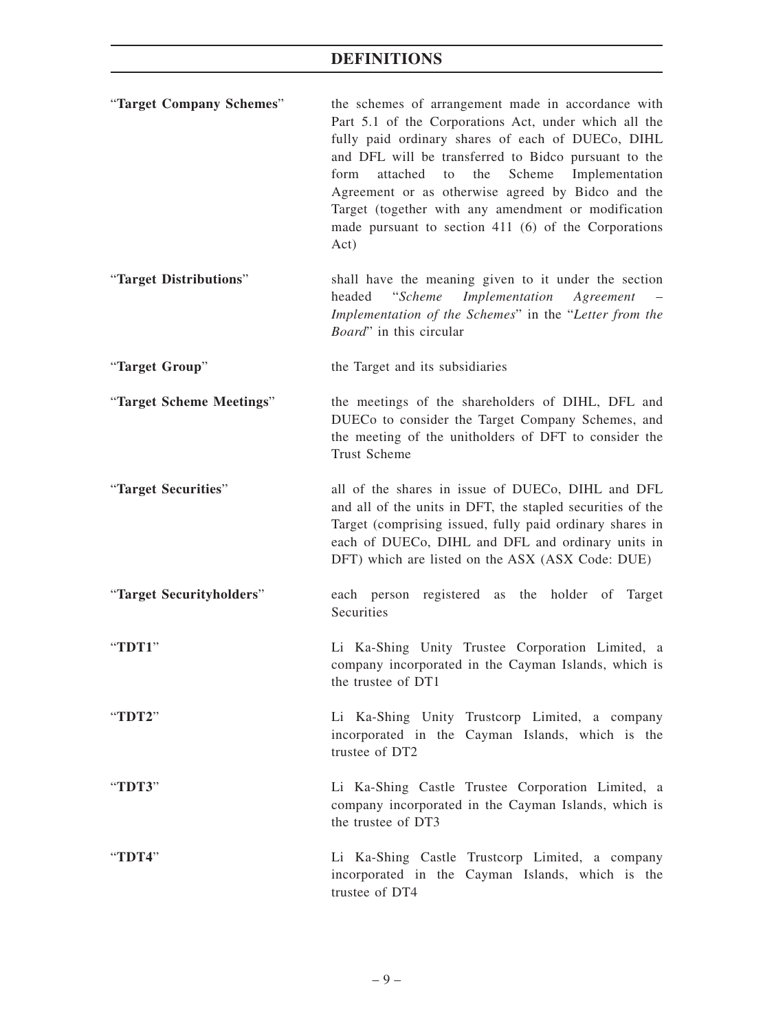## DEFINITIONS

| | |
|---|---|
| "**Target Company Schemes**" | the schemes of arrangement made in accordance with Part 5.1 of the Corporations Act, under which all the fully paid ordinary shares of each of DUECo, DIHL and DFL will be transferred to Bidco pursuant to the form attached to the Scheme Implementation Agreement or as otherwise agreed by Bidco and the Target (together with any amendment or modification made pursuant to section 411 (6) of the Corporations Act) |
| "**Target Distributions**" | shall have the meaning given to it under the section headed "*Scheme Implementation Agreement – Implementation of the Schemes*" in the "*Letter from the Board*" in this circular |
| "**Target Group**" | the Target and its subsidiaries |
| "**Target Scheme Meetings**" | the meetings of the shareholders of DIHL, DFL and DUECo to consider the Target Company Schemes, and the meeting of the unitholders of DFT to consider the Trust Scheme |
| "**Target Securities**" | all of the shares in issue of DUECo, DIHL and DFL and all of the units in DFT, the stapled securities of the Target (comprising issued, fully paid ordinary shares in each of DUECo, DIHL and DFL and ordinary units in DFT) which are listed on the ASX (ASX Code: DUE) |
| "**Target Securityholders**" | each person registered as the holder of Target Securities |
| "**TDT1**" | Li Ka-Shing Unity Trustee Corporation Limited, a company incorporated in the Cayman Islands, which is the trustee of DT1 |
| "**TDT2**" | Li Ka-Shing Unity Trustcorp Limited, a company incorporated in the Cayman Islands, which is the trustee of DT2 |
| "**TDT3**" | Li Ka-Shing Castle Trustee Corporation Limited, a company incorporated in the Cayman Islands, which is the trustee of DT3 |
| "**TDT4**" | Li Ka-Shing Castle Trustcorp Limited, a company incorporated in the Cayman Islands, which is the trustee of DT4 |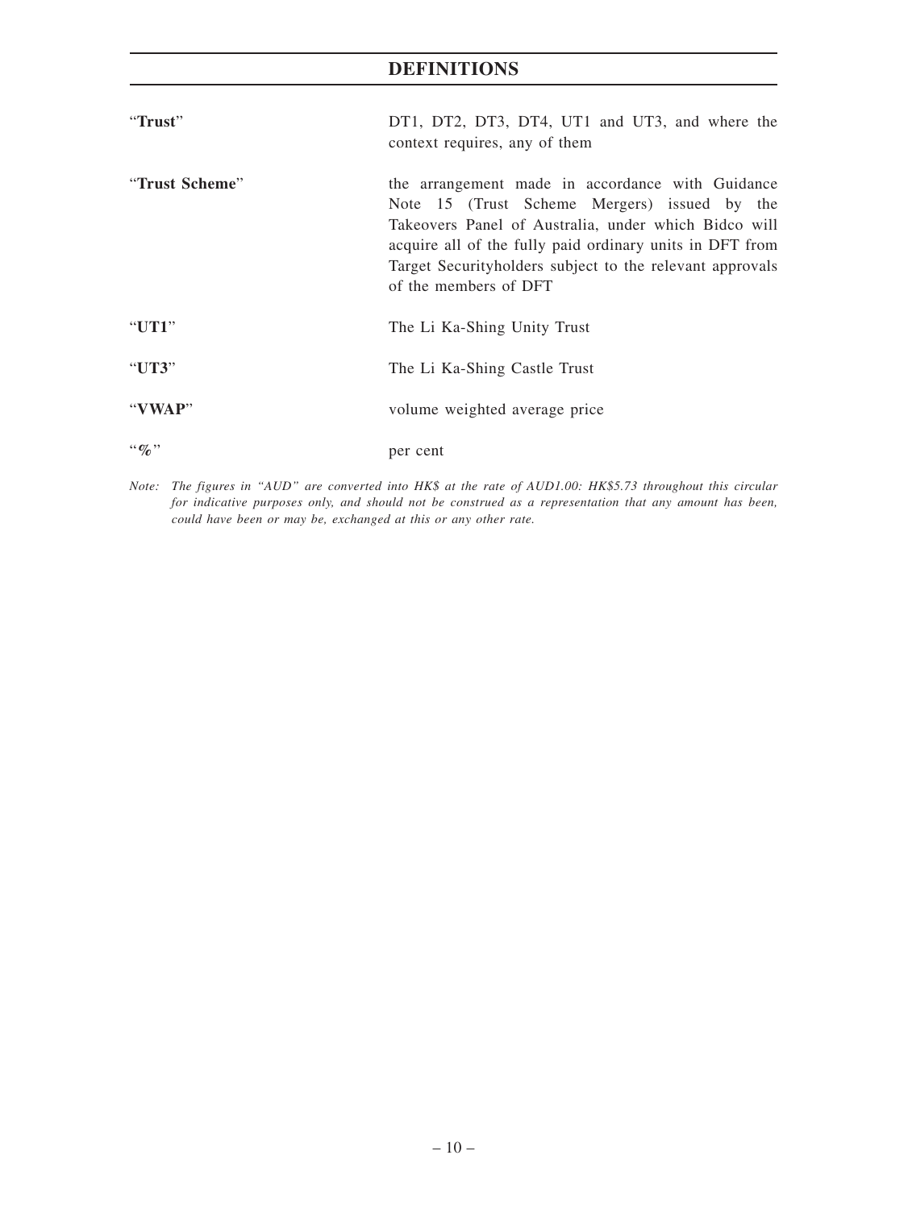# DEFINITIONS

| | |
|---|---|
| "**Trust**" | DT1, DT2, DT3, DT4, UT1 and UT3, and where the context requires, any of them |
| "**Trust Scheme**" | the arrangement made in accordance with Guidance Note 15 (Trust Scheme Mergers) issued by the Takeovers Panel of Australia, under which Bidco will acquire all of the fully paid ordinary units in DFT from Target Securityholders subject to the relevant approvals of the members of DFT |
| "**UT1**" | The Li Ka-Shing Unity Trust |
| "**UT3**" | The Li Ka-Shing Castle Trust |
| "**VWAP**" | volume weighted average price |
| "**%**" | per cent |

*Note: The figures in "AUD" are converted into HK$ at the rate of AUD1.00: HK$5.73 throughout this circular for indicative purposes only, and should not be construed as a representation that any amount has been, could have been or may be, exchanged at this or any other rate.*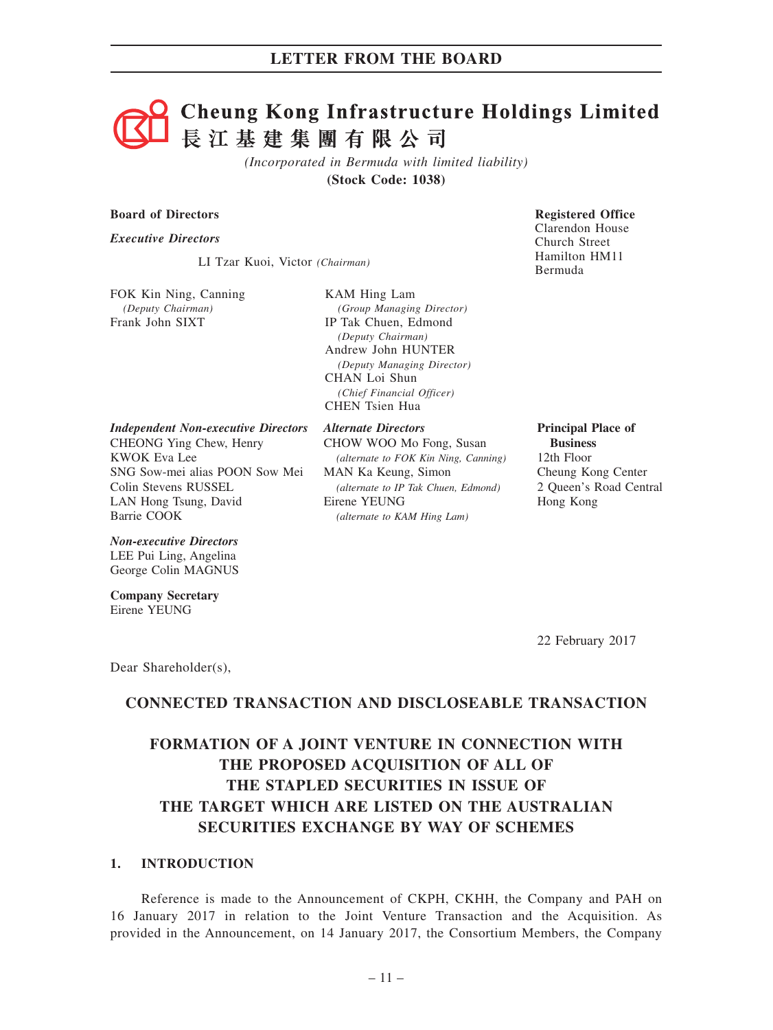# Cheung Kong Infrastructure Holdings Limited
# 長江基建集團有限公司

*(Incorporated in Bermuda with limited liability)*

**(Stock Code: 1038)**

**Board of Directors**

***Executive Directors***

LI Tzar Kuoi, Victor *(Chairman)*

FOK Kin Ning, Canning
*(Deputy Chairman)*
Frank John SIXT

KAM Hing Lam
*(Group Managing Director)*
IP Tak Chuen, Edmond
*(Deputy Chairman)*
Andrew John HUNTER
*(Deputy Managing Director)*
CHAN Loi Shun
*(Chief Financial Officer)*
CHEN Tsien Hua

***Independent Non-executive Directors***
CHEONG Ying Chew, Henry
KWOK Eva Lee
SNG Sow-mei alias POON Sow Mei
Colin Stevens RUSSEL
LAN Hong Tsung, David
Barrie COOK

***Alternate Directors***
CHOW WOO Mo Fong, Susan
*(alternate to FOK Kin Ning, Canning)*
MAN Ka Keung, Simon
*(alternate to IP Tak Chuen, Edmond)*
Eirene YEUNG
*(alternate to KAM Hing Lam)*

***Non-executive Directors***
LEE Pui Ling, Angelina
George Colin MAGNUS

**Company Secretary**
Eirene YEUNG

**Registered Office**
Clarendon House
Church Street
Hamilton HM11
Bermuda

**Principal Place of Business**
12th Floor
Cheung Kong Center
2 Queen's Road Central
Hong Kong

22 February 2017

Dear Shareholder(s),

## CONNECTED TRANSACTION AND DISCLOSEABLE TRANSACTION

## FORMATION OF A JOINT VENTURE IN CONNECTION WITH THE PROPOSED ACQUISITION OF ALL OF THE STAPLED SECURITIES IN ISSUE OF THE TARGET WHICH ARE LISTED ON THE AUSTRALIAN SECURITIES EXCHANGE BY WAY OF SCHEMES

### 1. INTRODUCTION

Reference is made to the Announcement of CKPH, CKHH, the Company and PAH on 16 January 2017 in relation to the Joint Venture Transaction and the Acquisition. As provided in the Announcement, on 14 January 2017, the Consortium Members, the Company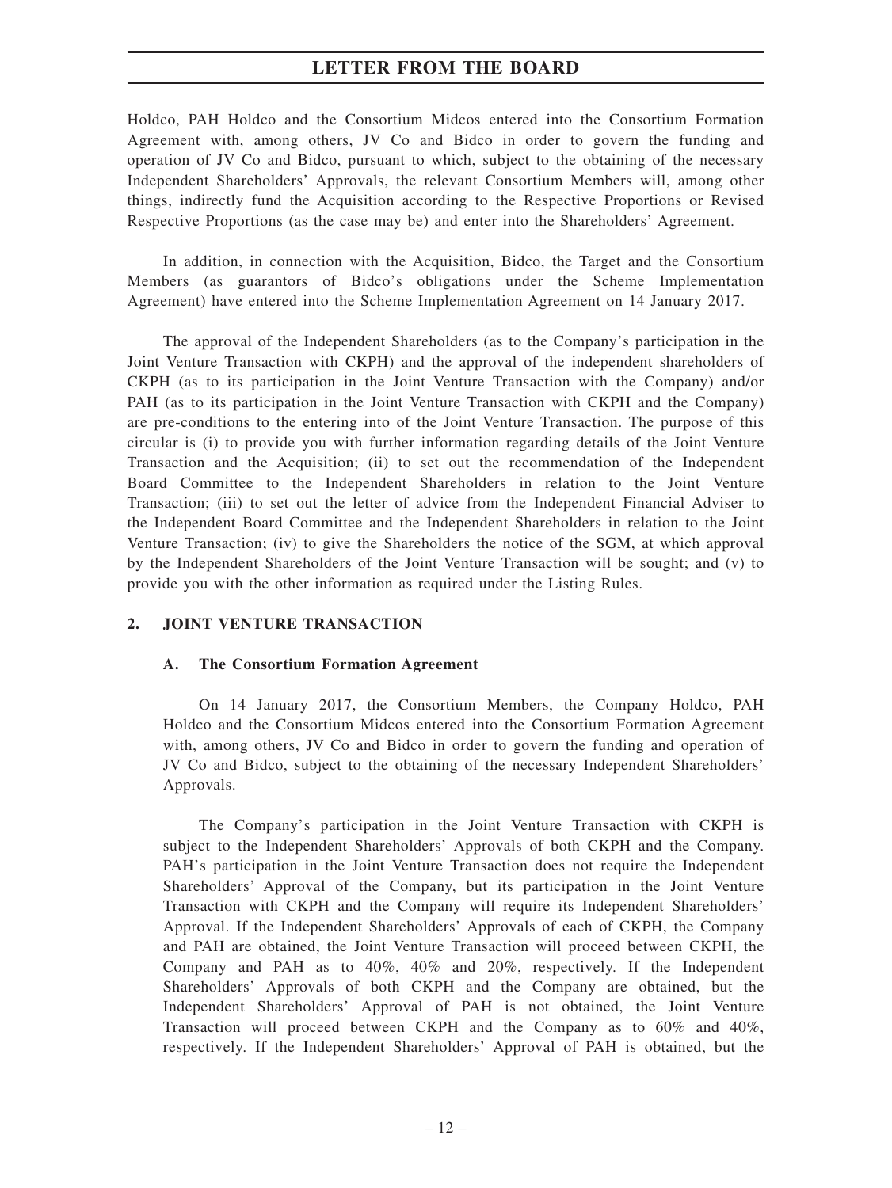Holdco, PAH Holdco and the Consortium Midcos entered into the Consortium Formation Agreement with, among others, JV Co and Bidco in order to govern the funding and operation of JV Co and Bidco, pursuant to which, subject to the obtaining of the necessary Independent Shareholders' Approvals, the relevant Consortium Members will, among other things, indirectly fund the Acquisition according to the Respective Proportions or Revised Respective Proportions (as the case may be) and enter into the Shareholders' Agreement.

In addition, in connection with the Acquisition, Bidco, the Target and the Consortium Members (as guarantors of Bidco's obligations under the Scheme Implementation Agreement) have entered into the Scheme Implementation Agreement on 14 January 2017.

The approval of the Independent Shareholders (as to the Company's participation in the Joint Venture Transaction with CKPH) and the approval of the independent shareholders of CKPH (as to its participation in the Joint Venture Transaction with the Company) and/or PAH (as to its participation in the Joint Venture Transaction with CKPH and the Company) are pre-conditions to the entering into of the Joint Venture Transaction. The purpose of this circular is (i) to provide you with further information regarding details of the Joint Venture Transaction and the Acquisition; (ii) to set out the recommendation of the Independent Board Committee to the Independent Shareholders in relation to the Joint Venture Transaction; (iii) to set out the letter of advice from the Independent Financial Adviser to the Independent Board Committee and the Independent Shareholders in relation to the Joint Venture Transaction; (iv) to give the Shareholders the notice of the SGM, at which approval by the Independent Shareholders of the Joint Venture Transaction will be sought; and (v) to provide you with the other information as required under the Listing Rules.

## 2. JOINT VENTURE TRANSACTION

### A. The Consortium Formation Agreement

On 14 January 2017, the Consortium Members, the Company Holdco, PAH Holdco and the Consortium Midcos entered into the Consortium Formation Agreement with, among others, JV Co and Bidco in order to govern the funding and operation of JV Co and Bidco, subject to the obtaining of the necessary Independent Shareholders' Approvals.

The Company's participation in the Joint Venture Transaction with CKPH is subject to the Independent Shareholders' Approvals of both CKPH and the Company. PAH's participation in the Joint Venture Transaction does not require the Independent Shareholders' Approval of the Company, but its participation in the Joint Venture Transaction with CKPH and the Company will require its Independent Shareholders' Approval. If the Independent Shareholders' Approvals of each of CKPH, the Company and PAH are obtained, the Joint Venture Transaction will proceed between CKPH, the Company and PAH as to 40%, 40% and 20%, respectively. If the Independent Shareholders' Approvals of both CKPH and the Company are obtained, but the Independent Shareholders' Approval of PAH is not obtained, the Joint Venture Transaction will proceed between CKPH and the Company as to 60% and 40%, respectively. If the Independent Shareholders' Approval of PAH is obtained, but the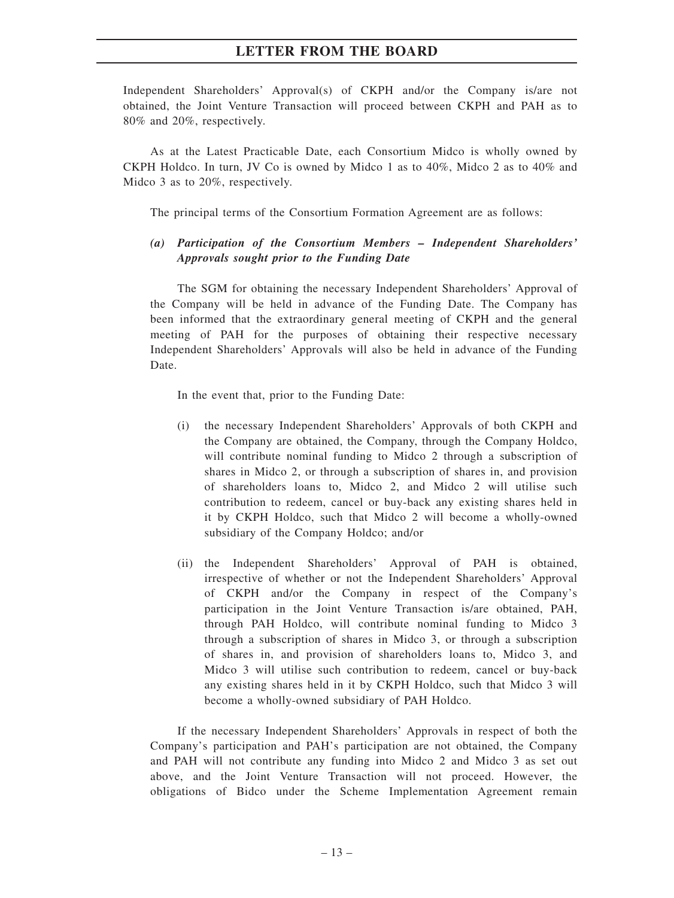Independent Shareholders' Approval(s) of CKPH and/or the Company is/are not obtained, the Joint Venture Transaction will proceed between CKPH and PAH as to 80% and 20%, respectively.

As at the Latest Practicable Date, each Consortium Midco is wholly owned by CKPH Holdco. In turn, JV Co is owned by Midco 1 as to 40%, Midco 2 as to 40% and Midco 3 as to 20%, respectively.

The principal terms of the Consortium Formation Agreement are as follows:

*(a) **Participation of the Consortium Members – Independent Shareholders' Approvals sought prior to the Funding Date***

The SGM for obtaining the necessary Independent Shareholders' Approval of the Company will be held in advance of the Funding Date. The Company has been informed that the extraordinary general meeting of CKPH and the general meeting of PAH for the purposes of obtaining their respective necessary Independent Shareholders' Approvals will also be held in advance of the Funding Date.

In the event that, prior to the Funding Date:

(i) the necessary Independent Shareholders' Approvals of both CKPH and the Company are obtained, the Company, through the Company Holdco, will contribute nominal funding to Midco 2 through a subscription of shares in Midco 2, or through a subscription of shares in, and provision of shareholders loans to, Midco 2, and Midco 2 will utilise such contribution to redeem, cancel or buy-back any existing shares held in it by CKPH Holdco, such that Midco 2 will become a wholly-owned subsidiary of the Company Holdco; and/or

(ii) the Independent Shareholders' Approval of PAH is obtained, irrespective of whether or not the Independent Shareholders' Approval of CKPH and/or the Company in respect of the Company's participation in the Joint Venture Transaction is/are obtained, PAH, through PAH Holdco, will contribute nominal funding to Midco 3 through a subscription of shares in Midco 3, or through a subscription of shares in, and provision of shareholders loans to, Midco 3, and Midco 3 will utilise such contribution to redeem, cancel or buy-back any existing shares held in it by CKPH Holdco, such that Midco 3 will become a wholly-owned subsidiary of PAH Holdco.

If the necessary Independent Shareholders' Approvals in respect of both the Company's participation and PAH's participation are not obtained, the Company and PAH will not contribute any funding into Midco 2 and Midco 3 as set out above, and the Joint Venture Transaction will not proceed. However, the obligations of Bidco under the Scheme Implementation Agreement remain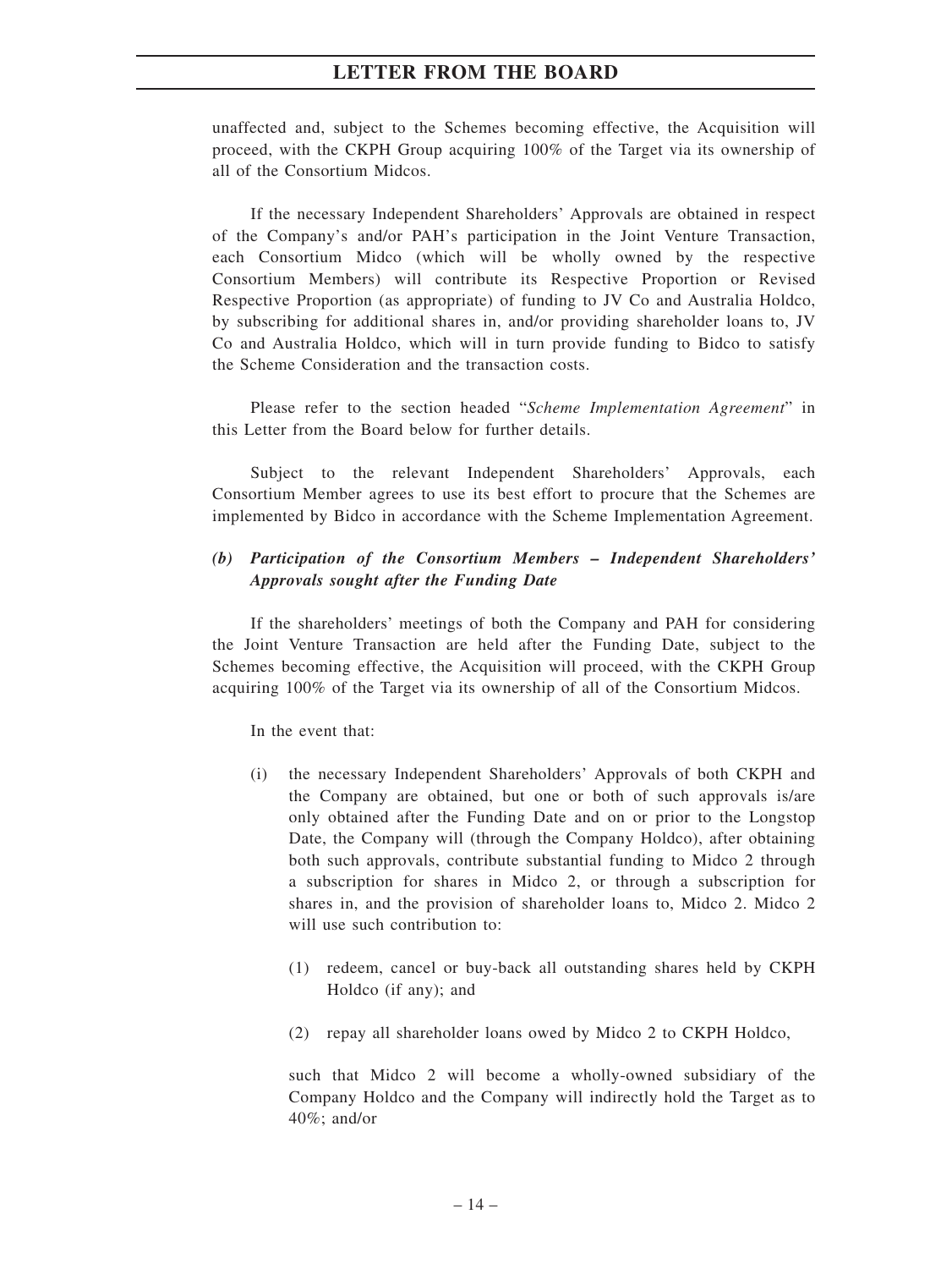unaffected and, subject to the Schemes becoming effective, the Acquisition will proceed, with the CKPH Group acquiring 100% of the Target via its ownership of all of the Consortium Midcos.

If the necessary Independent Shareholders' Approvals are obtained in respect of the Company's and/or PAH's participation in the Joint Venture Transaction, each Consortium Midco (which will be wholly owned by the respective Consortium Members) will contribute its Respective Proportion or Revised Respective Proportion (as appropriate) of funding to JV Co and Australia Holdco, by subscribing for additional shares in, and/or providing shareholder loans to, JV Co and Australia Holdco, which will in turn provide funding to Bidco to satisfy the Scheme Consideration and the transaction costs.

Please refer to the section headed "*Scheme Implementation Agreement*" in this Letter from the Board below for further details.

Subject to the relevant Independent Shareholders' Approvals, each Consortium Member agrees to use its best effort to procure that the Schemes are implemented by Bidco in accordance with the Scheme Implementation Agreement.

***(b) Participation of the Consortium Members – Independent Shareholders' Approvals sought after the Funding Date***

If the shareholders' meetings of both the Company and PAH for considering the Joint Venture Transaction are held after the Funding Date, subject to the Schemes becoming effective, the Acquisition will proceed, with the CKPH Group acquiring 100% of the Target via its ownership of all of the Consortium Midcos.

In the event that:

(i) the necessary Independent Shareholders' Approvals of both CKPH and the Company are obtained, but one or both of such approvals is/are only obtained after the Funding Date and on or prior to the Longstop Date, the Company will (through the Company Holdco), after obtaining both such approvals, contribute substantial funding to Midco 2 through a subscription for shares in Midco 2, or through a subscription for shares in, and the provision of shareholder loans to, Midco 2. Midco 2 will use such contribution to:

   (1) redeem, cancel or buy-back all outstanding shares held by CKPH Holdco (if any); and

   (2) repay all shareholder loans owed by Midco 2 to CKPH Holdco,

   such that Midco 2 will become a wholly-owned subsidiary of the Company Holdco and the Company will indirectly hold the Target as to 40%; and/or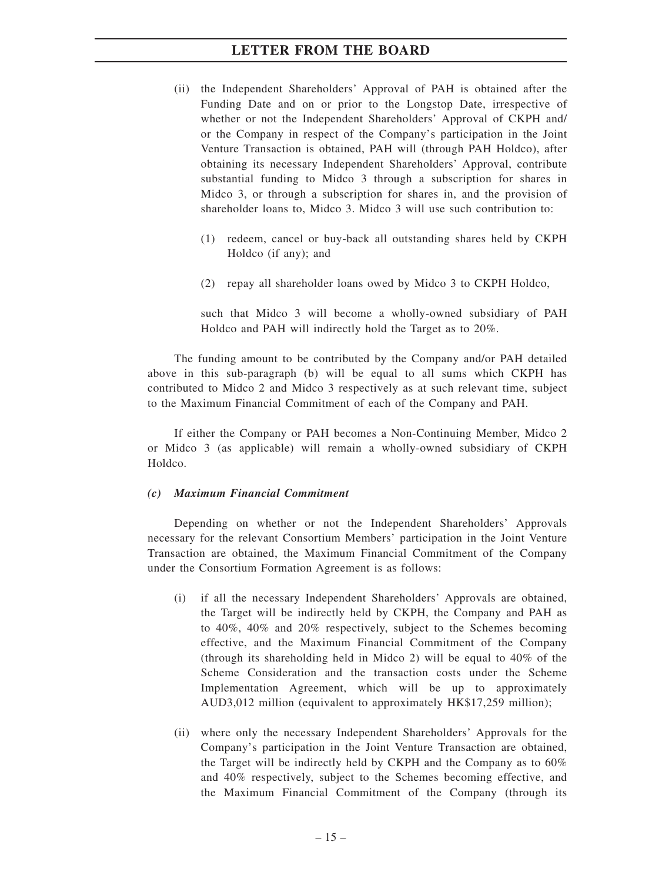(ii) the Independent Shareholders' Approval of PAH is obtained after the Funding Date and on or prior to the Longstop Date, irrespective of whether or not the Independent Shareholders' Approval of CKPH and/ or the Company in respect of the Company's participation in the Joint Venture Transaction is obtained, PAH will (through PAH Holdco), after obtaining its necessary Independent Shareholders' Approval, contribute substantial funding to Midco 3 through a subscription for shares in Midco 3, or through a subscription for shares in, and the provision of shareholder loans to, Midco 3. Midco 3 will use such contribution to:

(1) redeem, cancel or buy-back all outstanding shares held by CKPH Holdco (if any); and

(2) repay all shareholder loans owed by Midco 3 to CKPH Holdco,

such that Midco 3 will become a wholly-owned subsidiary of PAH Holdco and PAH will indirectly hold the Target as to 20%.

The funding amount to be contributed by the Company and/or PAH detailed above in this sub-paragraph (b) will be equal to all sums which CKPH has contributed to Midco 2 and Midco 3 respectively as at such relevant time, subject to the Maximum Financial Commitment of each of the Company and PAH.

If either the Company or PAH becomes a Non-Continuing Member, Midco 2 or Midco 3 (as applicable) will remain a wholly-owned subsidiary of CKPH Holdco.

### *(c) Maximum Financial Commitment*

Depending on whether or not the Independent Shareholders' Approvals necessary for the relevant Consortium Members' participation in the Joint Venture Transaction are obtained, the Maximum Financial Commitment of the Company under the Consortium Formation Agreement is as follows:

(i) if all the necessary Independent Shareholders' Approvals are obtained, the Target will be indirectly held by CKPH, the Company and PAH as to 40%, 40% and 20% respectively, subject to the Schemes becoming effective, and the Maximum Financial Commitment of the Company (through its shareholding held in Midco 2) will be equal to 40% of the Scheme Consideration and the transaction costs under the Scheme Implementation Agreement, which will be up to approximately AUD3,012 million (equivalent to approximately HK$17,259 million);

(ii) where only the necessary Independent Shareholders' Approvals for the Company's participation in the Joint Venture Transaction are obtained, the Target will be indirectly held by CKPH and the Company as to 60% and 40% respectively, subject to the Schemes becoming effective, and the Maximum Financial Commitment of the Company (through its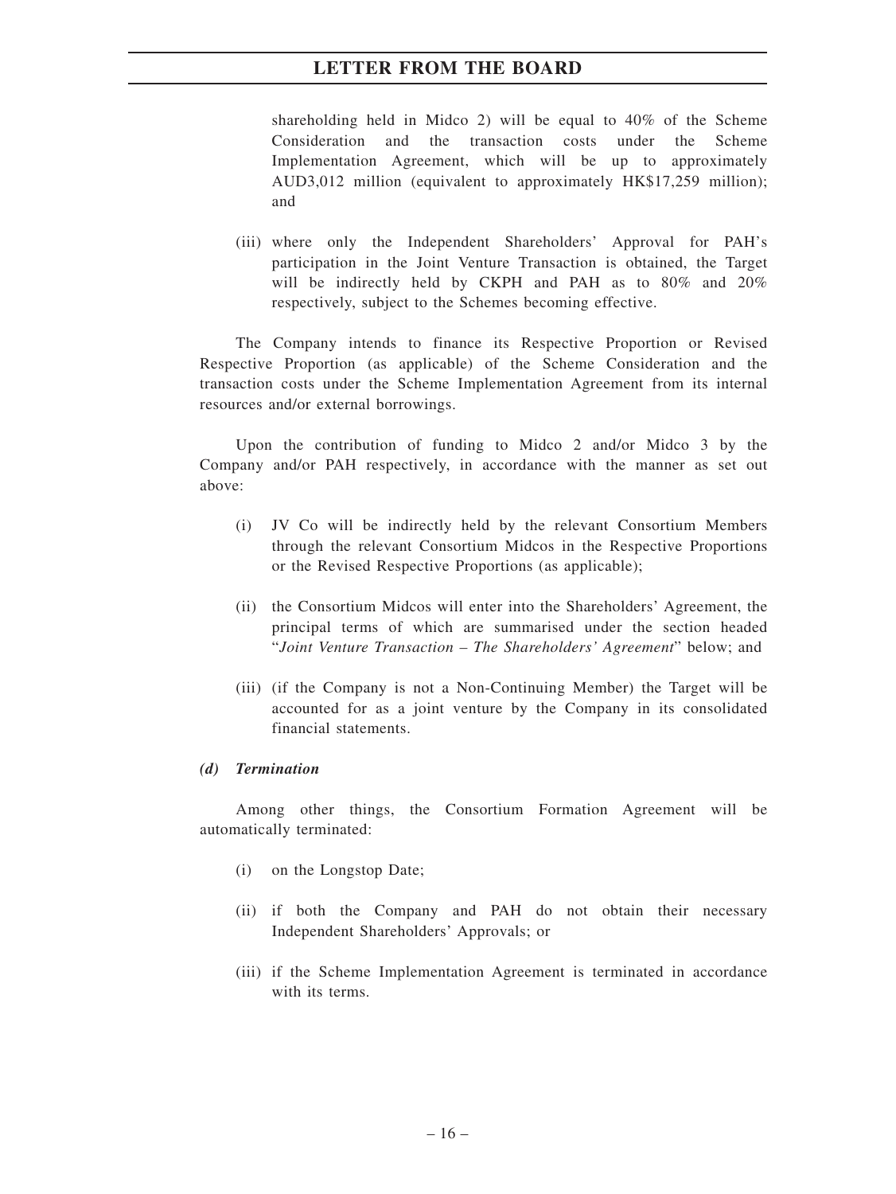shareholding held in Midco 2) will be equal to 40% of the Scheme Consideration and the transaction costs under the Scheme Implementation Agreement, which will be up to approximately AUD3,012 million (equivalent to approximately HK$17,259 million); and

(iii) where only the Independent Shareholders' Approval for PAH's participation in the Joint Venture Transaction is obtained, the Target will be indirectly held by CKPH and PAH as to 80% and 20% respectively, subject to the Schemes becoming effective.

The Company intends to finance its Respective Proportion or Revised Respective Proportion (as applicable) of the Scheme Consideration and the transaction costs under the Scheme Implementation Agreement from its internal resources and/or external borrowings.

Upon the contribution of funding to Midco 2 and/or Midco 3 by the Company and/or PAH respectively, in accordance with the manner as set out above:

(i) JV Co will be indirectly held by the relevant Consortium Members through the relevant Consortium Midcos in the Respective Proportions or the Revised Respective Proportions (as applicable);

(ii) the Consortium Midcos will enter into the Shareholders' Agreement, the principal terms of which are summarised under the section headed "*Joint Venture Transaction – The Shareholders' Agreement*" below; and

(iii) (if the Company is not a Non-Continuing Member) the Target will be accounted for as a joint venture by the Company in its consolidated financial statements.

***(d) Termination***

Among other things, the Consortium Formation Agreement will be automatically terminated:

(i) on the Longstop Date;

(ii) if both the Company and PAH do not obtain their necessary Independent Shareholders' Approvals; or

(iii) if the Scheme Implementation Agreement is terminated in accordance with its terms.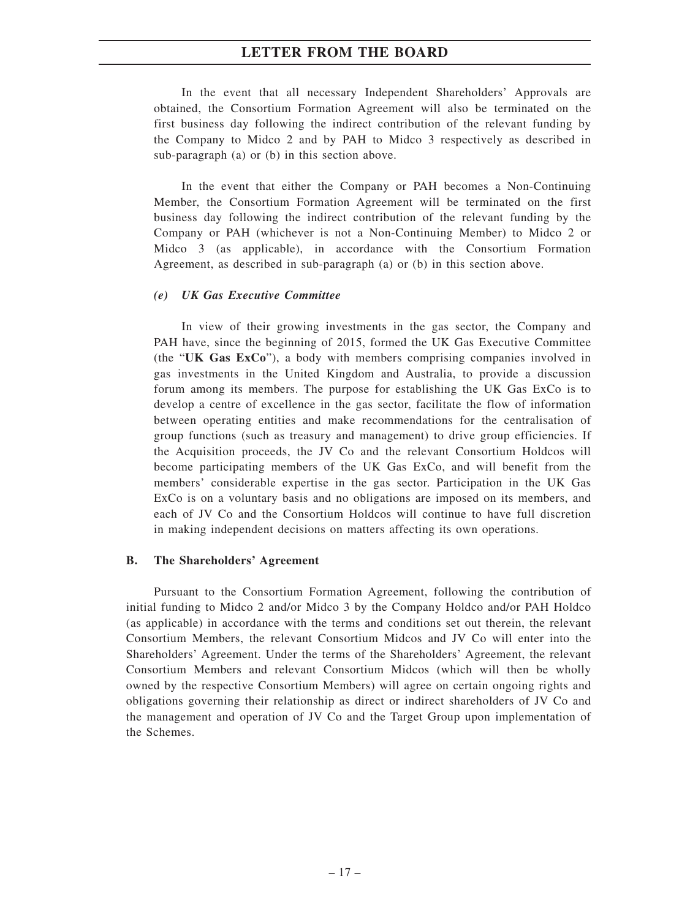In the event that all necessary Independent Shareholders' Approvals are obtained, the Consortium Formation Agreement will also be terminated on the first business day following the indirect contribution of the relevant funding by the Company to Midco 2 and by PAH to Midco 3 respectively as described in sub-paragraph (a) or (b) in this section above.

In the event that either the Company or PAH becomes a Non-Continuing Member, the Consortium Formation Agreement will be terminated on the first business day following the indirect contribution of the relevant funding by the Company or PAH (whichever is not a Non-Continuing Member) to Midco 2 or Midco 3 (as applicable), in accordance with the Consortium Formation Agreement, as described in sub-paragraph (a) or (b) in this section above.

#### *(e) UK Gas Executive Committee*

In view of their growing investments in the gas sector, the Company and PAH have, since the beginning of 2015, formed the UK Gas Executive Committee (the "**UK Gas ExCo**"), a body with members comprising companies involved in gas investments in the United Kingdom and Australia, to provide a discussion forum among its members. The purpose for establishing the UK Gas ExCo is to develop a centre of excellence in the gas sector, facilitate the flow of information between operating entities and make recommendations for the centralisation of group functions (such as treasury and management) to drive group efficiencies. If the Acquisition proceeds, the JV Co and the relevant Consortium Holdcos will become participating members of the UK Gas ExCo, and will benefit from the members' considerable expertise in the gas sector. Participation in the UK Gas ExCo is on a voluntary basis and no obligations are imposed on its members, and each of JV Co and the Consortium Holdcos will continue to have full discretion in making independent decisions on matters affecting its own operations.

### B. The Shareholders' Agreement

Pursuant to the Consortium Formation Agreement, following the contribution of initial funding to Midco 2 and/or Midco 3 by the Company Holdco and/or PAH Holdco (as applicable) in accordance with the terms and conditions set out therein, the relevant Consortium Members, the relevant Consortium Midcos and JV Co will enter into the Shareholders' Agreement. Under the terms of the Shareholders' Agreement, the relevant Consortium Members and relevant Consortium Midcos (which will then be wholly owned by the respective Consortium Members) will agree on certain ongoing rights and obligations governing their relationship as direct or indirect shareholders of JV Co and the management and operation of JV Co and the Target Group upon implementation of the Schemes.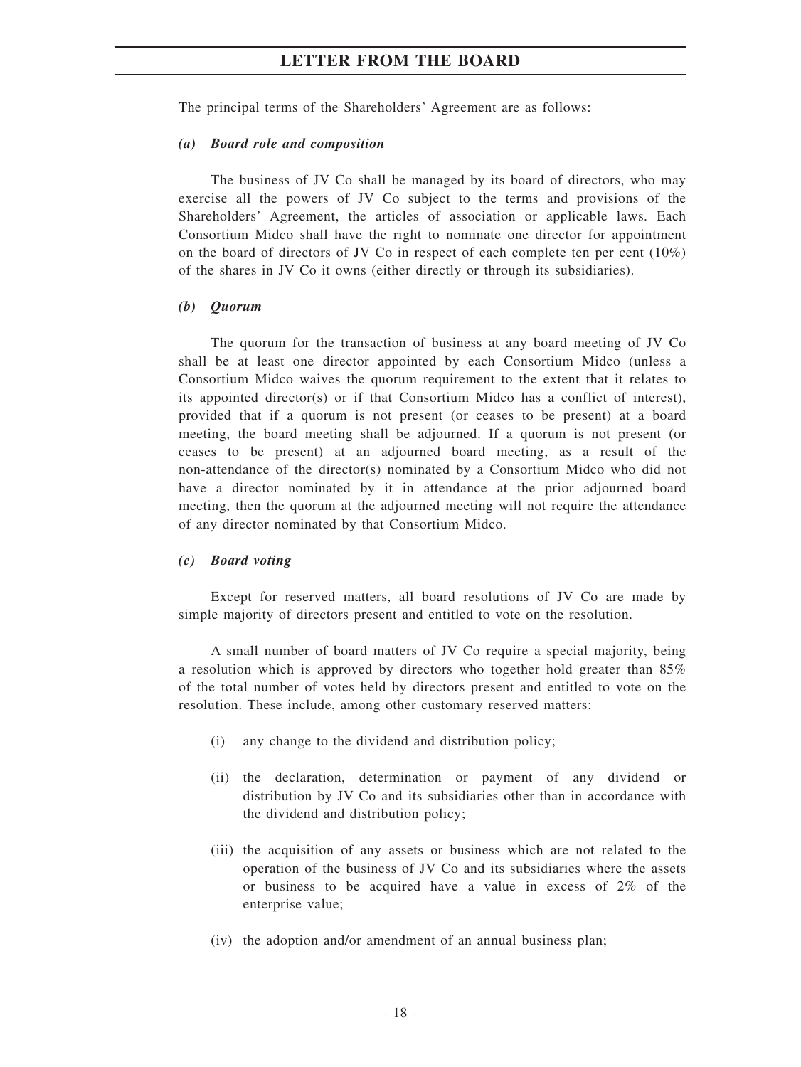The principal terms of the Shareholders' Agreement are as follows:

### *(a) Board role and composition*

The business of JV Co shall be managed by its board of directors, who may exercise all the powers of JV Co subject to the terms and provisions of the Shareholders' Agreement, the articles of association or applicable laws. Each Consortium Midco shall have the right to nominate one director for appointment on the board of directors of JV Co in respect of each complete ten per cent (10%) of the shares in JV Co it owns (either directly or through its subsidiaries).

### *(b) Quorum*

The quorum for the transaction of business at any board meeting of JV Co shall be at least one director appointed by each Consortium Midco (unless a Consortium Midco waives the quorum requirement to the extent that it relates to its appointed director(s) or if that Consortium Midco has a conflict of interest), provided that if a quorum is not present (or ceases to be present) at a board meeting, the board meeting shall be adjourned. If a quorum is not present (or ceases to be present) at an adjourned board meeting, as a result of the non-attendance of the director(s) nominated by a Consortium Midco who did not have a director nominated by it in attendance at the prior adjourned board meeting, then the quorum at the adjourned meeting will not require the attendance of any director nominated by that Consortium Midco.

### *(c) Board voting*

Except for reserved matters, all board resolutions of JV Co are made by simple majority of directors present and entitled to vote on the resolution.

A small number of board matters of JV Co require a special majority, being a resolution which is approved by directors who together hold greater than 85% of the total number of votes held by directors present and entitled to vote on the resolution. These include, among other customary reserved matters:

(i) any change to the dividend and distribution policy;

(ii) the declaration, determination or payment of any dividend or distribution by JV Co and its subsidiaries other than in accordance with the dividend and distribution policy;

(iii) the acquisition of any assets or business which are not related to the operation of the business of JV Co and its subsidiaries where the assets or business to be acquired have a value in excess of 2% of the enterprise value;

(iv) the adoption and/or amendment of an annual business plan;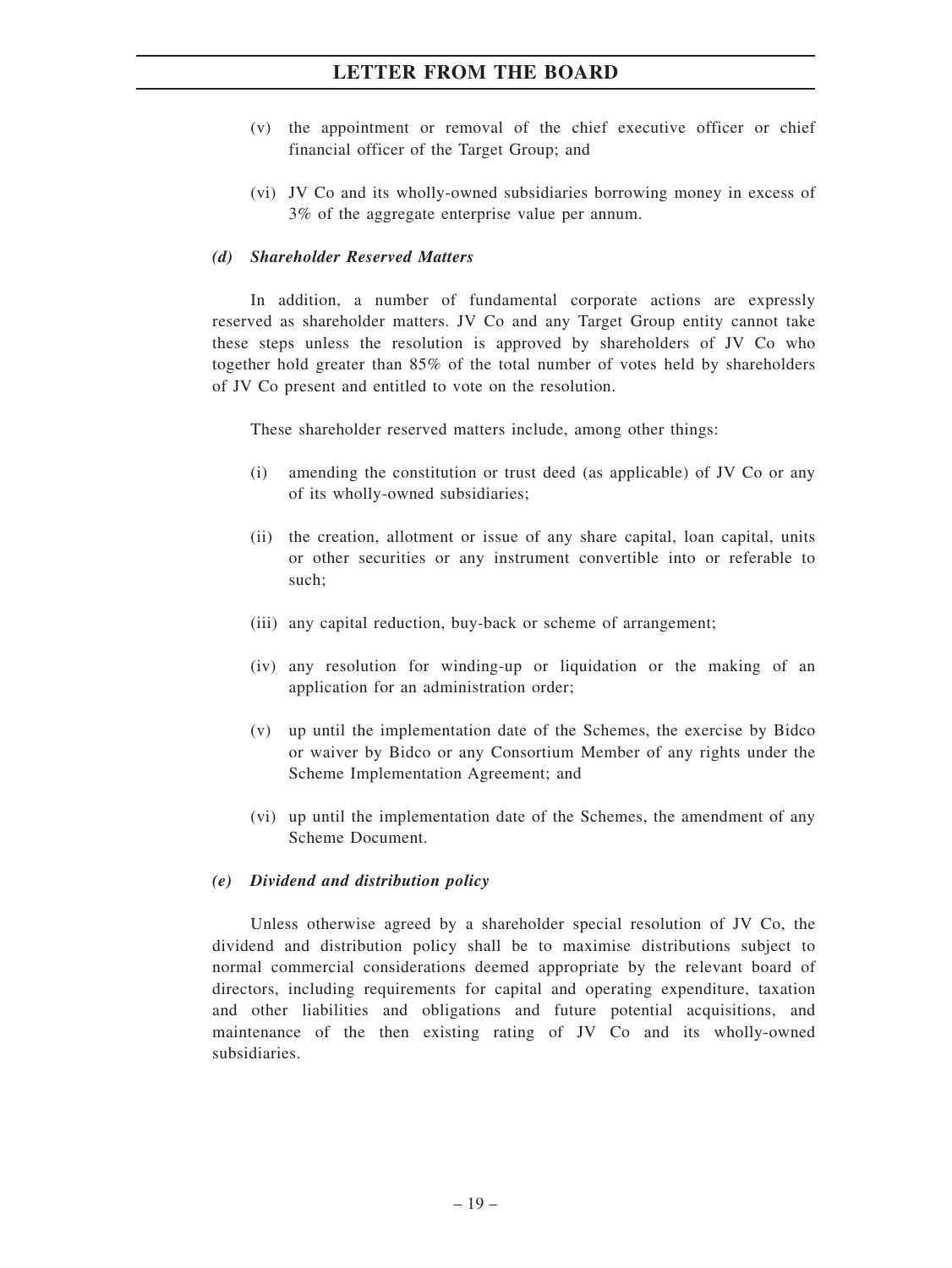(v) the appointment or removal of the chief executive officer or chief financial officer of the Target Group; and

(vi) JV Co and its wholly-owned subsidiaries borrowing money in excess of 3% of the aggregate enterprise value per annum.

*(d) Shareholder Reserved Matters*

In addition, a number of fundamental corporate actions are expressly reserved as shareholder matters. JV Co and any Target Group entity cannot take these steps unless the resolution is approved by shareholders of JV Co who together hold greater than 85% of the total number of votes held by shareholders of JV Co present and entitled to vote on the resolution.

These shareholder reserved matters include, among other things:

(i) amending the constitution or trust deed (as applicable) of JV Co or any of its wholly-owned subsidiaries;

(ii) the creation, allotment or issue of any share capital, loan capital, units or other securities or any instrument convertible into or referable to such;

(iii) any capital reduction, buy-back or scheme of arrangement;

(iv) any resolution for winding-up or liquidation or the making of an application for an administration order;

(v) up until the implementation date of the Schemes, the exercise by Bidco or waiver by Bidco or any Consortium Member of any rights under the Scheme Implementation Agreement; and

(vi) up until the implementation date of the Schemes, the amendment of any Scheme Document.

*(e) Dividend and distribution policy*

Unless otherwise agreed by a shareholder special resolution of JV Co, the dividend and distribution policy shall be to maximise distributions subject to normal commercial considerations deemed appropriate by the relevant board of directors, including requirements for capital and operating expenditure, taxation and other liabilities and obligations and future potential acquisitions, and maintenance of the then existing rating of JV Co and its wholly-owned subsidiaries.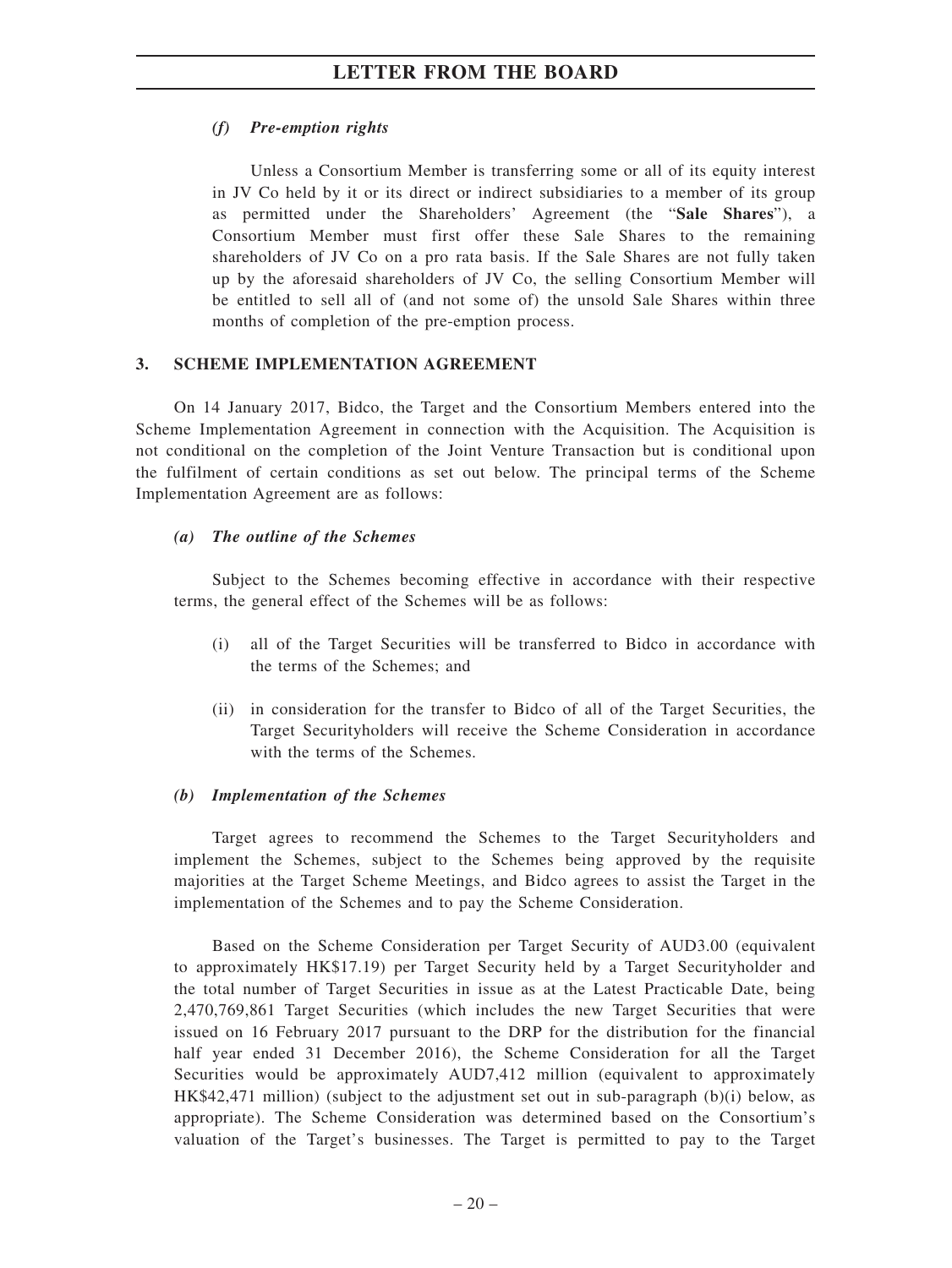*(f) Pre-emption rights*

Unless a Consortium Member is transferring some or all of its equity interest in JV Co held by it or its direct or indirect subsidiaries to a member of its group as permitted under the Shareholders' Agreement (the "**Sale Shares**"), a Consortium Member must first offer these Sale Shares to the remaining shareholders of JV Co on a pro rata basis. If the Sale Shares are not fully taken up by the aforesaid shareholders of JV Co, the selling Consortium Member will be entitled to sell all of (and not some of) the unsold Sale Shares within three months of completion of the pre-emption process.

## 3. SCHEME IMPLEMENTATION AGREEMENT

On 14 January 2017, Bidco, the Target and the Consortium Members entered into the Scheme Implementation Agreement in connection with the Acquisition. The Acquisition is not conditional on the completion of the Joint Venture Transaction but is conditional upon the fulfilment of certain conditions as set out below. The principal terms of the Scheme Implementation Agreement are as follows:

*(a) The outline of the Schemes*

Subject to the Schemes becoming effective in accordance with their respective terms, the general effect of the Schemes will be as follows:

(i) all of the Target Securities will be transferred to Bidco in accordance with the terms of the Schemes; and

(ii) in consideration for the transfer to Bidco of all of the Target Securities, the Target Securityholders will receive the Scheme Consideration in accordance with the terms of the Schemes.

*(b) Implementation of the Schemes*

Target agrees to recommend the Schemes to the Target Securityholders and implement the Schemes, subject to the Schemes being approved by the requisite majorities at the Target Scheme Meetings, and Bidco agrees to assist the Target in the implementation of the Schemes and to pay the Scheme Consideration.

Based on the Scheme Consideration per Target Security of AUD3.00 (equivalent to approximately HK$17.19) per Target Security held by a Target Securityholder and the total number of Target Securities in issue as at the Latest Practicable Date, being 2,470,769,861 Target Securities (which includes the new Target Securities that were issued on 16 February 2017 pursuant to the DRP for the distribution for the financial half year ended 31 December 2016), the Scheme Consideration for all the Target Securities would be approximately AUD7,412 million (equivalent to approximately HK$42,471 million) (subject to the adjustment set out in sub-paragraph (b)(i) below, as appropriate). The Scheme Consideration was determined based on the Consortium's valuation of the Target's businesses. The Target is permitted to pay to the Target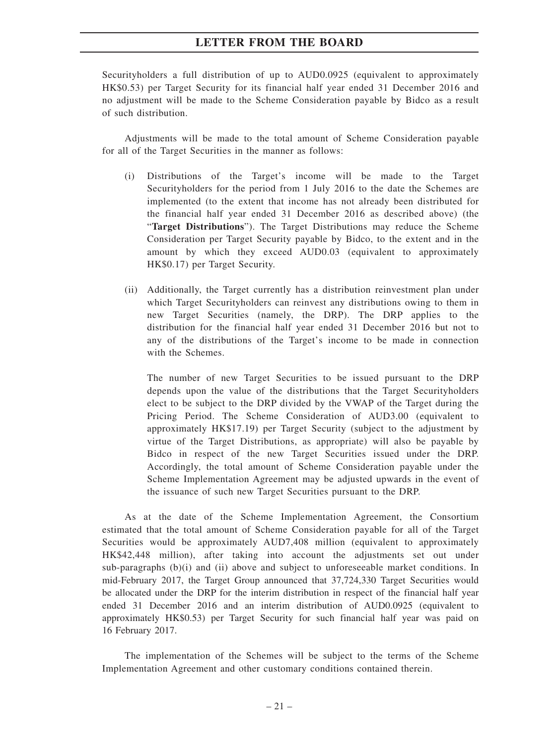Securityholders a full distribution of up to AUD0.0925 (equivalent to approximately HK$0.53) per Target Security for its financial half year ended 31 December 2016 and no adjustment will be made to the Scheme Consideration payable by Bidco as a result of such distribution.

Adjustments will be made to the total amount of Scheme Consideration payable for all of the Target Securities in the manner as follows:

(i) Distributions of the Target's income will be made to the Target Securityholders for the period from 1 July 2016 to the date the Schemes are implemented (to the extent that income has not already been distributed for the financial half year ended 31 December 2016 as described above) (the "**Target Distributions**"). The Target Distributions may reduce the Scheme Consideration per Target Security payable by Bidco, to the extent and in the amount by which they exceed AUD0.03 (equivalent to approximately HK$0.17) per Target Security.

(ii) Additionally, the Target currently has a distribution reinvestment plan under which Target Securityholders can reinvest any distributions owing to them in new Target Securities (namely, the DRP). The DRP applies to the distribution for the financial half year ended 31 December 2016 but not to any of the distributions of the Target's income to be made in connection with the Schemes.

The number of new Target Securities to be issued pursuant to the DRP depends upon the value of the distributions that the Target Securityholders elect to be subject to the DRP divided by the VWAP of the Target during the Pricing Period. The Scheme Consideration of AUD3.00 (equivalent to approximately HK$17.19) per Target Security (subject to the adjustment by virtue of the Target Distributions, as appropriate) will also be payable by Bidco in respect of the new Target Securities issued under the DRP. Accordingly, the total amount of Scheme Consideration payable under the Scheme Implementation Agreement may be adjusted upwards in the event of the issuance of such new Target Securities pursuant to the DRP.

As at the date of the Scheme Implementation Agreement, the Consortium estimated that the total amount of Scheme Consideration payable for all of the Target Securities would be approximately AUD7,408 million (equivalent to approximately HK$42,448 million), after taking into account the adjustments set out under sub-paragraphs (b)(i) and (ii) above and subject to unforeseeable market conditions. In mid-February 2017, the Target Group announced that 37,724,330 Target Securities would be allocated under the DRP for the interim distribution in respect of the financial half year ended 31 December 2016 and an interim distribution of AUD0.0925 (equivalent to approximately HK$0.53) per Target Security for such financial half year was paid on 16 February 2017.

The implementation of the Schemes will be subject to the terms of the Scheme Implementation Agreement and other customary conditions contained therein.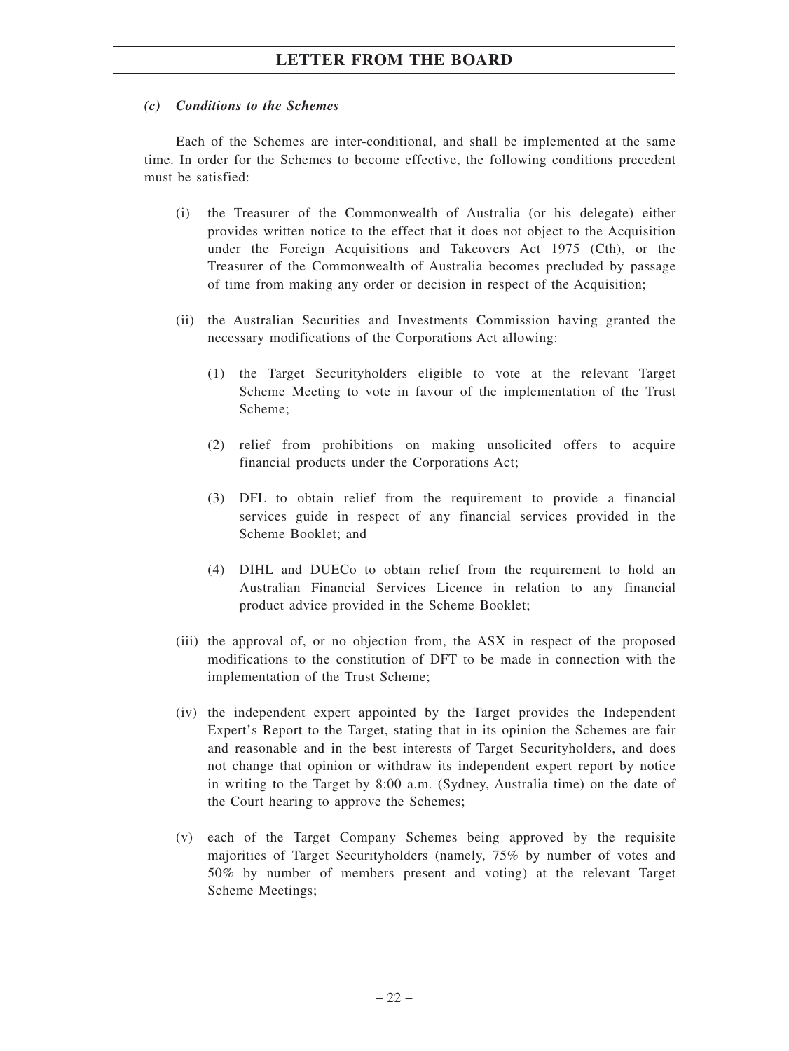*(c) Conditions to the Schemes*

Each of the Schemes are inter-conditional, and shall be implemented at the same time. In order for the Schemes to become effective, the following conditions precedent must be satisfied:

(i) the Treasurer of the Commonwealth of Australia (or his delegate) either provides written notice to the effect that it does not object to the Acquisition under the Foreign Acquisitions and Takeovers Act 1975 (Cth), or the Treasurer of the Commonwealth of Australia becomes precluded by passage of time from making any order or decision in respect of the Acquisition;

(ii) the Australian Securities and Investments Commission having granted the necessary modifications of the Corporations Act allowing:

  (1) the Target Securityholders eligible to vote at the relevant Target Scheme Meeting to vote in favour of the implementation of the Trust Scheme;

  (2) relief from prohibitions on making unsolicited offers to acquire financial products under the Corporations Act;

  (3) DFL to obtain relief from the requirement to provide a financial services guide in respect of any financial services provided in the Scheme Booklet; and

  (4) DIHL and DUECo to obtain relief from the requirement to hold an Australian Financial Services Licence in relation to any financial product advice provided in the Scheme Booklet;

(iii) the approval of, or no objection from, the ASX in respect of the proposed modifications to the constitution of DFT to be made in connection with the implementation of the Trust Scheme;

(iv) the independent expert appointed by the Target provides the Independent Expert's Report to the Target, stating that in its opinion the Schemes are fair and reasonable and in the best interests of Target Securityholders, and does not change that opinion or withdraw its independent expert report by notice in writing to the Target by 8:00 a.m. (Sydney, Australia time) on the date of the Court hearing to approve the Schemes;

(v) each of the Target Company Schemes being approved by the requisite majorities of Target Securityholders (namely, 75% by number of votes and 50% by number of members present and voting) at the relevant Target Scheme Meetings;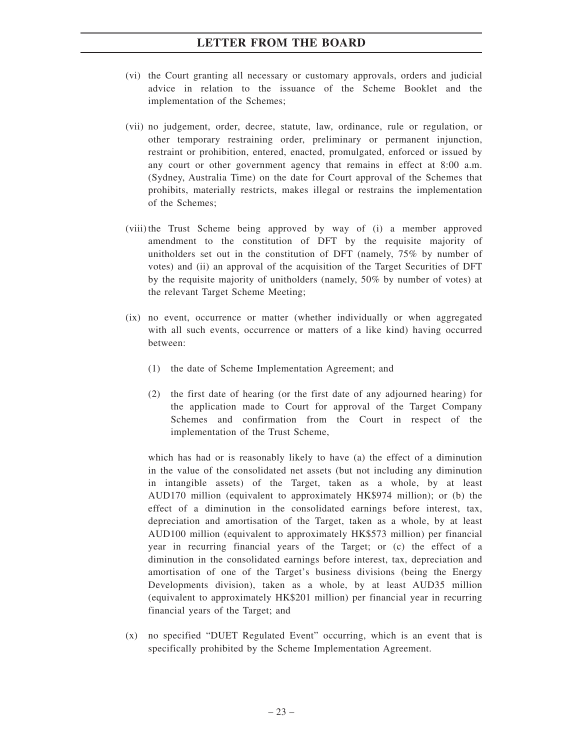- (vi) the Court granting all necessary or customary approvals, orders and judicial advice in relation to the issuance of the Scheme Booklet and the implementation of the Schemes;

- (vii) no judgement, order, decree, statute, law, ordinance, rule or regulation, or other temporary restraining order, preliminary or permanent injunction, restraint or prohibition, entered, enacted, promulgated, enforced or issued by any court or other government agency that remains in effect at 8:00 a.m. (Sydney, Australia Time) on the date for Court approval of the Schemes that prohibits, materially restricts, makes illegal or restrains the implementation of the Schemes;

- (viii) the Trust Scheme being approved by way of (i) a member approved amendment to the constitution of DFT by the requisite majority of unitholders set out in the constitution of DFT (namely, 75% by number of votes) and (ii) an approval of the acquisition of the Target Securities of DFT by the requisite majority of unitholders (namely, 50% by number of votes) at the relevant Target Scheme Meeting;

- (ix) no event, occurrence or matter (whether individually or when aggregated with all such events, occurrence or matters of a like kind) having occurred between:

  - (1) the date of Scheme Implementation Agreement; and

  - (2) the first date of hearing (or the first date of any adjourned hearing) for the application made to Court for approval of the Target Company Schemes and confirmation from the Court in respect of the implementation of the Trust Scheme,

  which has had or is reasonably likely to have (a) the effect of a diminution in the value of the consolidated net assets (but not including any diminution in intangible assets) of the Target, taken as a whole, by at least AUD170 million (equivalent to approximately HK$974 million); or (b) the effect of a diminution in the consolidated earnings before interest, tax, depreciation and amortisation of the Target, taken as a whole, by at least AUD100 million (equivalent to approximately HK$573 million) per financial year in recurring financial years of the Target; or (c) the effect of a diminution in the consolidated earnings before interest, tax, depreciation and amortisation of one of the Target's business divisions (being the Energy Developments division), taken as a whole, by at least AUD35 million (equivalent to approximately HK$201 million) per financial year in recurring financial years of the Target; and

- (x) no specified "DUET Regulated Event" occurring, which is an event that is specifically prohibited by the Scheme Implementation Agreement.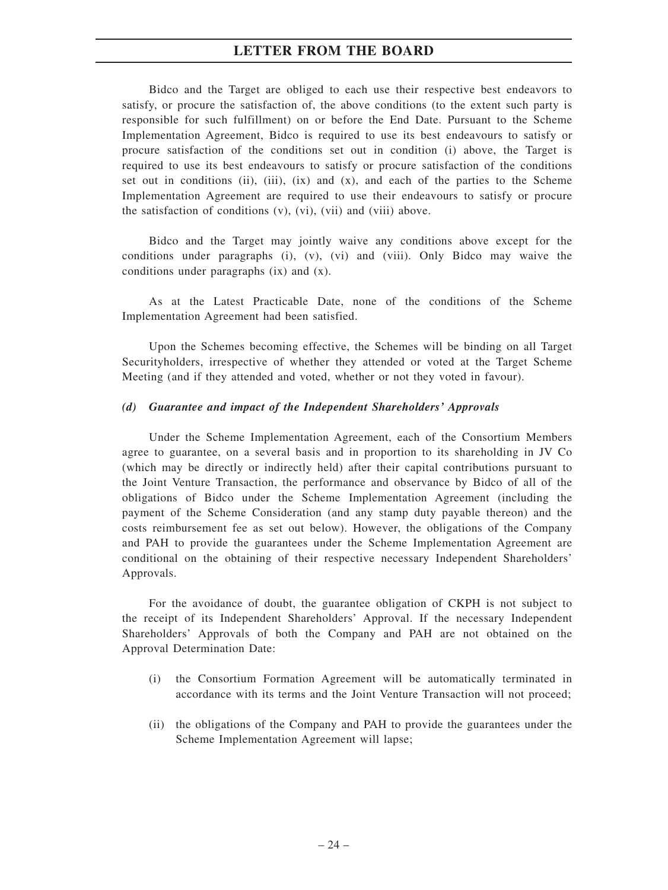Bidco and the Target are obliged to each use their respective best endeavors to satisfy, or procure the satisfaction of, the above conditions (to the extent such party is responsible for such fulfillment) on or before the End Date. Pursuant to the Scheme Implementation Agreement, Bidco is required to use its best endeavours to satisfy or procure satisfaction of the conditions set out in condition (i) above, the Target is required to use its best endeavours to satisfy or procure satisfaction of the conditions set out in conditions (ii), (iii), (ix) and (x), and each of the parties to the Scheme Implementation Agreement are required to use their endeavours to satisfy or procure the satisfaction of conditions (v), (vi), (vii) and (viii) above.

Bidco and the Target may jointly waive any conditions above except for the conditions under paragraphs (i), (v), (vi) and (viii). Only Bidco may waive the conditions under paragraphs (ix) and (x).

As at the Latest Practicable Date, none of the conditions of the Scheme Implementation Agreement had been satisfied.

Upon the Schemes becoming effective, the Schemes will be binding on all Target Securityholders, irrespective of whether they attended or voted at the Target Scheme Meeting (and if they attended and voted, whether or not they voted in favour).

### *(d) Guarantee and impact of the Independent Shareholders' Approvals*

Under the Scheme Implementation Agreement, each of the Consortium Members agree to guarantee, on a several basis and in proportion to its shareholding in JV Co (which may be directly or indirectly held) after their capital contributions pursuant to the Joint Venture Transaction, the performance and observance by Bidco of all of the obligations of Bidco under the Scheme Implementation Agreement (including the payment of the Scheme Consideration (and any stamp duty payable thereon) and the costs reimbursement fee as set out below). However, the obligations of the Company and PAH to provide the guarantees under the Scheme Implementation Agreement are conditional on the obtaining of their respective necessary Independent Shareholders' Approvals.

For the avoidance of doubt, the guarantee obligation of CKPH is not subject to the receipt of its Independent Shareholders' Approval. If the necessary Independent Shareholders' Approvals of both the Company and PAH are not obtained on the Approval Determination Date:

(i) the Consortium Formation Agreement will be automatically terminated in accordance with its terms and the Joint Venture Transaction will not proceed;

(ii) the obligations of the Company and PAH to provide the guarantees under the Scheme Implementation Agreement will lapse;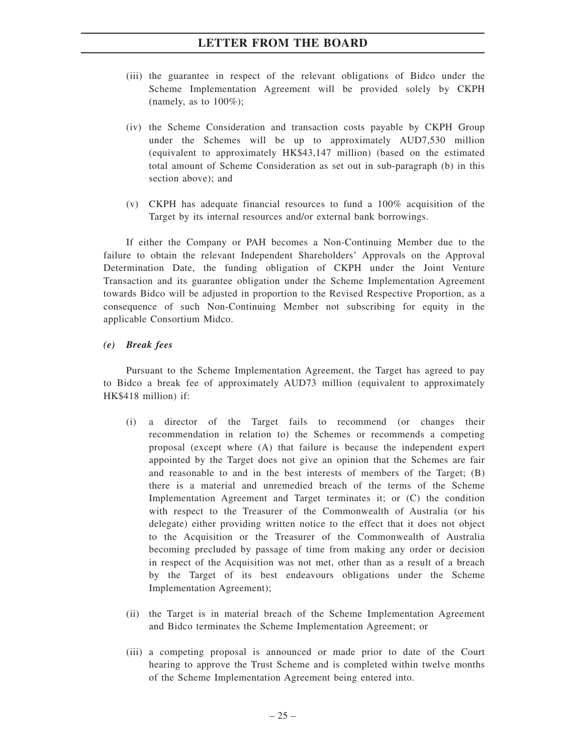(iii) the guarantee in respect of the relevant obligations of Bidco under the Scheme Implementation Agreement will be provided solely by CKPH (namely, as to 100%);

(iv) the Scheme Consideration and transaction costs payable by CKPH Group under the Schemes will be up to approximately AUD7,530 million (equivalent to approximately HK$43,147 million) (based on the estimated total amount of Scheme Consideration as set out in sub-paragraph (b) in this section above); and

(v) CKPH has adequate financial resources to fund a 100% acquisition of the Target by its internal resources and/or external bank borrowings.

If either the Company or PAH becomes a Non-Continuing Member due to the failure to obtain the relevant Independent Shareholders' Approvals on the Approval Determination Date, the funding obligation of CKPH under the Joint Venture Transaction and its guarantee obligation under the Scheme Implementation Agreement towards Bidco will be adjusted in proportion to the Revised Respective Proportion, as a consequence of such Non-Continuing Member not subscribing for equity in the applicable Consortium Midco.

***(e) Break fees***

Pursuant to the Scheme Implementation Agreement, the Target has agreed to pay to Bidco a break fee of approximately AUD73 million (equivalent to approximately HK$418 million) if:

(i) a director of the Target fails to recommend (or changes their recommendation in relation to) the Schemes or recommends a competing proposal (except where (A) that failure is because the independent expert appointed by the Target does not give an opinion that the Schemes are fair and reasonable to and in the best interests of members of the Target; (B) there is a material and unremedied breach of the terms of the Scheme Implementation Agreement and Target terminates it; or (C) the condition with respect to the Treasurer of the Commonwealth of Australia (or his delegate) either providing written notice to the effect that it does not object to the Acquisition or the Treasurer of the Commonwealth of Australia becoming precluded by passage of time from making any order or decision in respect of the Acquisition was not met, other than as a result of a breach by the Target of its best endeavours obligations under the Scheme Implementation Agreement);

(ii) the Target is in material breach of the Scheme Implementation Agreement and Bidco terminates the Scheme Implementation Agreement; or

(iii) a competing proposal is announced or made prior to date of the Court hearing to approve the Trust Scheme and is completed within twelve months of the Scheme Implementation Agreement being entered into.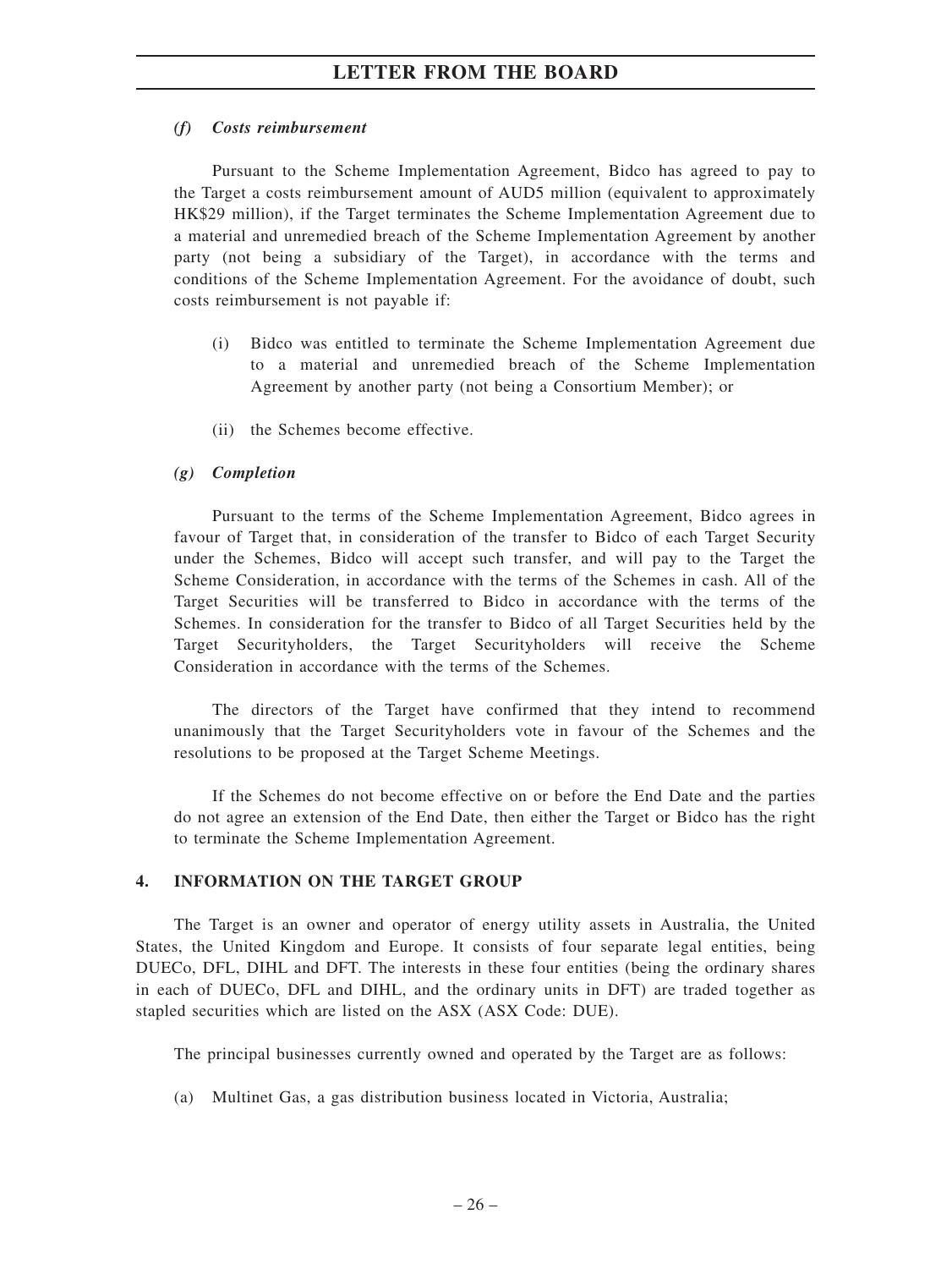#### *(f) Costs reimbursement*

Pursuant to the Scheme Implementation Agreement, Bidco has agreed to pay to the Target a costs reimbursement amount of AUD5 million (equivalent to approximately HK$29 million), if the Target terminates the Scheme Implementation Agreement due to a material and unremedied breach of the Scheme Implementation Agreement by another party (not being a subsidiary of the Target), in accordance with the terms and conditions of the Scheme Implementation Agreement. For the avoidance of doubt, such costs reimbursement is not payable if:

(i) Bidco was entitled to terminate the Scheme Implementation Agreement due to a material and unremedied breach of the Scheme Implementation Agreement by another party (not being a Consortium Member); or

(ii) the Schemes become effective.

#### *(g) Completion*

Pursuant to the terms of the Scheme Implementation Agreement, Bidco agrees in favour of Target that, in consideration of the transfer to Bidco of each Target Security under the Schemes, Bidco will accept such transfer, and will pay to the Target the Scheme Consideration, in accordance with the terms of the Schemes in cash. All of the Target Securities will be transferred to Bidco in accordance with the terms of the Schemes. In consideration for the transfer to Bidco of all Target Securities held by the Target Securityholders, the Target Securityholders will receive the Scheme Consideration in accordance with the terms of the Schemes.

The directors of the Target have confirmed that they intend to recommend unanimously that the Target Securityholders vote in favour of the Schemes and the resolutions to be proposed at the Target Scheme Meetings.

If the Schemes do not become effective on or before the End Date and the parties do not agree an extension of the End Date, then either the Target or Bidco has the right to terminate the Scheme Implementation Agreement.

## 4. INFORMATION ON THE TARGET GROUP

The Target is an owner and operator of energy utility assets in Australia, the United States, the United Kingdom and Europe. It consists of four separate legal entities, being DUECo, DFL, DIHL and DFT. The interests in these four entities (being the ordinary shares in each of DUECo, DFL and DIHL, and the ordinary units in DFT) are traded together as stapled securities which are listed on the ASX (ASX Code: DUE).

The principal businesses currently owned and operated by the Target are as follows:

(a) Multinet Gas, a gas distribution business located in Victoria, Australia;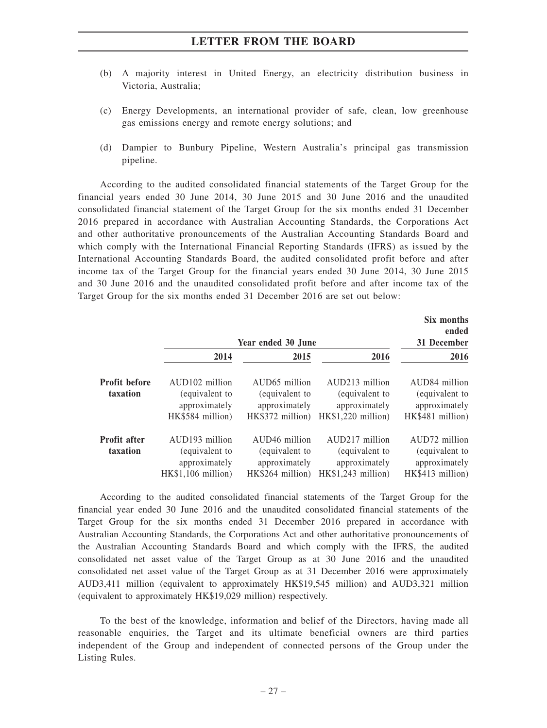(b) A majority interest in United Energy, an electricity distribution business in Victoria, Australia;

(c) Energy Developments, an international provider of safe, clean, low greenhouse gas emissions energy and remote energy solutions; and

(d) Dampier to Bunbury Pipeline, Western Australia's principal gas transmission pipeline.

According to the audited consolidated financial statements of the Target Group for the financial years ended 30 June 2014, 30 June 2015 and 30 June 2016 and the unaudited consolidated financial statement of the Target Group for the six months ended 31 December 2016 prepared in accordance with Australian Accounting Standards, the Corporations Act and other authoritative pronouncements of the Australian Accounting Standards Board and which comply with the International Financial Reporting Standards (IFRS) as issued by the International Accounting Standards Board, the audited consolidated profit before and after income tax of the Target Group for the financial years ended 30 June 2014, 30 June 2015 and 30 June 2016 and the unaudited consolidated profit before and after income tax of the Target Group for the six months ended 31 December 2016 are set out below:

| | Year ended 30 June | | | Six months ended 31 December |
|---|---|---|---|---|
| | **2014** | **2015** | **2016** | **2016** |
| **Profit before taxation** | AUD102 million (equivalent to approximately HK$584 million) | AUD65 million (equivalent to approximately HK$372 million) | AUD213 million (equivalent to approximately HK$1,220 million) | AUD84 million (equivalent to approximately HK$481 million) |
| **Profit after taxation** | AUD193 million (equivalent to approximately HK$1,106 million) | AUD46 million (equivalent to approximately HK$264 million) | AUD217 million (equivalent to approximately HK$1,243 million) | AUD72 million (equivalent to approximately HK$413 million) |

According to the audited consolidated financial statements of the Target Group for the financial year ended 30 June 2016 and the unaudited consolidated financial statements of the Target Group for the six months ended 31 December 2016 prepared in accordance with Australian Accounting Standards, the Corporations Act and other authoritative pronouncements of the Australian Accounting Standards Board and which comply with the IFRS, the audited consolidated net asset value of the Target Group as at 30 June 2016 and the unaudited consolidated net asset value of the Target Group as at 31 December 2016 were approximately AUD3,411 million (equivalent to approximately HK$19,545 million) and AUD3,321 million (equivalent to approximately HK$19,029 million) respectively.

To the best of the knowledge, information and belief of the Directors, having made all reasonable enquiries, the Target and its ultimate beneficial owners are third parties independent of the Group and independent of connected persons of the Group under the Listing Rules.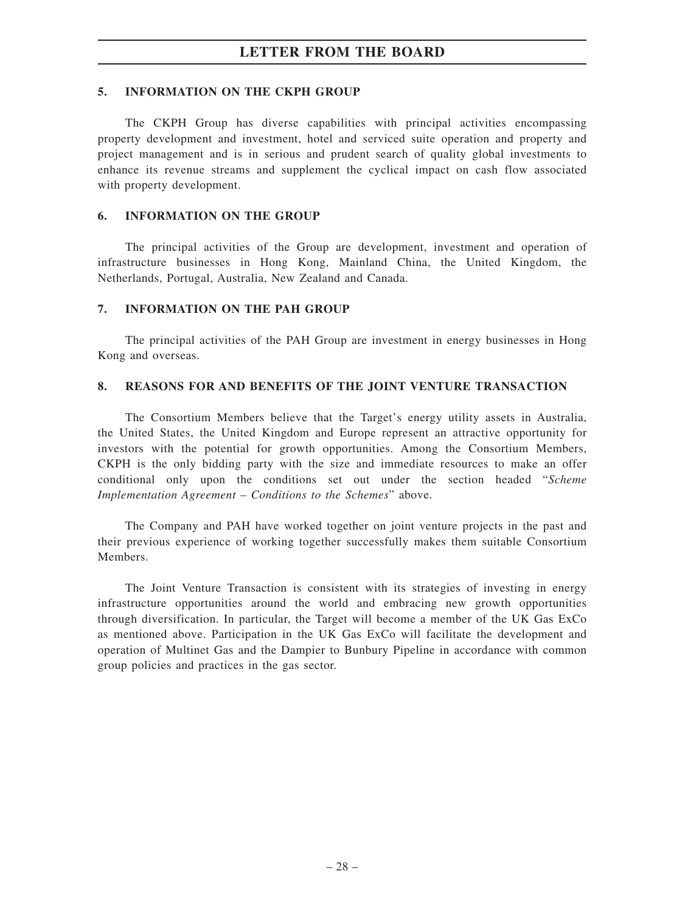## 5. INFORMATION ON THE CKPH GROUP

The CKPH Group has diverse capabilities with principal activities encompassing property development and investment, hotel and serviced suite operation and property and project management and is in serious and prudent search of quality global investments to enhance its revenue streams and supplement the cyclical impact on cash flow associated with property development.

## 6. INFORMATION ON THE GROUP

The principal activities of the Group are development, investment and operation of infrastructure businesses in Hong Kong, Mainland China, the United Kingdom, the Netherlands, Portugal, Australia, New Zealand and Canada.

## 7. INFORMATION ON THE PAH GROUP

The principal activities of the PAH Group are investment in energy businesses in Hong Kong and overseas.

## 8. REASONS FOR AND BENEFITS OF THE JOINT VENTURE TRANSACTION

The Consortium Members believe that the Target's energy utility assets in Australia, the United States, the United Kingdom and Europe represent an attractive opportunity for investors with the potential for growth opportunities. Among the Consortium Members, CKPH is the only bidding party with the size and immediate resources to make an offer conditional only upon the conditions set out under the section headed "*Scheme Implementation Agreement – Conditions to the Schemes*" above.

The Company and PAH have worked together on joint venture projects in the past and their previous experience of working together successfully makes them suitable Consortium Members.

The Joint Venture Transaction is consistent with its strategies of investing in energy infrastructure opportunities around the world and embracing new growth opportunities through diversification. In particular, the Target will become a member of the UK Gas ExCo as mentioned above. Participation in the UK Gas ExCo will facilitate the development and operation of Multinet Gas and the Dampier to Bunbury Pipeline in accordance with common group policies and practices in the gas sector.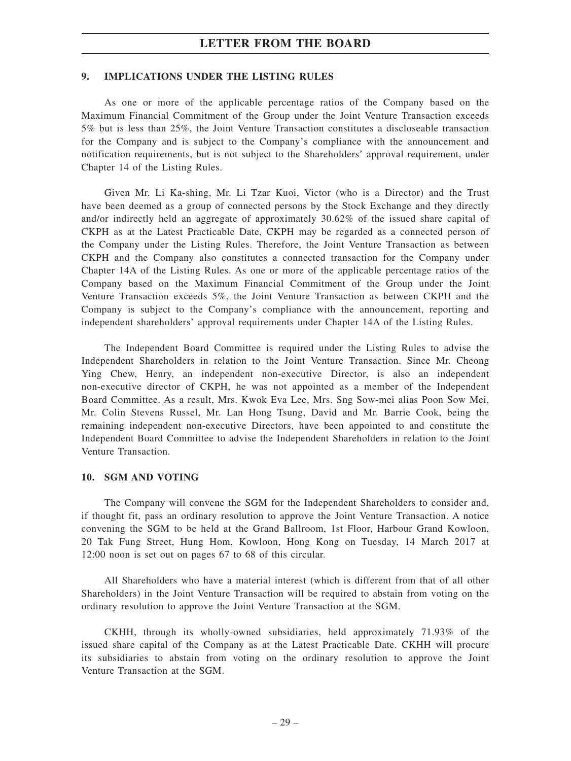## 9. IMPLICATIONS UNDER THE LISTING RULES

As one or more of the applicable percentage ratios of the Company based on the Maximum Financial Commitment of the Group under the Joint Venture Transaction exceeds 5% but is less than 25%, the Joint Venture Transaction constitutes a discloseable transaction for the Company and is subject to the Company's compliance with the announcement and notification requirements, but is not subject to the Shareholders' approval requirement, under Chapter 14 of the Listing Rules.

Given Mr. Li Ka-shing, Mr. Li Tzar Kuoi, Victor (who is a Director) and the Trust have been deemed as a group of connected persons by the Stock Exchange and they directly and/or indirectly held an aggregate of approximately 30.62% of the issued share capital of CKPH as at the Latest Practicable Date, CKPH may be regarded as a connected person of the Company under the Listing Rules. Therefore, the Joint Venture Transaction as between CKPH and the Company also constitutes a connected transaction for the Company under Chapter 14A of the Listing Rules. As one or more of the applicable percentage ratios of the Company based on the Maximum Financial Commitment of the Group under the Joint Venture Transaction exceeds 5%, the Joint Venture Transaction as between CKPH and the Company is subject to the Company's compliance with the announcement, reporting and independent shareholders' approval requirements under Chapter 14A of the Listing Rules.

The Independent Board Committee is required under the Listing Rules to advise the Independent Shareholders in relation to the Joint Venture Transaction. Since Mr. Cheong Ying Chew, Henry, an independent non-executive Director, is also an independent non-executive director of CKPH, he was not appointed as a member of the Independent Board Committee. As a result, Mrs. Kwok Eva Lee, Mrs. Sng Sow-mei alias Poon Sow Mei, Mr. Colin Stevens Russel, Mr. Lan Hong Tsung, David and Mr. Barrie Cook, being the remaining independent non-executive Directors, have been appointed to and constitute the Independent Board Committee to advise the Independent Shareholders in relation to the Joint Venture Transaction.

## 10. SGM AND VOTING

The Company will convene the SGM for the Independent Shareholders to consider and, if thought fit, pass an ordinary resolution to approve the Joint Venture Transaction. A notice convening the SGM to be held at the Grand Ballroom, 1st Floor, Harbour Grand Kowloon, 20 Tak Fung Street, Hung Hom, Kowloon, Hong Kong on Tuesday, 14 March 2017 at 12:00 noon is set out on pages 67 to 68 of this circular.

All Shareholders who have a material interest (which is different from that of all other Shareholders) in the Joint Venture Transaction will be required to abstain from voting on the ordinary resolution to approve the Joint Venture Transaction at the SGM.

CKHH, through its wholly-owned subsidiaries, held approximately 71.93% of the issued share capital of the Company as at the Latest Practicable Date. CKHH will procure its subsidiaries to abstain from voting on the ordinary resolution to approve the Joint Venture Transaction at the SGM.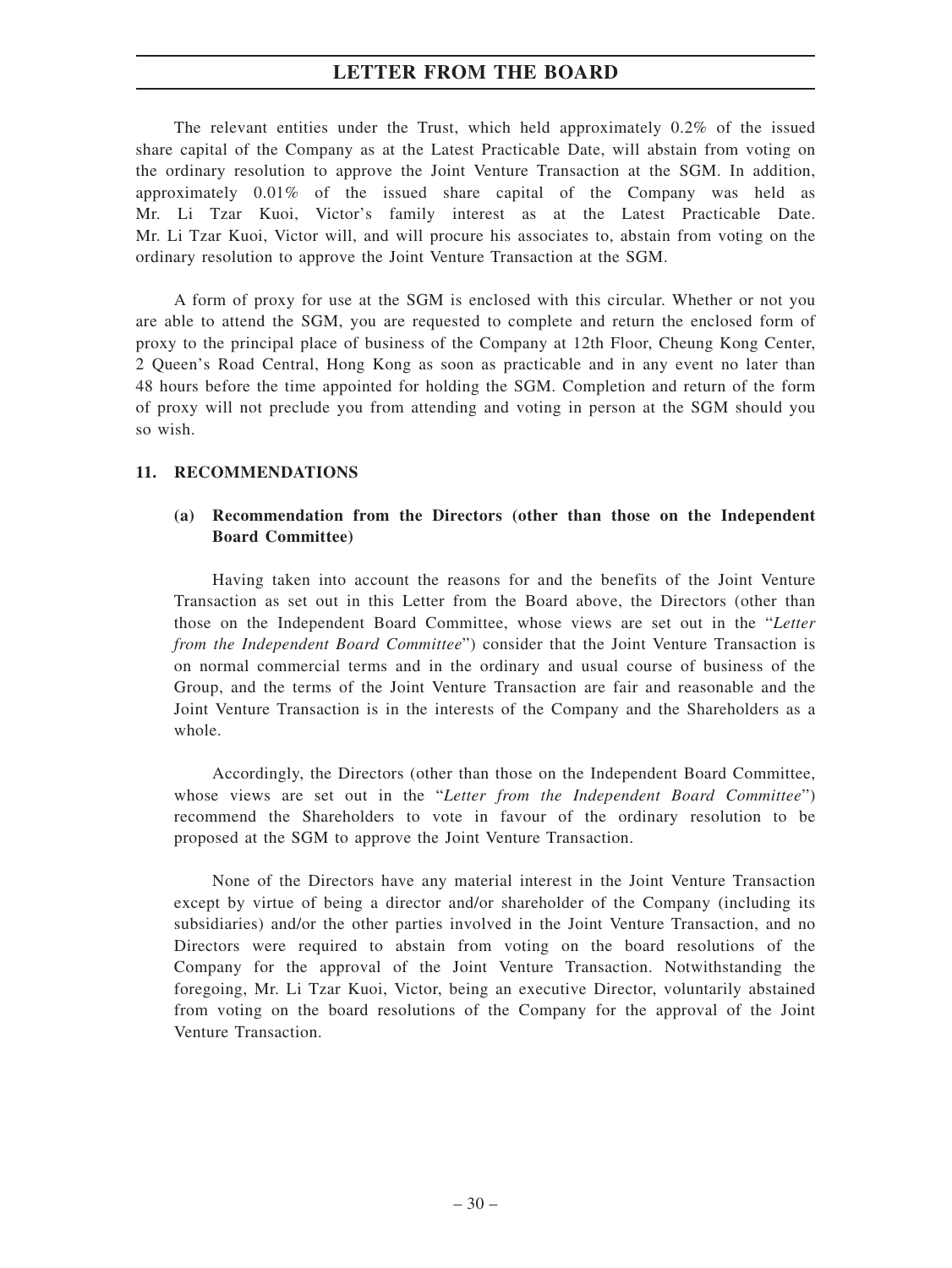The relevant entities under the Trust, which held approximately 0.2% of the issued share capital of the Company as at the Latest Practicable Date, will abstain from voting on the ordinary resolution to approve the Joint Venture Transaction at the SGM. In addition, approximately 0.01% of the issued share capital of the Company was held as Mr. Li Tzar Kuoi, Victor's family interest as at the Latest Practicable Date. Mr. Li Tzar Kuoi, Victor will, and will procure his associates to, abstain from voting on the ordinary resolution to approve the Joint Venture Transaction at the SGM.

A form of proxy for use at the SGM is enclosed with this circular. Whether or not you are able to attend the SGM, you are requested to complete and return the enclosed form of proxy to the principal place of business of the Company at 12th Floor, Cheung Kong Center, 2 Queen's Road Central, Hong Kong as soon as practicable and in any event no later than 48 hours before the time appointed for holding the SGM. Completion and return of the form of proxy will not preclude you from attending and voting in person at the SGM should you so wish.

## 11. RECOMMENDATIONS

### (a) Recommendation from the Directors (other than those on the Independent Board Committee)

Having taken into account the reasons for and the benefits of the Joint Venture Transaction as set out in this Letter from the Board above, the Directors (other than those on the Independent Board Committee, whose views are set out in the "*Letter from the Independent Board Committee*") consider that the Joint Venture Transaction is on normal commercial terms and in the ordinary and usual course of business of the Group, and the terms of the Joint Venture Transaction are fair and reasonable and the Joint Venture Transaction is in the interests of the Company and the Shareholders as a whole.

Accordingly, the Directors (other than those on the Independent Board Committee, whose views are set out in the "*Letter from the Independent Board Committee*") recommend the Shareholders to vote in favour of the ordinary resolution to be proposed at the SGM to approve the Joint Venture Transaction.

None of the Directors have any material interest in the Joint Venture Transaction except by virtue of being a director and/or shareholder of the Company (including its subsidiaries) and/or the other parties involved in the Joint Venture Transaction, and no Directors were required to abstain from voting on the board resolutions of the Company for the approval of the Joint Venture Transaction. Notwithstanding the foregoing, Mr. Li Tzar Kuoi, Victor, being an executive Director, voluntarily abstained from voting on the board resolutions of the Company for the approval of the Joint Venture Transaction.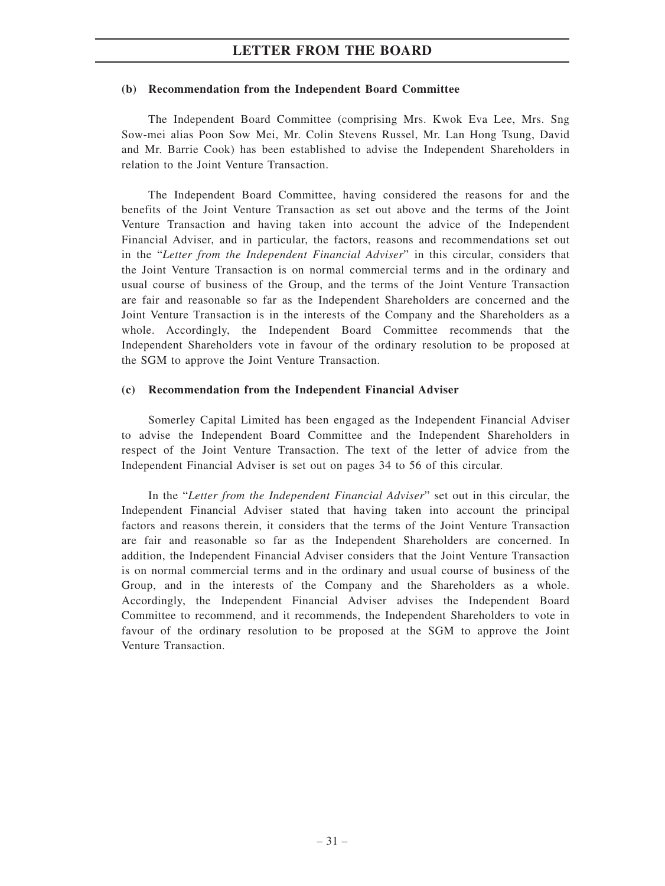### (b) Recommendation from the Independent Board Committee

The Independent Board Committee (comprising Mrs. Kwok Eva Lee, Mrs. Sng Sow-mei alias Poon Sow Mei, Mr. Colin Stevens Russel, Mr. Lan Hong Tsung, David and Mr. Barrie Cook) has been established to advise the Independent Shareholders in relation to the Joint Venture Transaction.

The Independent Board Committee, having considered the reasons for and the benefits of the Joint Venture Transaction as set out above and the terms of the Joint Venture Transaction and having taken into account the advice of the Independent Financial Adviser, and in particular, the factors, reasons and recommendations set out in the "*Letter from the Independent Financial Adviser*" in this circular, considers that the Joint Venture Transaction is on normal commercial terms and in the ordinary and usual course of business of the Group, and the terms of the Joint Venture Transaction are fair and reasonable so far as the Independent Shareholders are concerned and the Joint Venture Transaction is in the interests of the Company and the Shareholders as a whole. Accordingly, the Independent Board Committee recommends that the Independent Shareholders vote in favour of the ordinary resolution to be proposed at the SGM to approve the Joint Venture Transaction.

### (c) Recommendation from the Independent Financial Adviser

Somerley Capital Limited has been engaged as the Independent Financial Adviser to advise the Independent Board Committee and the Independent Shareholders in respect of the Joint Venture Transaction. The text of the letter of advice from the Independent Financial Adviser is set out on pages 34 to 56 of this circular.

In the "*Letter from the Independent Financial Adviser*" set out in this circular, the Independent Financial Adviser stated that having taken into account the principal factors and reasons therein, it considers that the terms of the Joint Venture Transaction are fair and reasonable so far as the Independent Shareholders are concerned. In addition, the Independent Financial Adviser considers that the Joint Venture Transaction is on normal commercial terms and in the ordinary and usual course of business of the Group, and in the interests of the Company and the Shareholders as a whole. Accordingly, the Independent Financial Adviser advises the Independent Board Committee to recommend, and it recommends, the Independent Shareholders to vote in favour of the ordinary resolution to be proposed at the SGM to approve the Joint Venture Transaction.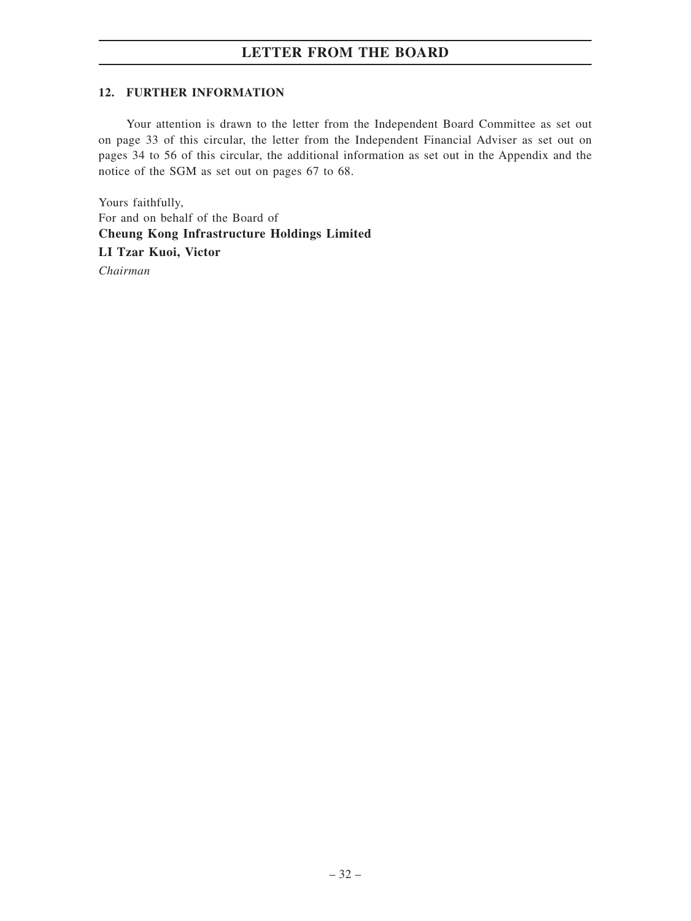## 12. FURTHER INFORMATION

Your attention is drawn to the letter from the Independent Board Committee as set out on page 33 of this circular, the letter from the Independent Financial Adviser as set out on pages 34 to 56 of this circular, the additional information as set out in the Appendix and the notice of the SGM as set out on pages 67 to 68.

Yours faithfully,
For and on behalf of the Board of
**Cheung Kong Infrastructure Holdings Limited**
**LI Tzar Kuoi, Victor**
*Chairman*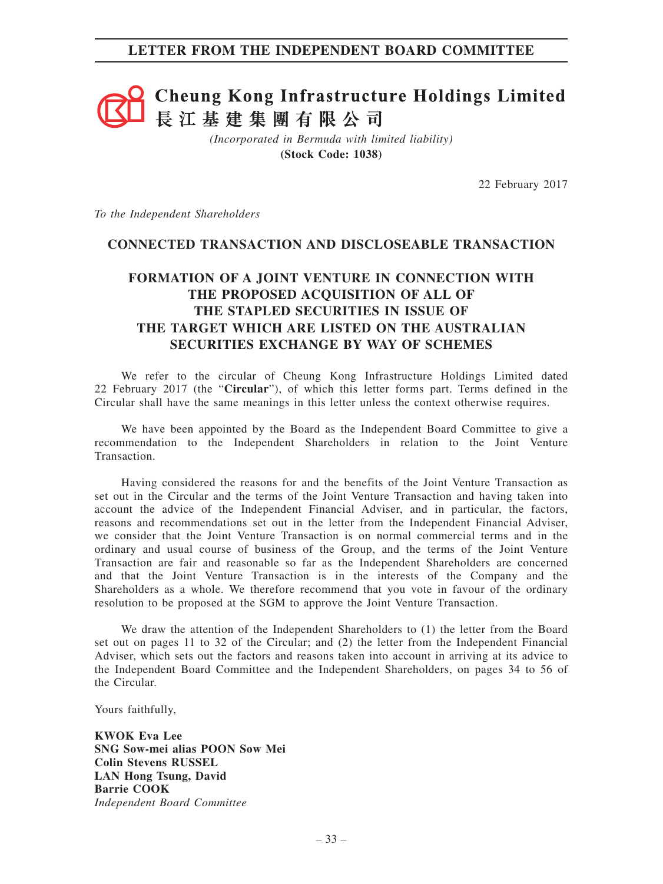# LETTER FROM THE INDEPENDENT BOARD COMMITTEE

**Cheung Kong Infrastructure Holdings Limited**
**長江基建集團有限公司**

*(Incorporated in Bermuda with limited liability)*
**(Stock Code: 1038)**

22 February 2017

*To the Independent Shareholders*

## CONNECTED TRANSACTION AND DISCLOSEABLE TRANSACTION

## FORMATION OF A JOINT VENTURE IN CONNECTION WITH THE PROPOSED ACQUISITION OF ALL OF THE STAPLED SECURITIES IN ISSUE OF THE TARGET WHICH ARE LISTED ON THE AUSTRALIAN SECURITIES EXCHANGE BY WAY OF SCHEMES

We refer to the circular of Cheung Kong Infrastructure Holdings Limited dated 22 February 2017 (the "**Circular**"), of which this letter forms part. Terms defined in the Circular shall have the same meanings in this letter unless the context otherwise requires.

We have been appointed by the Board as the Independent Board Committee to give a recommendation to the Independent Shareholders in relation to the Joint Venture Transaction.

Having considered the reasons for and the benefits of the Joint Venture Transaction as set out in the Circular and the terms of the Joint Venture Transaction and having taken into account the advice of the Independent Financial Adviser, and in particular, the factors, reasons and recommendations set out in the letter from the Independent Financial Adviser, we consider that the Joint Venture Transaction is on normal commercial terms and in the ordinary and usual course of business of the Group, and the terms of the Joint Venture Transaction are fair and reasonable so far as the Independent Shareholders are concerned and that the Joint Venture Transaction is in the interests of the Company and the Shareholders as a whole. We therefore recommend that you vote in favour of the ordinary resolution to be proposed at the SGM to approve the Joint Venture Transaction.

We draw the attention of the Independent Shareholders to (1) the letter from the Board set out on pages 11 to 32 of the Circular; and (2) the letter from the Independent Financial Adviser, which sets out the factors and reasons taken into account in arriving at its advice to the Independent Board Committee and the Independent Shareholders, on pages 34 to 56 of the Circular.

Yours faithfully,

**KWOK Eva Lee**
**SNG Sow-mei alias POON Sow Mei**
**Colin Stevens RUSSEL**
**LAN Hong Tsung, David**
**Barrie COOK**
*Independent Board Committee*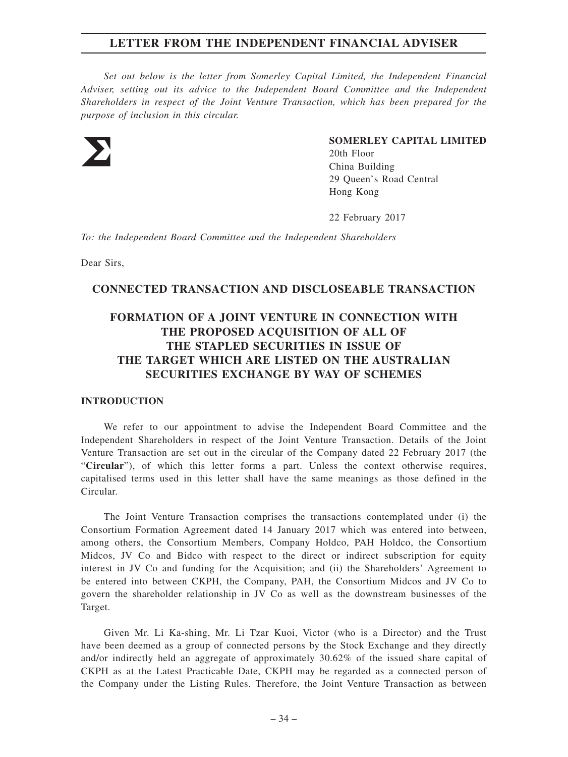# LETTER FROM THE INDEPENDENT FINANCIAL ADVISER

*Set out below is the letter from Somerley Capital Limited, the Independent Financial Adviser, setting out its advice to the Independent Board Committee and the Independent Shareholders in respect of the Joint Venture Transaction, which has been prepared for the purpose of inclusion in this circular.*

**SOMERLEY CAPITAL LIMITED**
20th Floor
China Building
29 Queen's Road Central
Hong Kong

22 February 2017

*To: the Independent Board Committee and the Independent Shareholders*

Dear Sirs,

## CONNECTED TRANSACTION AND DISCLOSEABLE TRANSACTION

## FORMATION OF A JOINT VENTURE IN CONNECTION WITH THE PROPOSED ACQUISITION OF ALL OF THE STAPLED SECURITIES IN ISSUE OF THE TARGET WHICH ARE LISTED ON THE AUSTRALIAN SECURITIES EXCHANGE BY WAY OF SCHEMES

### INTRODUCTION

We refer to our appointment to advise the Independent Board Committee and the Independent Shareholders in respect of the Joint Venture Transaction. Details of the Joint Venture Transaction are set out in the circular of the Company dated 22 February 2017 (the "**Circular**"), of which this letter forms a part. Unless the context otherwise requires, capitalised terms used in this letter shall have the same meanings as those defined in the Circular.

The Joint Venture Transaction comprises the transactions contemplated under (i) the Consortium Formation Agreement dated 14 January 2017 which was entered into between, among others, the Consortium Members, Company Holdco, PAH Holdco, the Consortium Midcos, JV Co and Bidco with respect to the direct or indirect subscription for equity interest in JV Co and funding for the Acquisition; and (ii) the Shareholders' Agreement to be entered into between CKPH, the Company, PAH, the Consortium Midcos and JV Co to govern the shareholder relationship in JV Co as well as the downstream businesses of the Target.

Given Mr. Li Ka-shing, Mr. Li Tzar Kuoi, Victor (who is a Director) and the Trust have been deemed as a group of connected persons by the Stock Exchange and they directly and/or indirectly held an aggregate of approximately 30.62% of the issued share capital of CKPH as at the Latest Practicable Date, CKPH may be regarded as a connected person of the Company under the Listing Rules. Therefore, the Joint Venture Transaction as between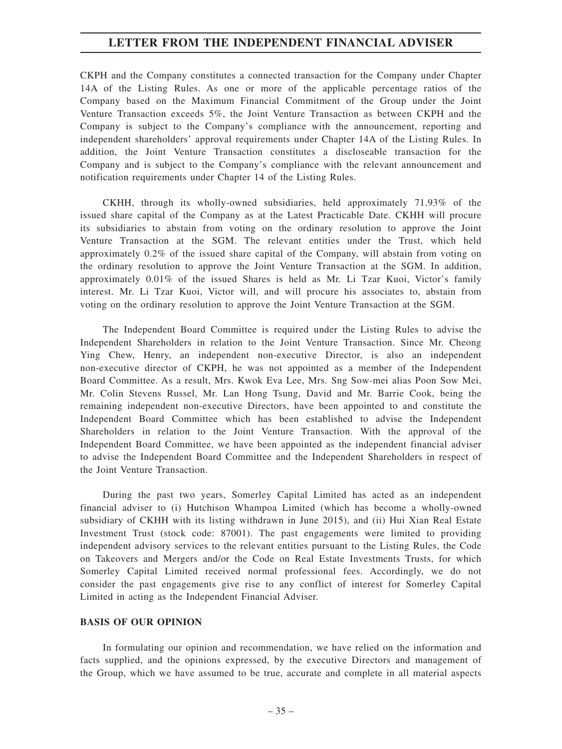CKPH and the Company constitutes a connected transaction for the Company under Chapter 14A of the Listing Rules. As one or more of the applicable percentage ratios of the Company based on the Maximum Financial Commitment of the Group under the Joint Venture Transaction exceeds 5%, the Joint Venture Transaction as between CKPH and the Company is subject to the Company's compliance with the announcement, reporting and independent shareholders' approval requirements under Chapter 14A of the Listing Rules. In addition, the Joint Venture Transaction constitutes a discloseable transaction for the Company and is subject to the Company's compliance with the relevant announcement and notification requirements under Chapter 14 of the Listing Rules.

CKHH, through its wholly-owned subsidiaries, held approximately 71.93% of the issued share capital of the Company as at the Latest Practicable Date. CKHH will procure its subsidiaries to abstain from voting on the ordinary resolution to approve the Joint Venture Transaction at the SGM. The relevant entities under the Trust, which held approximately 0.2% of the issued share capital of the Company, will abstain from voting on the ordinary resolution to approve the Joint Venture Transaction at the SGM. In addition, approximately 0.01% of the issued Shares is held as Mr. Li Tzar Kuoi, Victor's family interest. Mr. Li Tzar Kuoi, Victor will, and will procure his associates to, abstain from voting on the ordinary resolution to approve the Joint Venture Transaction at the SGM.

The Independent Board Committee is required under the Listing Rules to advise the Independent Shareholders in relation to the Joint Venture Transaction. Since Mr. Cheong Ying Chew, Henry, an independent non-executive Director, is also an independent non-executive director of CKPH, he was not appointed as a member of the Independent Board Committee. As a result, Mrs. Kwok Eva Lee, Mrs. Sng Sow-mei alias Poon Sow Mei, Mr. Colin Stevens Russel, Mr. Lan Hong Tsung, David and Mr. Barrie Cook, being the remaining independent non-executive Directors, have been appointed to and constitute the Independent Board Committee which has been established to advise the Independent Shareholders in relation to the Joint Venture Transaction. With the approval of the Independent Board Committee, we have been appointed as the independent financial adviser to advise the Independent Board Committee and the Independent Shareholders in respect of the Joint Venture Transaction.

During the past two years, Somerley Capital Limited has acted as an independent financial adviser to (i) Hutchison Whampoa Limited (which has become a wholly-owned subsidiary of CKHH with its listing withdrawn in June 2015), and (ii) Hui Xian Real Estate Investment Trust (stock code: 87001). The past engagements were limited to providing independent advisory services to the relevant entities pursuant to the Listing Rules, the Code on Takeovers and Mergers and/or the Code on Real Estate Investments Trusts, for which Somerley Capital Limited received normal professional fees. Accordingly, we do not consider the past engagements give rise to any conflict of interest for Somerley Capital Limited in acting as the Independent Financial Adviser.

## BASIS OF OUR OPINION

In formulating our opinion and recommendation, we have relied on the information and facts supplied, and the opinions expressed, by the executive Directors and management of the Group, which we have assumed to be true, accurate and complete in all material aspects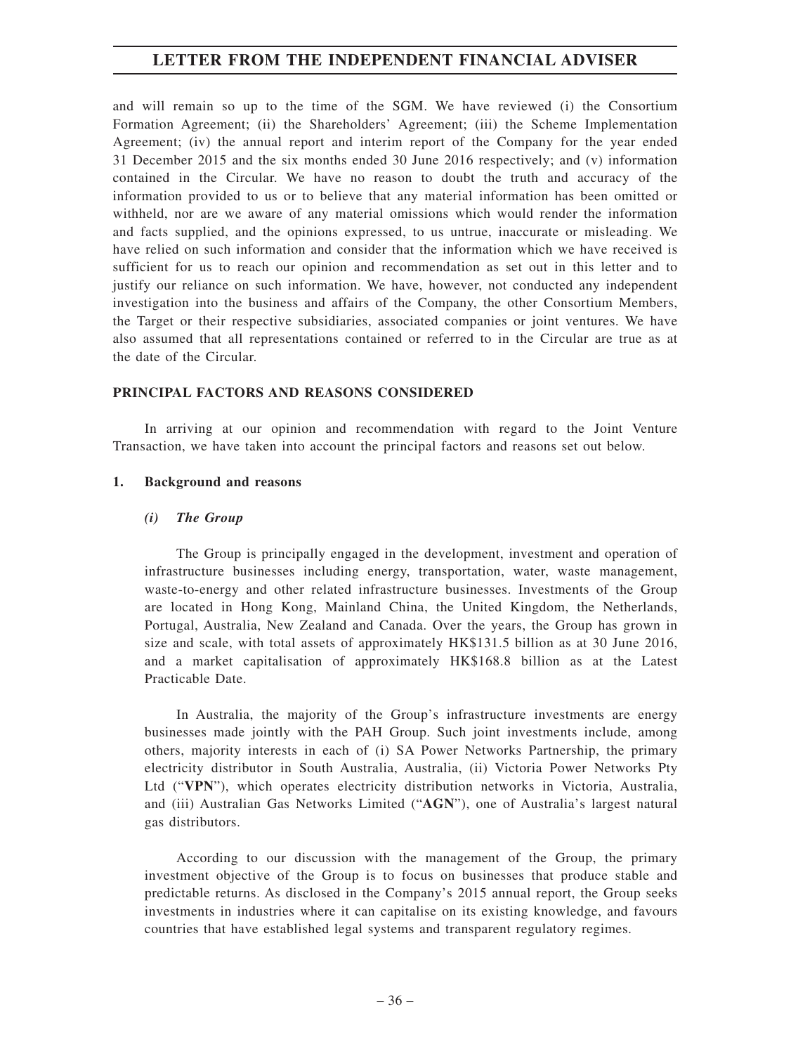and will remain so up to the time of the SGM. We have reviewed (i) the Consortium Formation Agreement; (ii) the Shareholders' Agreement; (iii) the Scheme Implementation Agreement; (iv) the annual report and interim report of the Company for the year ended 31 December 2015 and the six months ended 30 June 2016 respectively; and (v) information contained in the Circular. We have no reason to doubt the truth and accuracy of the information provided to us or to believe that any material information has been omitted or withheld, nor are we aware of any material omissions which would render the information and facts supplied, and the opinions expressed, to us untrue, inaccurate or misleading. We have relied on such information and consider that the information which we have received is sufficient for us to reach our opinion and recommendation as set out in this letter and to justify our reliance on such information. We have, however, not conducted any independent investigation into the business and affairs of the Company, the other Consortium Members, the Target or their respective subsidiaries, associated companies or joint ventures. We have also assumed that all representations contained or referred to in the Circular are true as at the date of the Circular.

## PRINCIPAL FACTORS AND REASONS CONSIDERED

In arriving at our opinion and recommendation with regard to the Joint Venture Transaction, we have taken into account the principal factors and reasons set out below.

### 1. Background and reasons

#### *(i) The Group*

The Group is principally engaged in the development, investment and operation of infrastructure businesses including energy, transportation, water, waste management, waste-to-energy and other related infrastructure businesses. Investments of the Group are located in Hong Kong, Mainland China, the United Kingdom, the Netherlands, Portugal, Australia, New Zealand and Canada. Over the years, the Group has grown in size and scale, with total assets of approximately HK$131.5 billion as at 30 June 2016, and a market capitalisation of approximately HK$168.8 billion as at the Latest Practicable Date.

In Australia, the majority of the Group's infrastructure investments are energy businesses made jointly with the PAH Group. Such joint investments include, among others, majority interests in each of (i) SA Power Networks Partnership, the primary electricity distributor in South Australia, Australia, (ii) Victoria Power Networks Pty Ltd ("**VPN**"), which operates electricity distribution networks in Victoria, Australia, and (iii) Australian Gas Networks Limited ("**AGN**"), one of Australia's largest natural gas distributors.

According to our discussion with the management of the Group, the primary investment objective of the Group is to focus on businesses that produce stable and predictable returns. As disclosed in the Company's 2015 annual report, the Group seeks investments in industries where it can capitalise on its existing knowledge, and favours countries that have established legal systems and transparent regulatory regimes.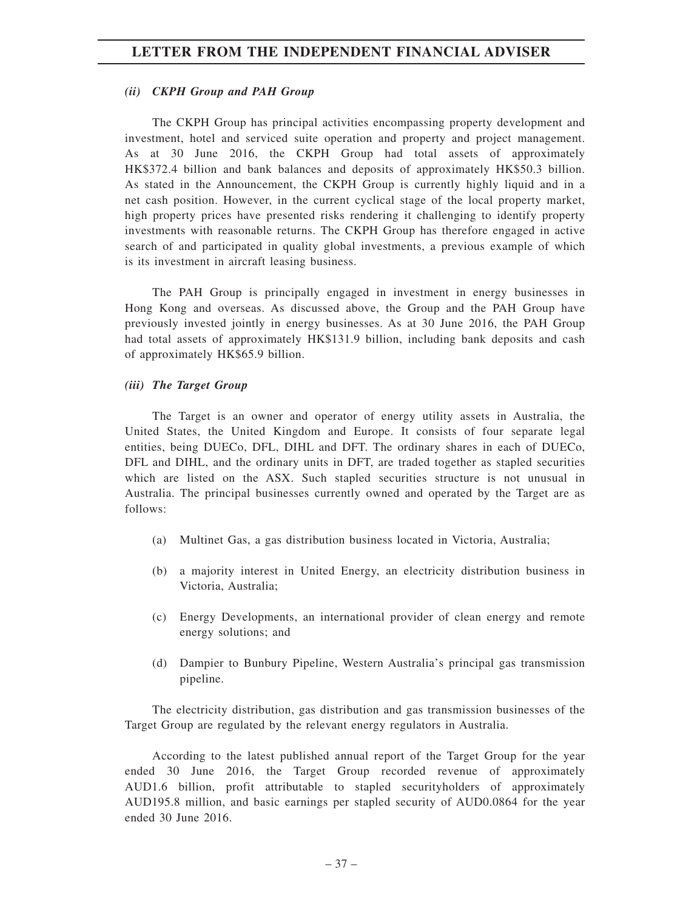*(ii) CKPH Group and PAH Group*

The CKPH Group has principal activities encompassing property development and investment, hotel and serviced suite operation and property and project management. As at 30 June 2016, the CKPH Group had total assets of approximately HK$372.4 billion and bank balances and deposits of approximately HK$50.3 billion. As stated in the Announcement, the CKPH Group is currently highly liquid and in a net cash position. However, in the current cyclical stage of the local property market, high property prices have presented risks rendering it challenging to identify property investments with reasonable returns. The CKPH Group has therefore engaged in active search of and participated in quality global investments, a previous example of which is its investment in aircraft leasing business.

The PAH Group is principally engaged in investment in energy businesses in Hong Kong and overseas. As discussed above, the Group and the PAH Group have previously invested jointly in energy businesses. As at 30 June 2016, the PAH Group had total assets of approximately HK$131.9 billion, including bank deposits and cash of approximately HK$65.9 billion.

*(iii) The Target Group*

The Target is an owner and operator of energy utility assets in Australia, the United States, the United Kingdom and Europe. It consists of four separate legal entities, being DUECo, DFL, DIHL and DFT. The ordinary shares in each of DUECo, DFL and DIHL, and the ordinary units in DFT, are traded together as stapled securities which are listed on the ASX. Such stapled securities structure is not unusual in Australia. The principal businesses currently owned and operated by the Target are as follows:

(a) Multinet Gas, a gas distribution business located in Victoria, Australia;

(b) a majority interest in United Energy, an electricity distribution business in Victoria, Australia;

(c) Energy Developments, an international provider of clean energy and remote energy solutions; and

(d) Dampier to Bunbury Pipeline, Western Australia's principal gas transmission pipeline.

The electricity distribution, gas distribution and gas transmission businesses of the Target Group are regulated by the relevant energy regulators in Australia.

According to the latest published annual report of the Target Group for the year ended 30 June 2016, the Target Group recorded revenue of approximately AUD1.6 billion, profit attributable to stapled securityholders of approximately AUD195.8 million, and basic earnings per stapled security of AUD0.0864 for the year ended 30 June 2016.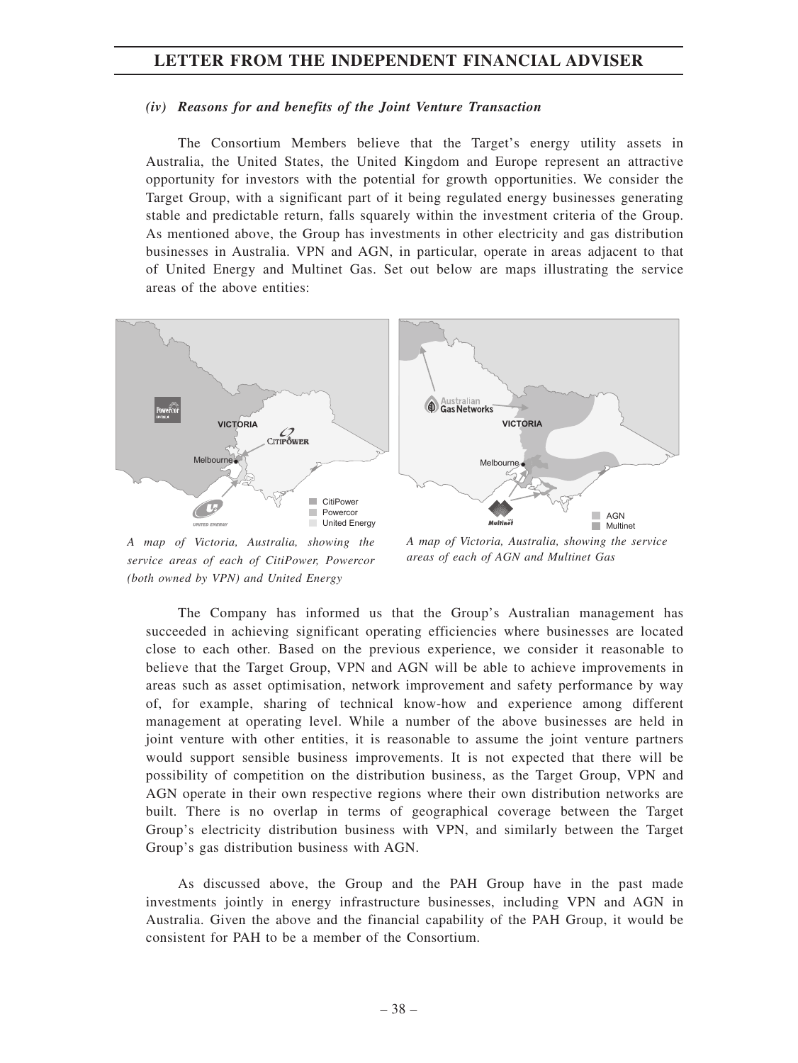*(iv) Reasons for and benefits of the Joint Venture Transaction*

The Consortium Members believe that the Target's energy utility assets in Australia, the United States, the United Kingdom and Europe represent an attractive opportunity for investors with the potential for growth opportunities. We consider the Target Group, with a significant part of it being regulated energy businesses generating stable and predictable return, falls squarely within the investment criteria of the Group. As mentioned above, the Group has investments in other electricity and gas distribution businesses in Australia. VPN and AGN, in particular, operate in areas adjacent to that of United Energy and Multinet Gas. Set out below are maps illustrating the service areas of the above entities:

*A map of Victoria, Australia, showing the service areas of each of CitiPower, Powercor (both owned by VPN) and United Energy*

*A map of Victoria, Australia, showing the service areas of each of AGN and Multinet Gas*

The Company has informed us that the Group's Australian management has succeeded in achieving significant operating efficiencies where businesses are located close to each other. Based on the previous experience, we consider it reasonable to believe that the Target Group, VPN and AGN will be able to achieve improvements in areas such as asset optimisation, network improvement and safety performance by way of, for example, sharing of technical know-how and experience among different management at operating level. While a number of the above businesses are held in joint venture with other entities, it is reasonable to assume the joint venture partners would support sensible business improvements. It is not expected that there will be possibility of competition on the distribution business, as the Target Group, VPN and AGN operate in their own respective regions where their own distribution networks are built. There is no overlap in terms of geographical coverage between the Target Group's electricity distribution business with VPN, and similarly between the Target Group's gas distribution business with AGN.

As discussed above, the Group and the PAH Group have in the past made investments jointly in energy infrastructure businesses, including VPN and AGN in Australia. Given the above and the financial capability of the PAH Group, it would be consistent for PAH to be a member of the Consortium.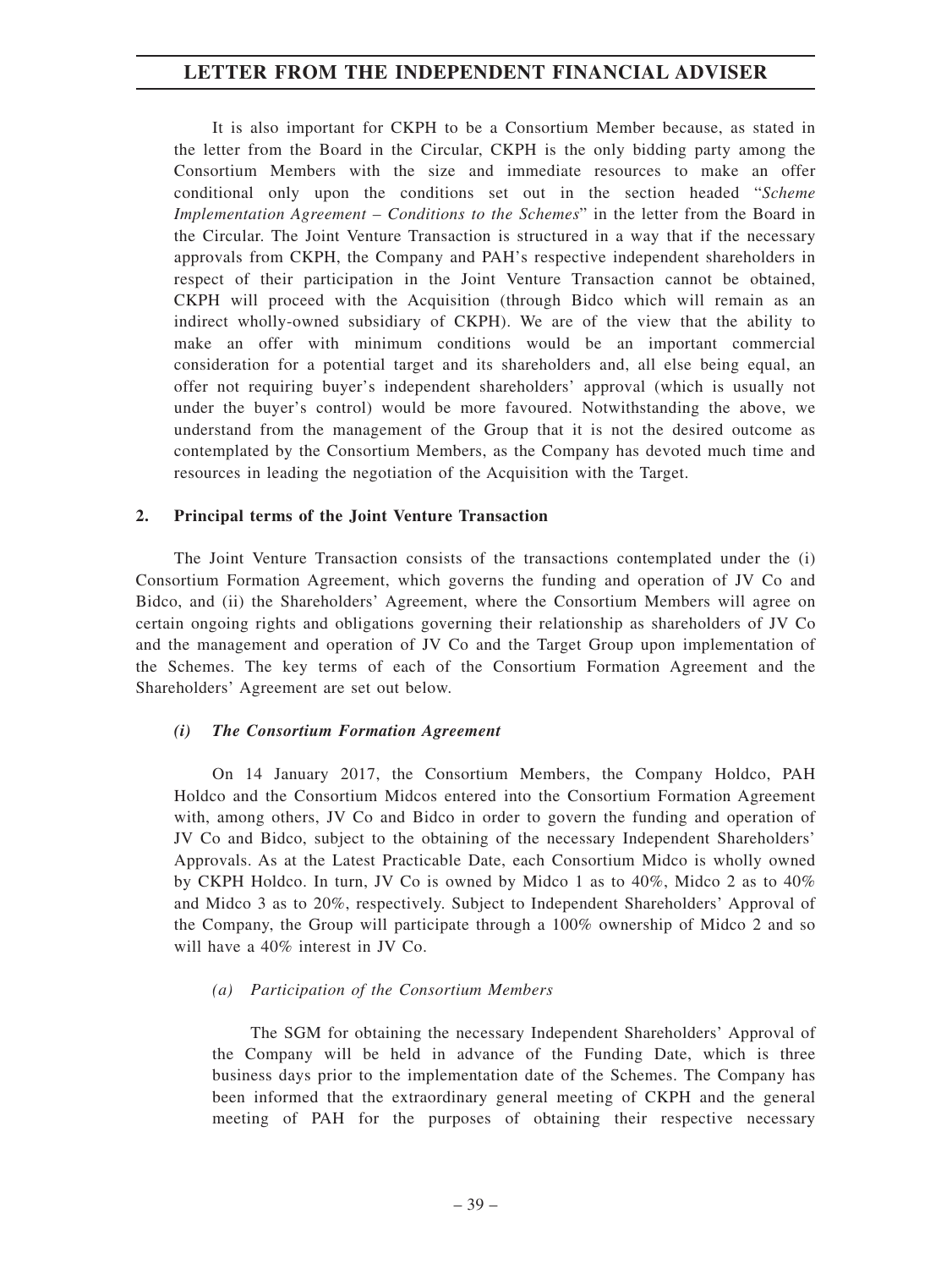It is also important for CKPH to be a Consortium Member because, as stated in the letter from the Board in the Circular, CKPH is the only bidding party among the Consortium Members with the size and immediate resources to make an offer conditional only upon the conditions set out in the section headed "*Scheme Implementation Agreement – Conditions to the Schemes*" in the letter from the Board in the Circular. The Joint Venture Transaction is structured in a way that if the necessary approvals from CKPH, the Company and PAH's respective independent shareholders in respect of their participation in the Joint Venture Transaction cannot be obtained, CKPH will proceed with the Acquisition (through Bidco which will remain as an indirect wholly-owned subsidiary of CKPH). We are of the view that the ability to make an offer with minimum conditions would be an important commercial consideration for a potential target and its shareholders and, all else being equal, an offer not requiring buyer's independent shareholders' approval (which is usually not under the buyer's control) would be more favoured. Notwithstanding the above, we understand from the management of the Group that it is not the desired outcome as contemplated by the Consortium Members, as the Company has devoted much time and resources in leading the negotiation of the Acquisition with the Target.

## 2. Principal terms of the Joint Venture Transaction

The Joint Venture Transaction consists of the transactions contemplated under the (i) Consortium Formation Agreement, which governs the funding and operation of JV Co and Bidco, and (ii) the Shareholders' Agreement, where the Consortium Members will agree on certain ongoing rights and obligations governing their relationship as shareholders of JV Co and the management and operation of JV Co and the Target Group upon implementation of the Schemes. The key terms of each of the Consortium Formation Agreement and the Shareholders' Agreement are set out below.

### *(i) The Consortium Formation Agreement*

On 14 January 2017, the Consortium Members, the Company Holdco, PAH Holdco and the Consortium Midcos entered into the Consortium Formation Agreement with, among others, JV Co and Bidco in order to govern the funding and operation of JV Co and Bidco, subject to the obtaining of the necessary Independent Shareholders' Approvals. As at the Latest Practicable Date, each Consortium Midco is wholly owned by CKPH Holdco. In turn, JV Co is owned by Midco 1 as to 40%, Midco 2 as to 40% and Midco 3 as to 20%, respectively. Subject to Independent Shareholders' Approval of the Company, the Group will participate through a 100% ownership of Midco 2 and so will have a 40% interest in JV Co.

*(a) Participation of the Consortium Members*

The SGM for obtaining the necessary Independent Shareholders' Approval of the Company will be held in advance of the Funding Date, which is three business days prior to the implementation date of the Schemes. The Company has been informed that the extraordinary general meeting of CKPH and the general meeting of PAH for the purposes of obtaining their respective necessary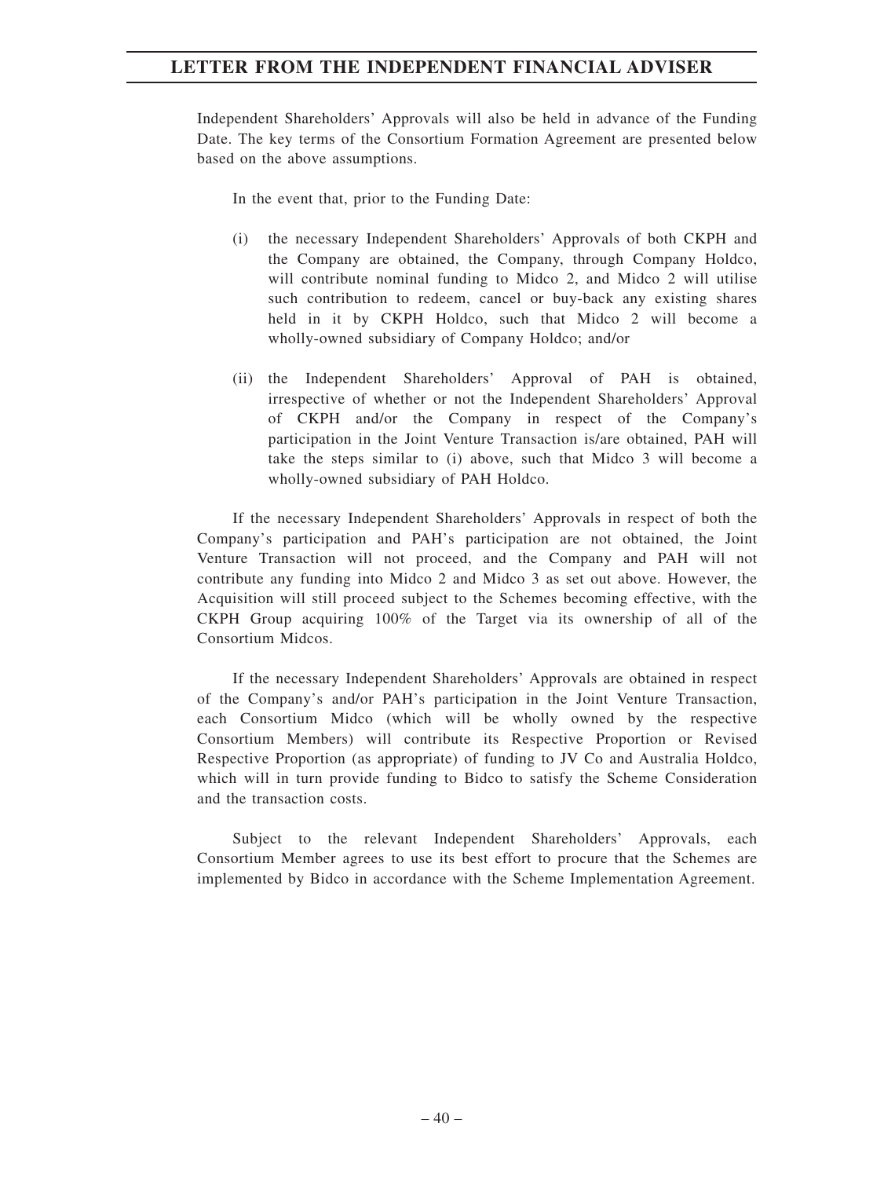Independent Shareholders' Approvals will also be held in advance of the Funding Date. The key terms of the Consortium Formation Agreement are presented below based on the above assumptions.

In the event that, prior to the Funding Date:

(i) the necessary Independent Shareholders' Approvals of both CKPH and the Company are obtained, the Company, through Company Holdco, will contribute nominal funding to Midco 2, and Midco 2 will utilise such contribution to redeem, cancel or buy-back any existing shares held in it by CKPH Holdco, such that Midco 2 will become a wholly-owned subsidiary of Company Holdco; and/or

(ii) the Independent Shareholders' Approval of PAH is obtained, irrespective of whether or not the Independent Shareholders' Approval of CKPH and/or the Company in respect of the Company's participation in the Joint Venture Transaction is/are obtained, PAH will take the steps similar to (i) above, such that Midco 3 will become a wholly-owned subsidiary of PAH Holdco.

If the necessary Independent Shareholders' Approvals in respect of both the Company's participation and PAH's participation are not obtained, the Joint Venture Transaction will not proceed, and the Company and PAH will not contribute any funding into Midco 2 and Midco 3 as set out above. However, the Acquisition will still proceed subject to the Schemes becoming effective, with the CKPH Group acquiring 100% of the Target via its ownership of all of the Consortium Midcos.

If the necessary Independent Shareholders' Approvals are obtained in respect of the Company's and/or PAH's participation in the Joint Venture Transaction, each Consortium Midco (which will be wholly owned by the respective Consortium Members) will contribute its Respective Proportion or Revised Respective Proportion (as appropriate) of funding to JV Co and Australia Holdco, which will in turn provide funding to Bidco to satisfy the Scheme Consideration and the transaction costs.

Subject to the relevant Independent Shareholders' Approvals, each Consortium Member agrees to use its best effort to procure that the Schemes are implemented by Bidco in accordance with the Scheme Implementation Agreement.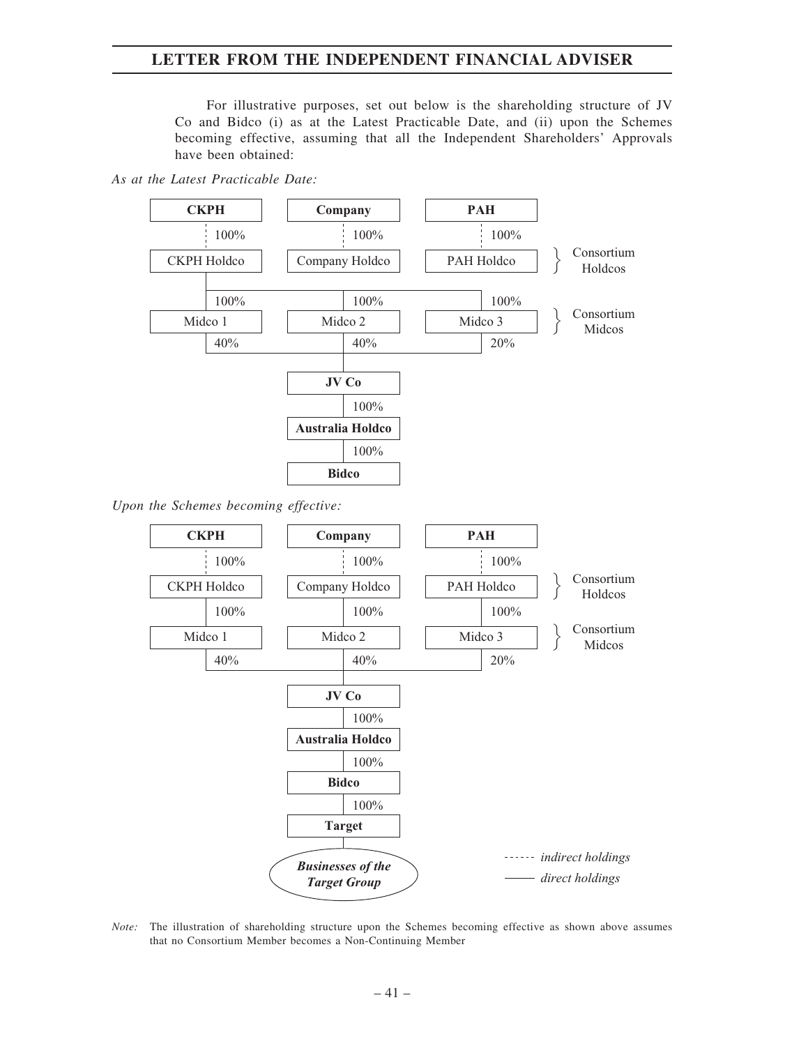For illustrative purposes, set out below is the shareholding structure of JV Co and Bidco (i) as at the Latest Practicable Date, and (ii) upon the Schemes becoming effective, assuming that all the Independent Shareholders' Approvals have been obtained:

*As at the Latest Practicable Date:*

**CKPH** — 100% (indirect) — CKPH Holdco
**Company** — 100% (indirect) — Company Holdco
**PAH** — 100% (indirect) — PAH Holdco

CKPH Holdco, Company Holdco and PAH Holdco: Consortium Holdcos

CKPH Holdco — 100% — Midco 1
CKPH Holdco — 100% — Midco 2
CKPH Holdco — 100% — Midco 3

Midco 1, Midco 2 and Midco 3: Consortium Midcos

Midco 1 — 40% — **JV Co**
Midco 2 — 40% — **JV Co**
Midco 3 — 20% — **JV Co**

**JV Co** — 100% — **Australia Holdco** — 100% — **Bidco**

*Upon the Schemes becoming effective:*

**CKPH** — 100% (indirect) — CKPH Holdco — 100% — Midco 1
**Company** — 100% (indirect) — Company Holdco — 100% — Midco 2
**PAH** — 100% (indirect) — PAH Holdco — 100% — Midco 3

CKPH Holdco, Company Holdco and PAH Holdco: Consortium Holdcos

Midco 1, Midco 2 and Midco 3: Consortium Midcos

Midco 1 — 40% — **JV Co**
Midco 2 — 40% — **JV Co**
Midco 3 — 20% — **JV Co**

**JV Co** — 100% — **Australia Holdco** — 100% — **Bidco** — 100% — **Target** — ***Businesses of the Target Group***

- - - - - - *indirect holdings*
———— *direct holdings*

*Note:* The illustration of shareholding structure upon the Schemes becoming effective as shown above assumes that no Consortium Member becomes a Non-Continuing Member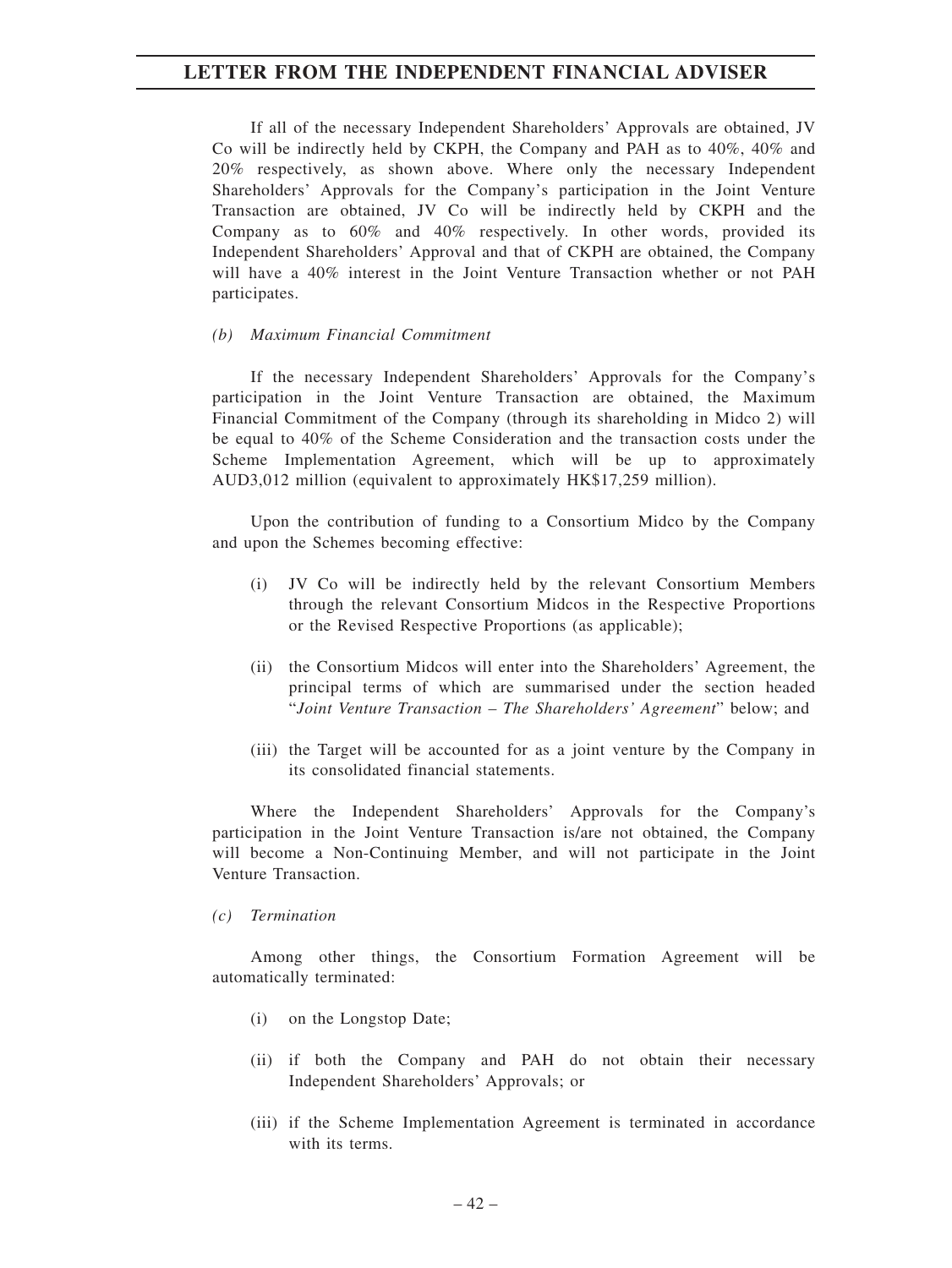If all of the necessary Independent Shareholders' Approvals are obtained, JV Co will be indirectly held by CKPH, the Company and PAH as to 40%, 40% and 20% respectively, as shown above. Where only the necessary Independent Shareholders' Approvals for the Company's participation in the Joint Venture Transaction are obtained, JV Co will be indirectly held by CKPH and the Company as to 60% and 40% respectively. In other words, provided its Independent Shareholders' Approval and that of CKPH are obtained, the Company will have a 40% interest in the Joint Venture Transaction whether or not PAH participates.

*(b) Maximum Financial Commitment*

If the necessary Independent Shareholders' Approvals for the Company's participation in the Joint Venture Transaction are obtained, the Maximum Financial Commitment of the Company (through its shareholding in Midco 2) will be equal to 40% of the Scheme Consideration and the transaction costs under the Scheme Implementation Agreement, which will be up to approximately AUD3,012 million (equivalent to approximately HK$17,259 million).

Upon the contribution of funding to a Consortium Midco by the Company and upon the Schemes becoming effective:

(i) JV Co will be indirectly held by the relevant Consortium Members through the relevant Consortium Midcos in the Respective Proportions or the Revised Respective Proportions (as applicable);

(ii) the Consortium Midcos will enter into the Shareholders' Agreement, the principal terms of which are summarised under the section headed "*Joint Venture Transaction – The Shareholders' Agreement*" below; and

(iii) the Target will be accounted for as a joint venture by the Company in its consolidated financial statements.

Where the Independent Shareholders' Approvals for the Company's participation in the Joint Venture Transaction is/are not obtained, the Company will become a Non-Continuing Member, and will not participate in the Joint Venture Transaction.

*(c) Termination*

Among other things, the Consortium Formation Agreement will be automatically terminated:

(i) on the Longstop Date;

(ii) if both the Company and PAH do not obtain their necessary Independent Shareholders' Approvals; or

(iii) if the Scheme Implementation Agreement is terminated in accordance with its terms.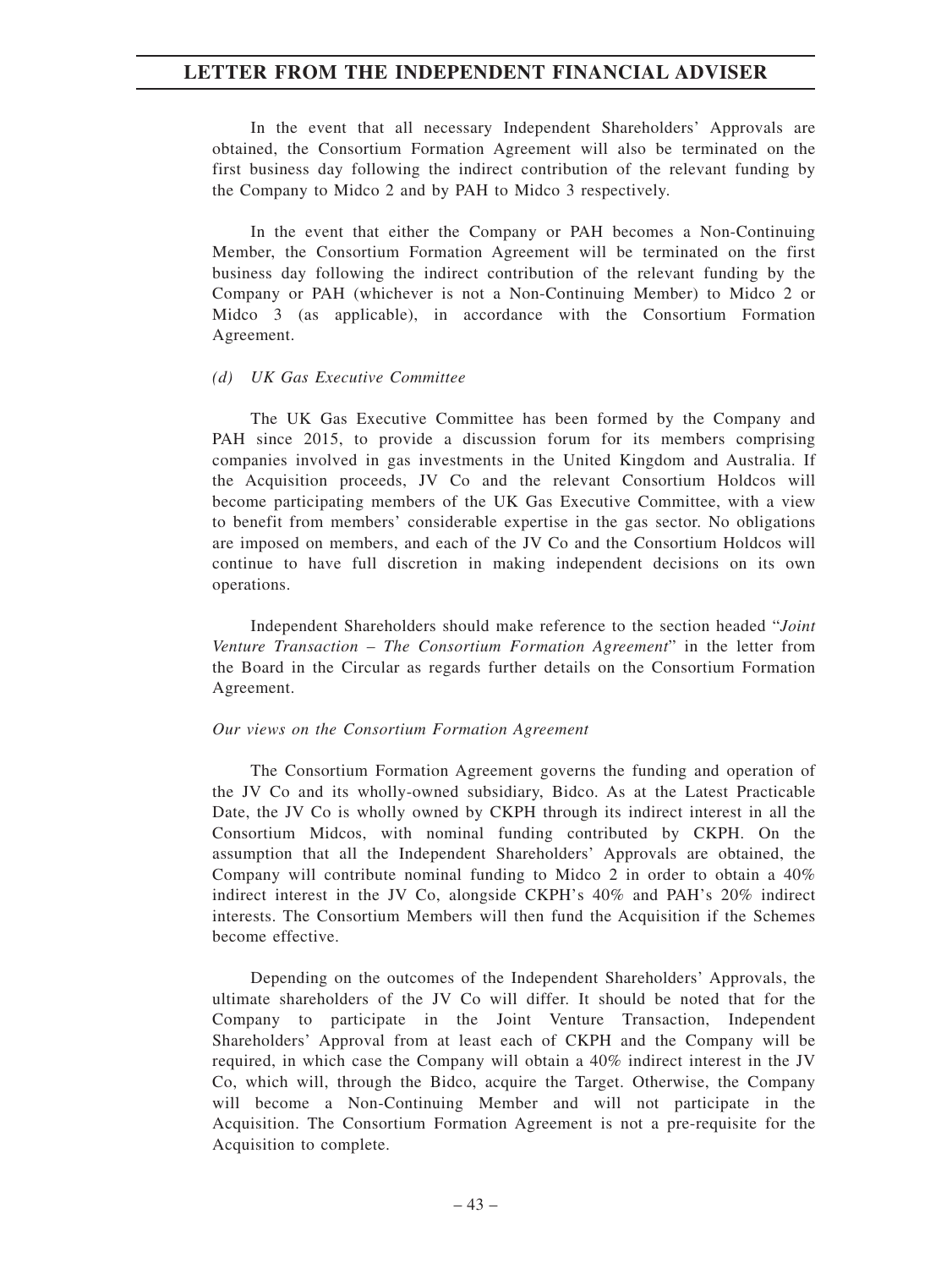In the event that all necessary Independent Shareholders' Approvals are obtained, the Consortium Formation Agreement will also be terminated on the first business day following the indirect contribution of the relevant funding by the Company to Midco 2 and by PAH to Midco 3 respectively.

In the event that either the Company or PAH becomes a Non-Continuing Member, the Consortium Formation Agreement will be terminated on the first business day following the indirect contribution of the relevant funding by the Company or PAH (whichever is not a Non-Continuing Member) to Midco 2 or Midco 3 (as applicable), in accordance with the Consortium Formation Agreement.

*(d) UK Gas Executive Committee*

The UK Gas Executive Committee has been formed by the Company and PAH since 2015, to provide a discussion forum for its members comprising companies involved in gas investments in the United Kingdom and Australia. If the Acquisition proceeds, JV Co and the relevant Consortium Holdcos will become participating members of the UK Gas Executive Committee, with a view to benefit from members' considerable expertise in the gas sector. No obligations are imposed on members, and each of the JV Co and the Consortium Holdcos will continue to have full discretion in making independent decisions on its own operations.

Independent Shareholders should make reference to the section headed "*Joint Venture Transaction – The Consortium Formation Agreement*" in the letter from the Board in the Circular as regards further details on the Consortium Formation Agreement.

*Our views on the Consortium Formation Agreement*

The Consortium Formation Agreement governs the funding and operation of the JV Co and its wholly-owned subsidiary, Bidco. As at the Latest Practicable Date, the JV Co is wholly owned by CKPH through its indirect interest in all the Consortium Midcos, with nominal funding contributed by CKPH. On the assumption that all the Independent Shareholders' Approvals are obtained, the Company will contribute nominal funding to Midco 2 in order to obtain a 40% indirect interest in the JV Co, alongside CKPH's 40% and PAH's 20% indirect interests. The Consortium Members will then fund the Acquisition if the Schemes become effective.

Depending on the outcomes of the Independent Shareholders' Approvals, the ultimate shareholders of the JV Co will differ. It should be noted that for the Company to participate in the Joint Venture Transaction, Independent Shareholders' Approval from at least each of CKPH and the Company will be required, in which case the Company will obtain a 40% indirect interest in the JV Co, which will, through the Bidco, acquire the Target. Otherwise, the Company will become a Non-Continuing Member and will not participate in the Acquisition. The Consortium Formation Agreement is not a pre-requisite for the Acquisition to complete.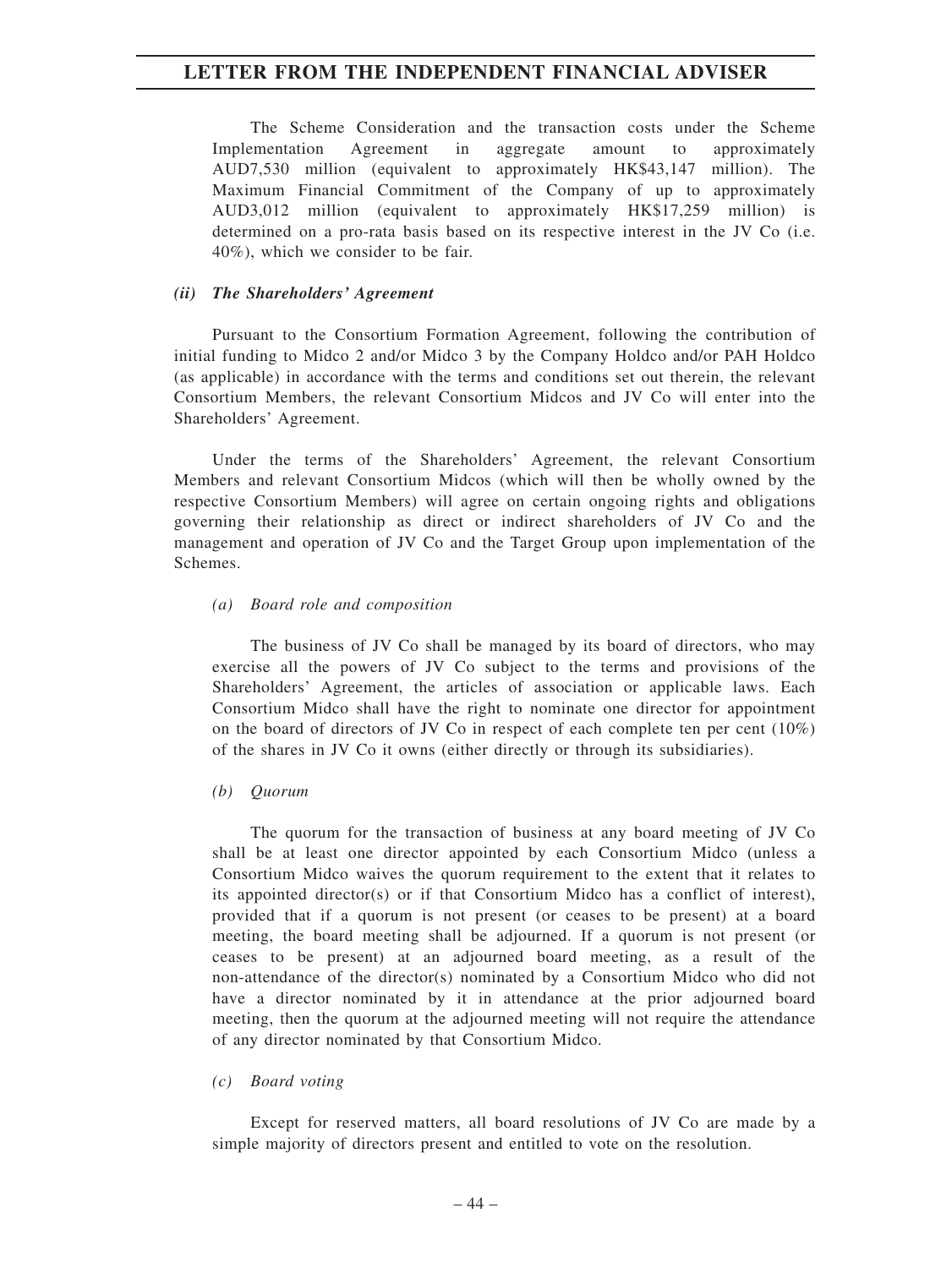The Scheme Consideration and the transaction costs under the Scheme Implementation Agreement in aggregate amount to approximately AUD7,530 million (equivalent to approximately HK$43,147 million). The Maximum Financial Commitment of the Company of up to approximately AUD3,012 million (equivalent to approximately HK$17,259 million) is determined on a pro-rata basis based on its respective interest in the JV Co (i.e. 40%), which we consider to be fair.

### *(ii) The Shareholders' Agreement*

Pursuant to the Consortium Formation Agreement, following the contribution of initial funding to Midco 2 and/or Midco 3 by the Company Holdco and/or PAH Holdco (as applicable) in accordance with the terms and conditions set out therein, the relevant Consortium Members, the relevant Consortium Midcos and JV Co will enter into the Shareholders' Agreement.

Under the terms of the Shareholders' Agreement, the relevant Consortium Members and relevant Consortium Midcos (which will then be wholly owned by the respective Consortium Members) will agree on certain ongoing rights and obligations governing their relationship as direct or indirect shareholders of JV Co and the management and operation of JV Co and the Target Group upon implementation of the Schemes.

*(a) Board role and composition*

The business of JV Co shall be managed by its board of directors, who may exercise all the powers of JV Co subject to the terms and provisions of the Shareholders' Agreement, the articles of association or applicable laws. Each Consortium Midco shall have the right to nominate one director for appointment on the board of directors of JV Co in respect of each complete ten per cent (10%) of the shares in JV Co it owns (either directly or through its subsidiaries).

*(b) Quorum*

The quorum for the transaction of business at any board meeting of JV Co shall be at least one director appointed by each Consortium Midco (unless a Consortium Midco waives the quorum requirement to the extent that it relates to its appointed director(s) or if that Consortium Midco has a conflict of interest), provided that if a quorum is not present (or ceases to be present) at a board meeting, the board meeting shall be adjourned. If a quorum is not present (or ceases to be present) at an adjourned board meeting, as a result of the non-attendance of the director(s) nominated by a Consortium Midco who did not have a director nominated by it in attendance at the prior adjourned board meeting, then the quorum at the adjourned meeting will not require the attendance of any director nominated by that Consortium Midco.

*(c) Board voting*

Except for reserved matters, all board resolutions of JV Co are made by a simple majority of directors present and entitled to vote on the resolution.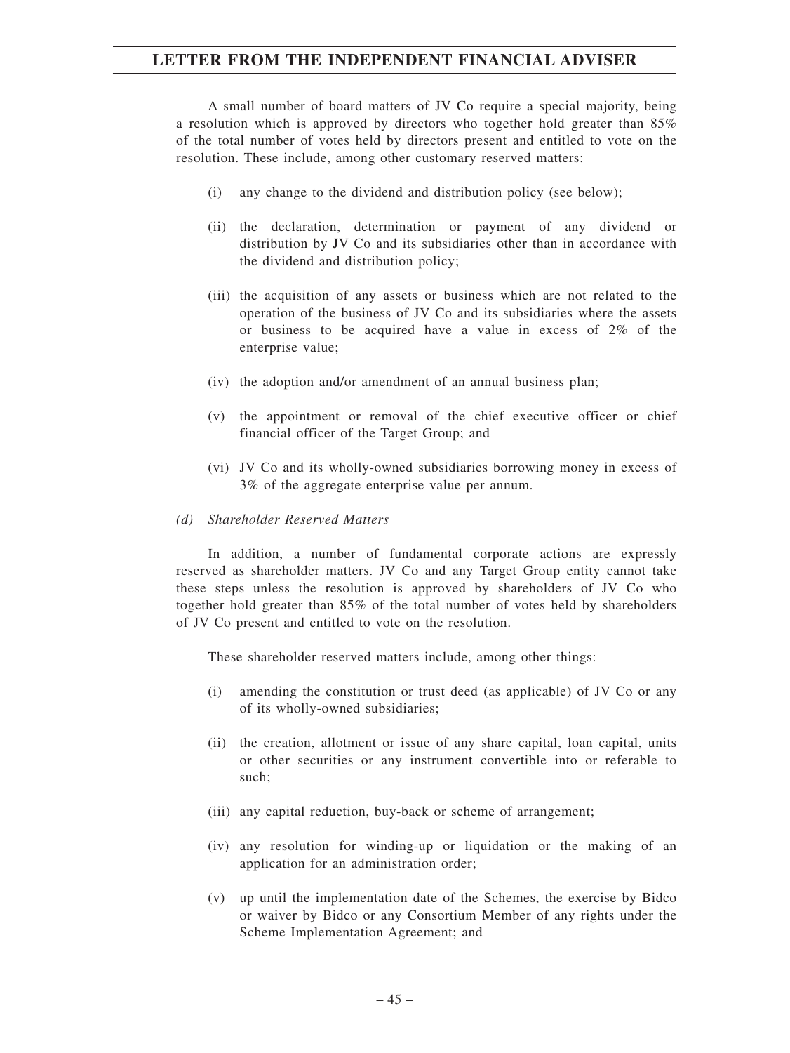A small number of board matters of JV Co require a special majority, being a resolution which is approved by directors who together hold greater than 85% of the total number of votes held by directors present and entitled to vote on the resolution. These include, among other customary reserved matters:

(i) any change to the dividend and distribution policy (see below);

(ii) the declaration, determination or payment of any dividend or distribution by JV Co and its subsidiaries other than in accordance with the dividend and distribution policy;

(iii) the acquisition of any assets or business which are not related to the operation of the business of JV Co and its subsidiaries where the assets or business to be acquired have a value in excess of 2% of the enterprise value;

(iv) the adoption and/or amendment of an annual business plan;

(v) the appointment or removal of the chief executive officer or chief financial officer of the Target Group; and

(vi) JV Co and its wholly-owned subsidiaries borrowing money in excess of 3% of the aggregate enterprise value per annum.

*(d) Shareholder Reserved Matters*

In addition, a number of fundamental corporate actions are expressly reserved as shareholder matters. JV Co and any Target Group entity cannot take these steps unless the resolution is approved by shareholders of JV Co who together hold greater than 85% of the total number of votes held by shareholders of JV Co present and entitled to vote on the resolution.

These shareholder reserved matters include, among other things:

(i) amending the constitution or trust deed (as applicable) of JV Co or any of its wholly-owned subsidiaries;

(ii) the creation, allotment or issue of any share capital, loan capital, units or other securities or any instrument convertible into or referable to such;

(iii) any capital reduction, buy-back or scheme of arrangement;

(iv) any resolution for winding-up or liquidation or the making of an application for an administration order;

(v) up until the implementation date of the Schemes, the exercise by Bidco or waiver by Bidco or any Consortium Member of any rights under the Scheme Implementation Agreement; and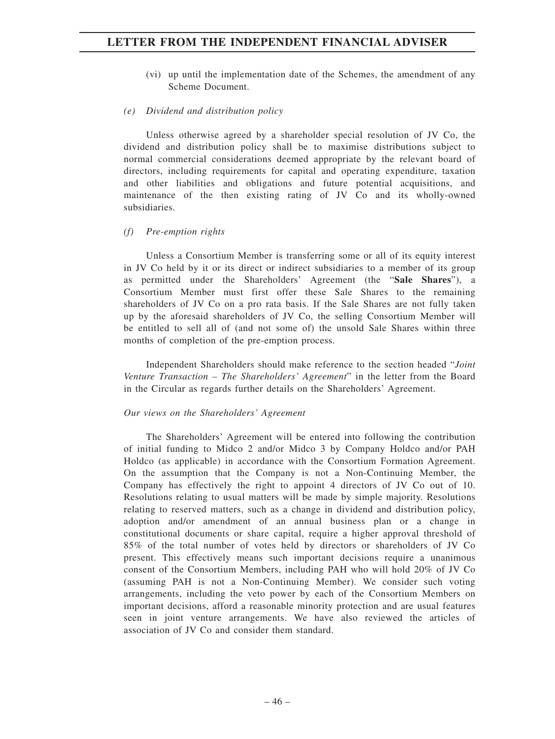(vi) up until the implementation date of the Schemes, the amendment of any Scheme Document.

*(e) Dividend and distribution policy*

Unless otherwise agreed by a shareholder special resolution of JV Co, the dividend and distribution policy shall be to maximise distributions subject to normal commercial considerations deemed appropriate by the relevant board of directors, including requirements for capital and operating expenditure, taxation and other liabilities and obligations and future potential acquisitions, and maintenance of the then existing rating of JV Co and its wholly-owned subsidiaries.

*(f) Pre-emption rights*

Unless a Consortium Member is transferring some or all of its equity interest in JV Co held by it or its direct or indirect subsidiaries to a member of its group as permitted under the Shareholders' Agreement (the "**Sale Shares**"), a Consortium Member must first offer these Sale Shares to the remaining shareholders of JV Co on a pro rata basis. If the Sale Shares are not fully taken up by the aforesaid shareholders of JV Co, the selling Consortium Member will be entitled to sell all of (and not some of) the unsold Sale Shares within three months of completion of the pre-emption process.

Independent Shareholders should make reference to the section headed "*Joint Venture Transaction – The Shareholders' Agreement*" in the letter from the Board in the Circular as regards further details on the Shareholders' Agreement.

*Our views on the Shareholders' Agreement*

The Shareholders' Agreement will be entered into following the contribution of initial funding to Midco 2 and/or Midco 3 by Company Holdco and/or PAH Holdco (as applicable) in accordance with the Consortium Formation Agreement. On the assumption that the Company is not a Non-Continuing Member, the Company has effectively the right to appoint 4 directors of JV Co out of 10. Resolutions relating to usual matters will be made by simple majority. Resolutions relating to reserved matters, such as a change in dividend and distribution policy, adoption and/or amendment of an annual business plan or a change in constitutional documents or share capital, require a higher approval threshold of 85% of the total number of votes held by directors or shareholders of JV Co present. This effectively means such important decisions require a unanimous consent of the Consortium Members, including PAH who will hold 20% of JV Co (assuming PAH is not a Non-Continuing Member). We consider such voting arrangements, including the veto power by each of the Consortium Members on important decisions, afford a reasonable minority protection and are usual features seen in joint venture arrangements. We have also reviewed the articles of association of JV Co and consider them standard.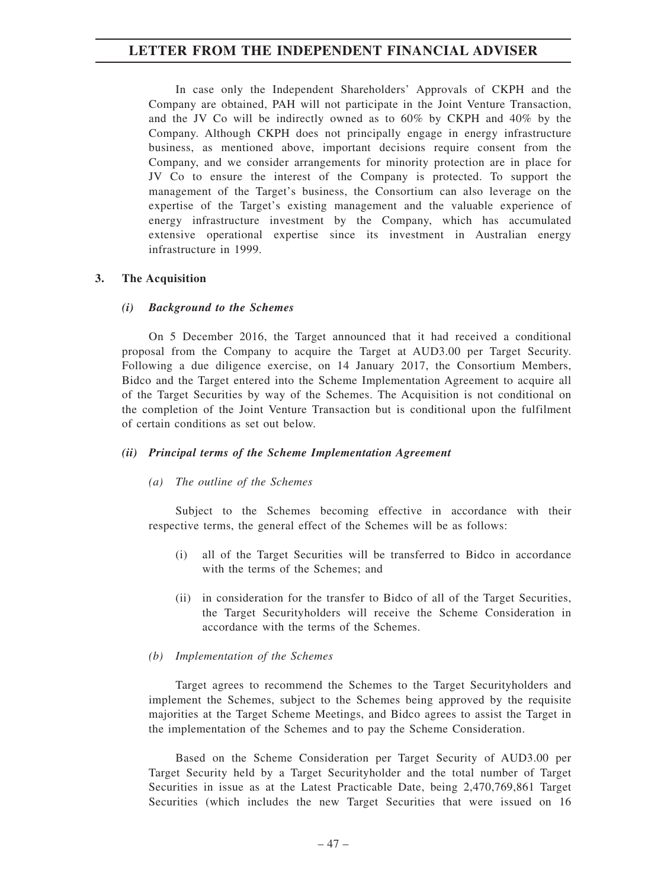In case only the Independent Shareholders' Approvals of CKPH and the Company are obtained, PAH will not participate in the Joint Venture Transaction, and the JV Co will be indirectly owned as to 60% by CKPH and 40% by the Company. Although CKPH does not principally engage in energy infrastructure business, as mentioned above, important decisions require consent from the Company, and we consider arrangements for minority protection are in place for JV Co to ensure the interest of the Company is protected. To support the management of the Target's business, the Consortium can also leverage on the expertise of the Target's existing management and the valuable experience of energy infrastructure investment by the Company, which has accumulated extensive operational expertise since its investment in Australian energy infrastructure in 1999.

## 3. The Acquisition

### *(i) Background to the Schemes*

On 5 December 2016, the Target announced that it had received a conditional proposal from the Company to acquire the Target at AUD3.00 per Target Security. Following a due diligence exercise, on 14 January 2017, the Consortium Members, Bidco and the Target entered into the Scheme Implementation Agreement to acquire all of the Target Securities by way of the Schemes. The Acquisition is not conditional on the completion of the Joint Venture Transaction but is conditional upon the fulfilment of certain conditions as set out below.

### *(ii) Principal terms of the Scheme Implementation Agreement*

*(a) The outline of the Schemes*

Subject to the Schemes becoming effective in accordance with their respective terms, the general effect of the Schemes will be as follows:

(i) all of the Target Securities will be transferred to Bidco in accordance with the terms of the Schemes; and

(ii) in consideration for the transfer to Bidco of all of the Target Securities, the Target Securityholders will receive the Scheme Consideration in accordance with the terms of the Schemes.

*(b) Implementation of the Schemes*

Target agrees to recommend the Schemes to the Target Securityholders and implement the Schemes, subject to the Schemes being approved by the requisite majorities at the Target Scheme Meetings, and Bidco agrees to assist the Target in the implementation of the Schemes and to pay the Scheme Consideration.

Based on the Scheme Consideration per Target Security of AUD3.00 per Target Security held by a Target Securityholder and the total number of Target Securities in issue as at the Latest Practicable Date, being 2,470,769,861 Target Securities (which includes the new Target Securities that were issued on 16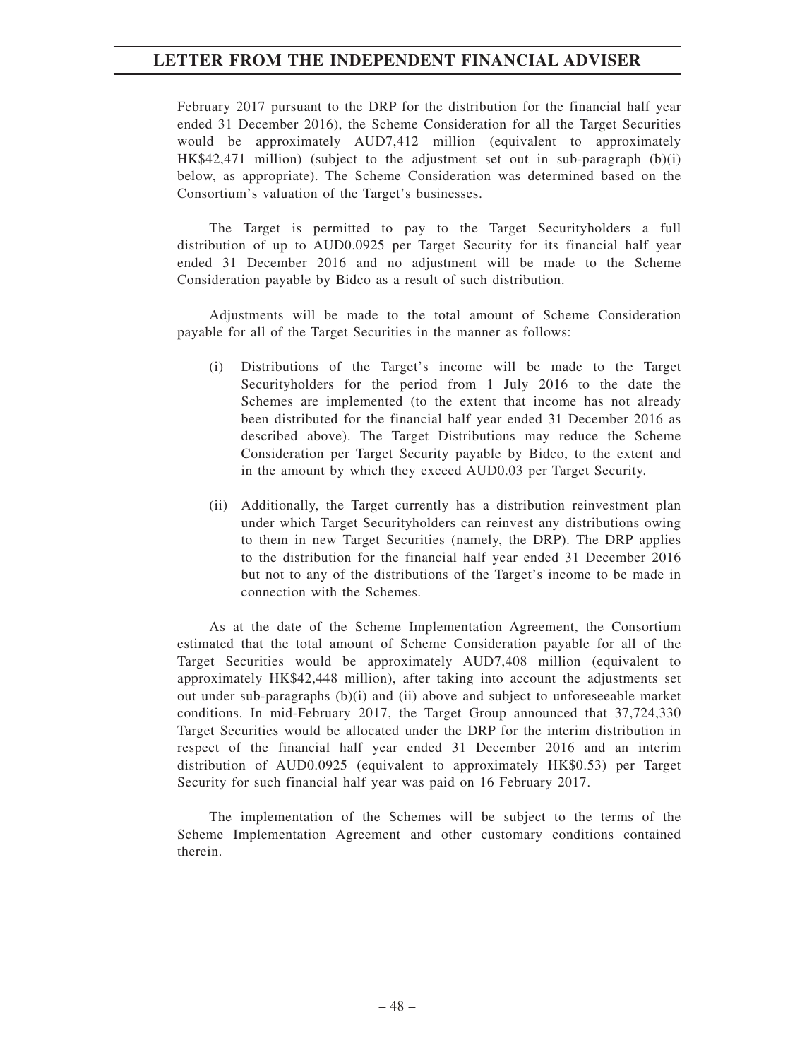February 2017 pursuant to the DRP for the distribution for the financial half year ended 31 December 2016), the Scheme Consideration for all the Target Securities would be approximately AUD7,412 million (equivalent to approximately HK$42,471 million) (subject to the adjustment set out in sub-paragraph (b)(i) below, as appropriate). The Scheme Consideration was determined based on the Consortium's valuation of the Target's businesses.

The Target is permitted to pay to the Target Securityholders a full distribution of up to AUD0.0925 per Target Security for its financial half year ended 31 December 2016 and no adjustment will be made to the Scheme Consideration payable by Bidco as a result of such distribution.

Adjustments will be made to the total amount of Scheme Consideration payable for all of the Target Securities in the manner as follows:

(i) Distributions of the Target's income will be made to the Target Securityholders for the period from 1 July 2016 to the date the Schemes are implemented (to the extent that income has not already been distributed for the financial half year ended 31 December 2016 as described above). The Target Distributions may reduce the Scheme Consideration per Target Security payable by Bidco, to the extent and in the amount by which they exceed AUD0.03 per Target Security.

(ii) Additionally, the Target currently has a distribution reinvestment plan under which Target Securityholders can reinvest any distributions owing to them in new Target Securities (namely, the DRP). The DRP applies to the distribution for the financial half year ended 31 December 2016 but not to any of the distributions of the Target's income to be made in connection with the Schemes.

As at the date of the Scheme Implementation Agreement, the Consortium estimated that the total amount of Scheme Consideration payable for all of the Target Securities would be approximately AUD7,408 million (equivalent to approximately HK$42,448 million), after taking into account the adjustments set out under sub-paragraphs (b)(i) and (ii) above and subject to unforeseeable market conditions. In mid-February 2017, the Target Group announced that 37,724,330 Target Securities would be allocated under the DRP for the interim distribution in respect of the financial half year ended 31 December 2016 and an interim distribution of AUD0.0925 (equivalent to approximately HK$0.53) per Target Security for such financial half year was paid on 16 February 2017.

The implementation of the Schemes will be subject to the terms of the Scheme Implementation Agreement and other customary conditions contained therein.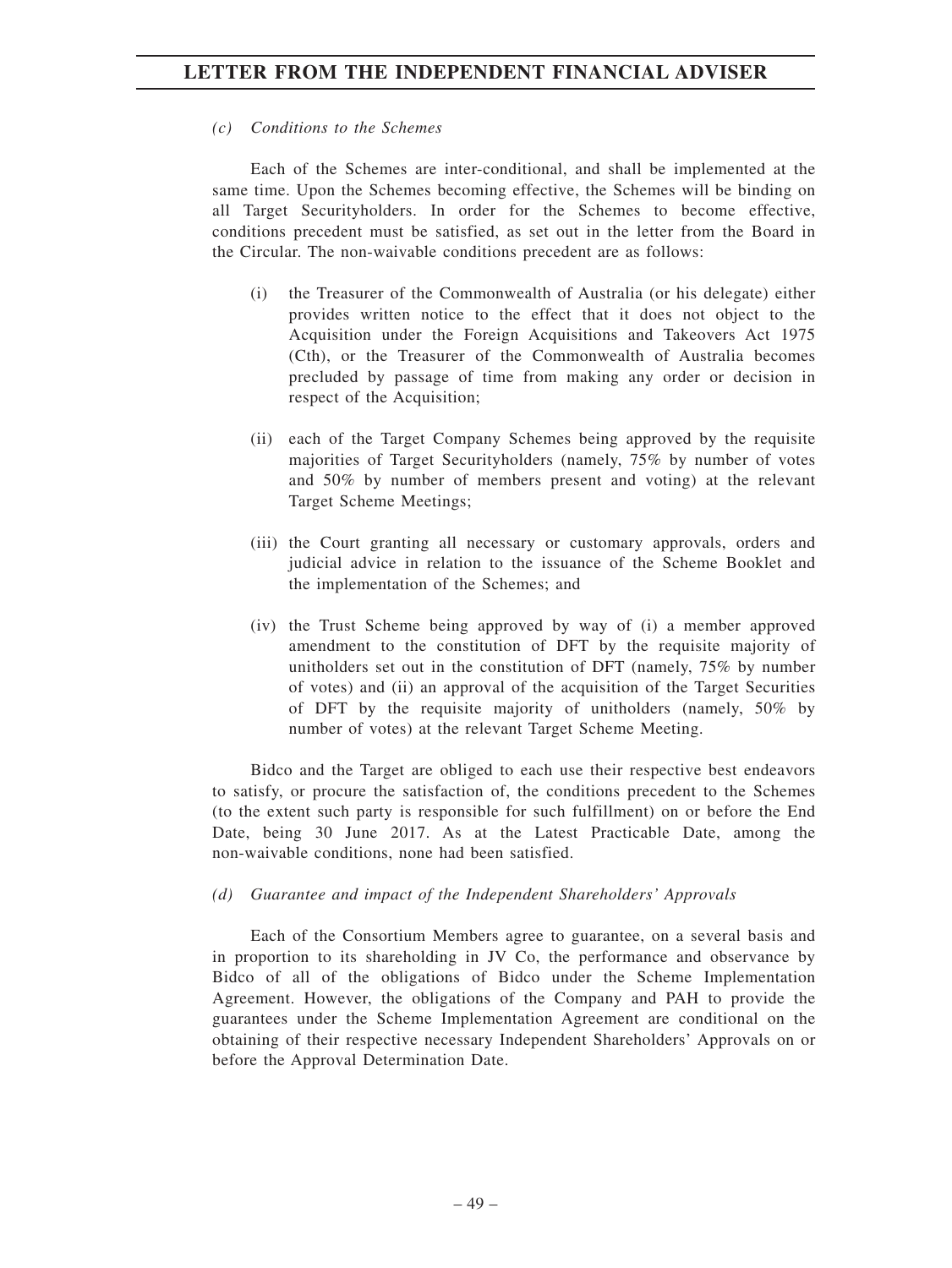*(c) Conditions to the Schemes*

Each of the Schemes are inter-conditional, and shall be implemented at the same time. Upon the Schemes becoming effective, the Schemes will be binding on all Target Securityholders. In order for the Schemes to become effective, conditions precedent must be satisfied, as set out in the letter from the Board in the Circular. The non-waivable conditions precedent are as follows:

(i) the Treasurer of the Commonwealth of Australia (or his delegate) either provides written notice to the effect that it does not object to the Acquisition under the Foreign Acquisitions and Takeovers Act 1975 (Cth), or the Treasurer of the Commonwealth of Australia becomes precluded by passage of time from making any order or decision in respect of the Acquisition;

(ii) each of the Target Company Schemes being approved by the requisite majorities of Target Securityholders (namely, 75% by number of votes and 50% by number of members present and voting) at the relevant Target Scheme Meetings;

(iii) the Court granting all necessary or customary approvals, orders and judicial advice in relation to the issuance of the Scheme Booklet and the implementation of the Schemes; and

(iv) the Trust Scheme being approved by way of (i) a member approved amendment to the constitution of DFT by the requisite majority of unitholders set out in the constitution of DFT (namely, 75% by number of votes) and (ii) an approval of the acquisition of the Target Securities of DFT by the requisite majority of unitholders (namely, 50% by number of votes) at the relevant Target Scheme Meeting.

Bidco and the Target are obliged to each use their respective best endeavors to satisfy, or procure the satisfaction of, the conditions precedent to the Schemes (to the extent such party is responsible for such fulfillment) on or before the End Date, being 30 June 2017. As at the Latest Practicable Date, among the non-waivable conditions, none had been satisfied.

*(d) Guarantee and impact of the Independent Shareholders' Approvals*

Each of the Consortium Members agree to guarantee, on a several basis and in proportion to its shareholding in JV Co, the performance and observance by Bidco of all of the obligations of Bidco under the Scheme Implementation Agreement. However, the obligations of the Company and PAH to provide the guarantees under the Scheme Implementation Agreement are conditional on the obtaining of their respective necessary Independent Shareholders' Approvals on or before the Approval Determination Date.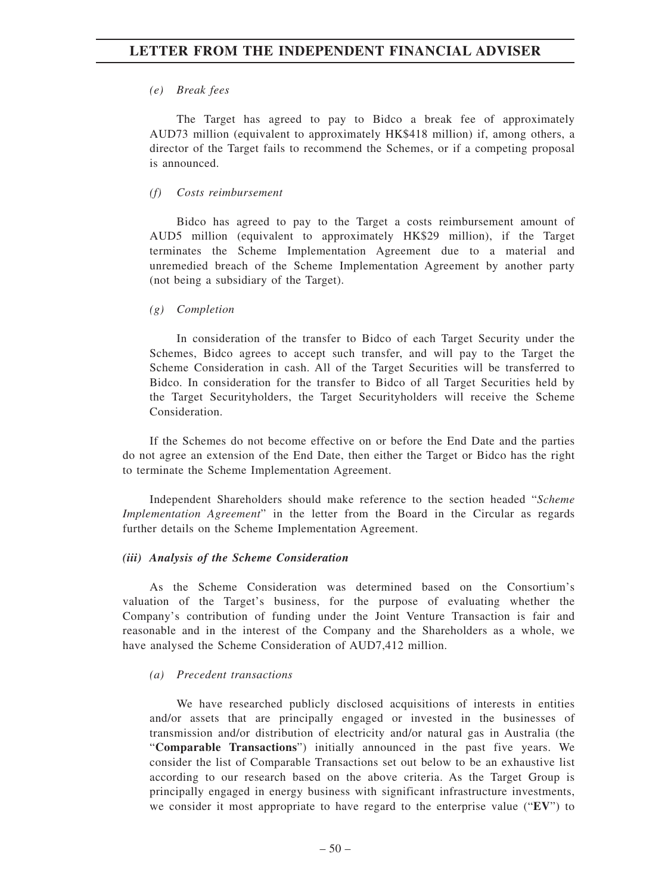*(e) Break fees*

The Target has agreed to pay to Bidco a break fee of approximately AUD73 million (equivalent to approximately HK$418 million) if, among others, a director of the Target fails to recommend the Schemes, or if a competing proposal is announced.

*(f) Costs reimbursement*

Bidco has agreed to pay to the Target a costs reimbursement amount of AUD5 million (equivalent to approximately HK$29 million), if the Target terminates the Scheme Implementation Agreement due to a material and unremedied breach of the Scheme Implementation Agreement by another party (not being a subsidiary of the Target).

*(g) Completion*

In consideration of the transfer to Bidco of each Target Security under the Schemes, Bidco agrees to accept such transfer, and will pay to the Target the Scheme Consideration in cash. All of the Target Securities will be transferred to Bidco. In consideration for the transfer to Bidco of all Target Securities held by the Target Securityholders, the Target Securityholders will receive the Scheme Consideration.

If the Schemes do not become effective on or before the End Date and the parties do not agree an extension of the End Date, then either the Target or Bidco has the right to terminate the Scheme Implementation Agreement.

Independent Shareholders should make reference to the section headed "*Scheme Implementation Agreement*" in the letter from the Board in the Circular as regards further details on the Scheme Implementation Agreement.

***(iii) Analysis of the Scheme Consideration***

As the Scheme Consideration was determined based on the Consortium's valuation of the Target's business, for the purpose of evaluating whether the Company's contribution of funding under the Joint Venture Transaction is fair and reasonable and in the interest of the Company and the Shareholders as a whole, we have analysed the Scheme Consideration of AUD7,412 million.

*(a) Precedent transactions*

We have researched publicly disclosed acquisitions of interests in entities and/or assets that are principally engaged or invested in the businesses of transmission and/or distribution of electricity and/or natural gas in Australia (the "**Comparable Transactions**") initially announced in the past five years. We consider the list of Comparable Transactions set out below to be an exhaustive list according to our research based on the above criteria. As the Target Group is principally engaged in energy business with significant infrastructure investments, we consider it most appropriate to have regard to the enterprise value ("**EV**") to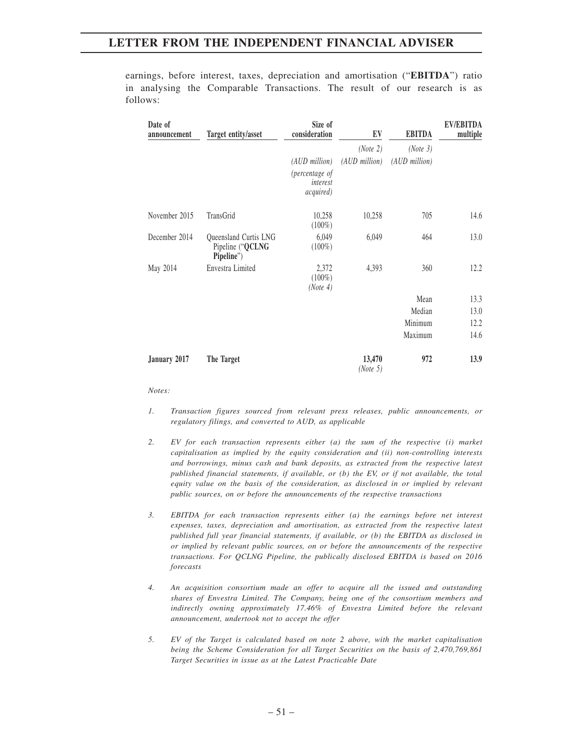earnings, before interest, taxes, depreciation and amortisation ("**EBITDA**") ratio in analysing the Comparable Transactions. The result of our research is as follows:

| Date of announcement | Target entity/asset | Size of consideration | EV | EBITDA | EV/EBITDA multiple |
|---|---|---|---|---|---|
| | | | *(Note 2)* | *(Note 3)* | |
| | | *(AUD million)* *(percentage of interest acquired)* | *(AUD million)* | *(AUD million)* | |
| November 2015 | TransGrid | 10,258 (100%) | 10,258 | 705 | 14.6 |
| December 2014 | Queensland Curtis LNG Pipeline ("**QCLNG Pipeline**") | 6,049 (100%) | 6,049 | 464 | 13.0 |
| May 2014 | Envestra Limited | 2,372 (100%) *(Note 4)* | 4,393 | 360 | 12.2 |
| | | | | Mean | 13.3 |
| | | | | Median | 13.0 |
| | | | | Minimum | 12.2 |
| | | | | Maximum | 14.6 |
| **January 2017** | **The Target** | | **13,470** *(Note 5)* | **972** | **13.9** |

*Notes:*

1. *Transaction figures sourced from relevant press releases, public announcements, or regulatory filings, and converted to AUD, as applicable*

2. *EV for each transaction represents either (a) the sum of the respective (i) market capitalisation as implied by the equity consideration and (ii) non-controlling interests and borrowings, minus cash and bank deposits, as extracted from the respective latest published financial statements, if available, or (b) the EV, or if not available, the total equity value on the basis of the consideration, as disclosed in or implied by relevant public sources, on or before the announcements of the respective transactions*

3. *EBITDA for each transaction represents either (a) the earnings before net interest expenses, taxes, depreciation and amortisation, as extracted from the respective latest published full year financial statements, if available, or (b) the EBITDA as disclosed in or implied by relevant public sources, on or before the announcements of the respective transactions. For QCLNG Pipeline, the publically disclosed EBITDA is based on 2016 forecasts*

4. *An acquisition consortium made an offer to acquire all the issued and outstanding shares of Envestra Limited. The Company, being one of the consortium members and indirectly owning approximately 17.46% of Envestra Limited before the relevant announcement, undertook not to accept the offer*

5. *EV of the Target is calculated based on note 2 above, with the market capitalisation being the Scheme Consideration for all Target Securities on the basis of 2,470,769,861 Target Securities in issue as at the Latest Practicable Date*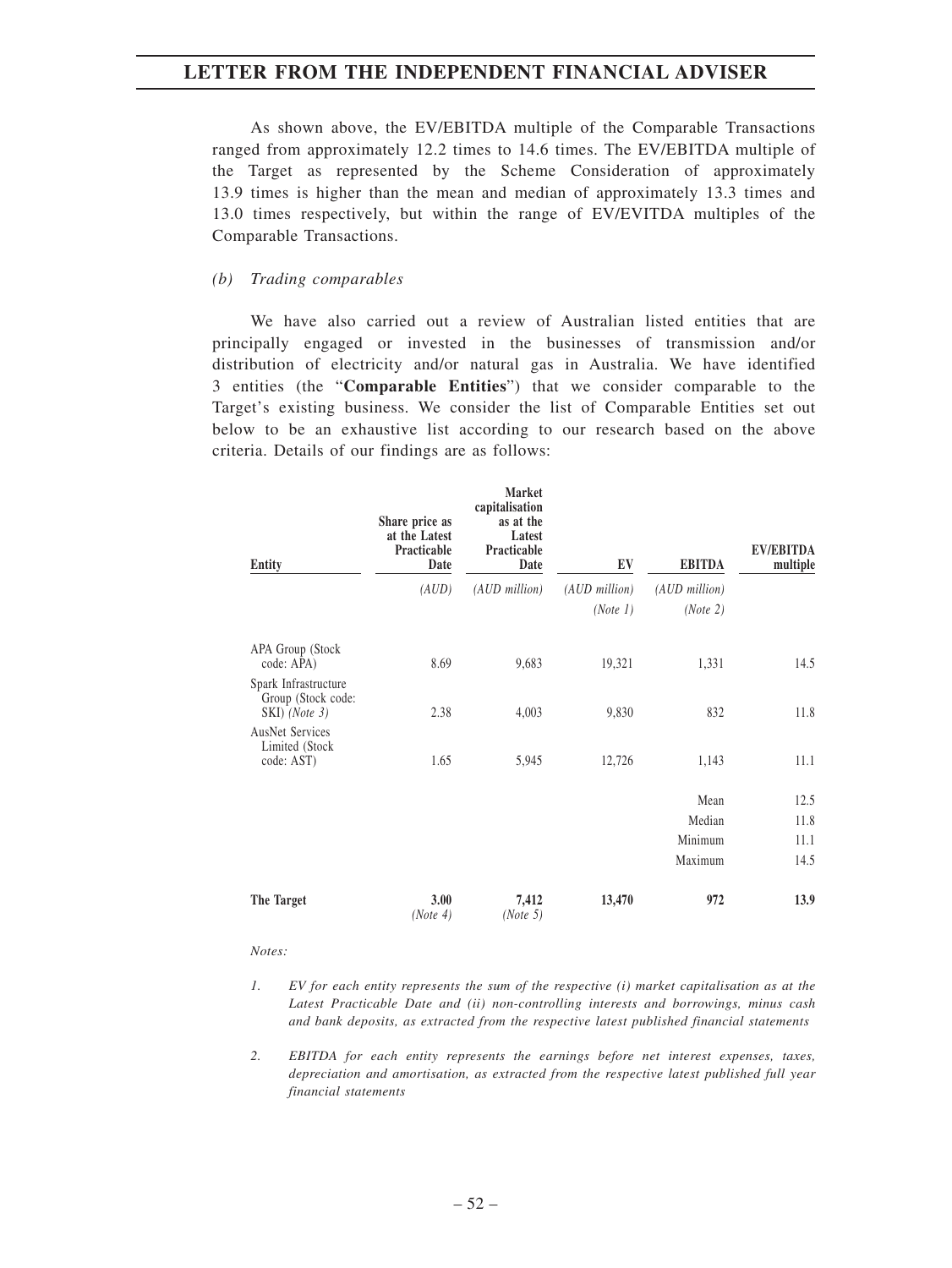As shown above, the EV/EBITDA multiple of the Comparable Transactions ranged from approximately 12.2 times to 14.6 times. The EV/EBITDA multiple of the Target as represented by the Scheme Consideration of approximately 13.9 times is higher than the mean and median of approximately 13.3 times and 13.0 times respectively, but within the range of EV/EVITDA multiples of the Comparable Transactions.

*(b) Trading comparables*

We have also carried out a review of Australian listed entities that are principally engaged or invested in the businesses of transmission and/or distribution of electricity and/or natural gas in Australia. We have identified 3 entities (the "**Comparable Entities**") that we consider comparable to the Target's existing business. We consider the list of Comparable Entities set out below to be an exhaustive list according to our research based on the above criteria. Details of our findings are as follows:

| Entity | Share price as at the Latest Practicable Date | Market capitalisation as at the Latest Practicable Date | EV | EBITDA | EV/EBITDA multiple |
|---|---|---|---|---|---|
| | *(AUD)* | *(AUD million)* | *(AUD million)* *(Note 1)* | *(AUD million)* *(Note 2)* | |
| APA Group (Stock code: APA) | 8.69 | 9,683 | 19,321 | 1,331 | 14.5 |
| Spark Infrastructure Group (Stock code: SKI) *(Note 3)* | 2.38 | 4,003 | 9,830 | 832 | 11.8 |
| AusNet Services Limited (Stock code: AST) | 1.65 | 5,945 | 12,726 | 1,143 | 11.1 |
| | | | | Mean | 12.5 |
| | | | | Median | 11.8 |
| | | | | Minimum | 11.1 |
| | | | | Maximum | 14.5 |
| **The Target** | **3.00** *(Note 4)* | **7,412** *(Note 5)* | **13,470** | **972** | **13.9** |

*Notes:*

1. *EV for each entity represents the sum of the respective (i) market capitalisation as at the Latest Practicable Date and (ii) non-controlling interests and borrowings, minus cash and bank deposits, as extracted from the respective latest published financial statements*

2. *EBITDA for each entity represents the earnings before net interest expenses, taxes, depreciation and amortisation, as extracted from the respective latest published full year financial statements*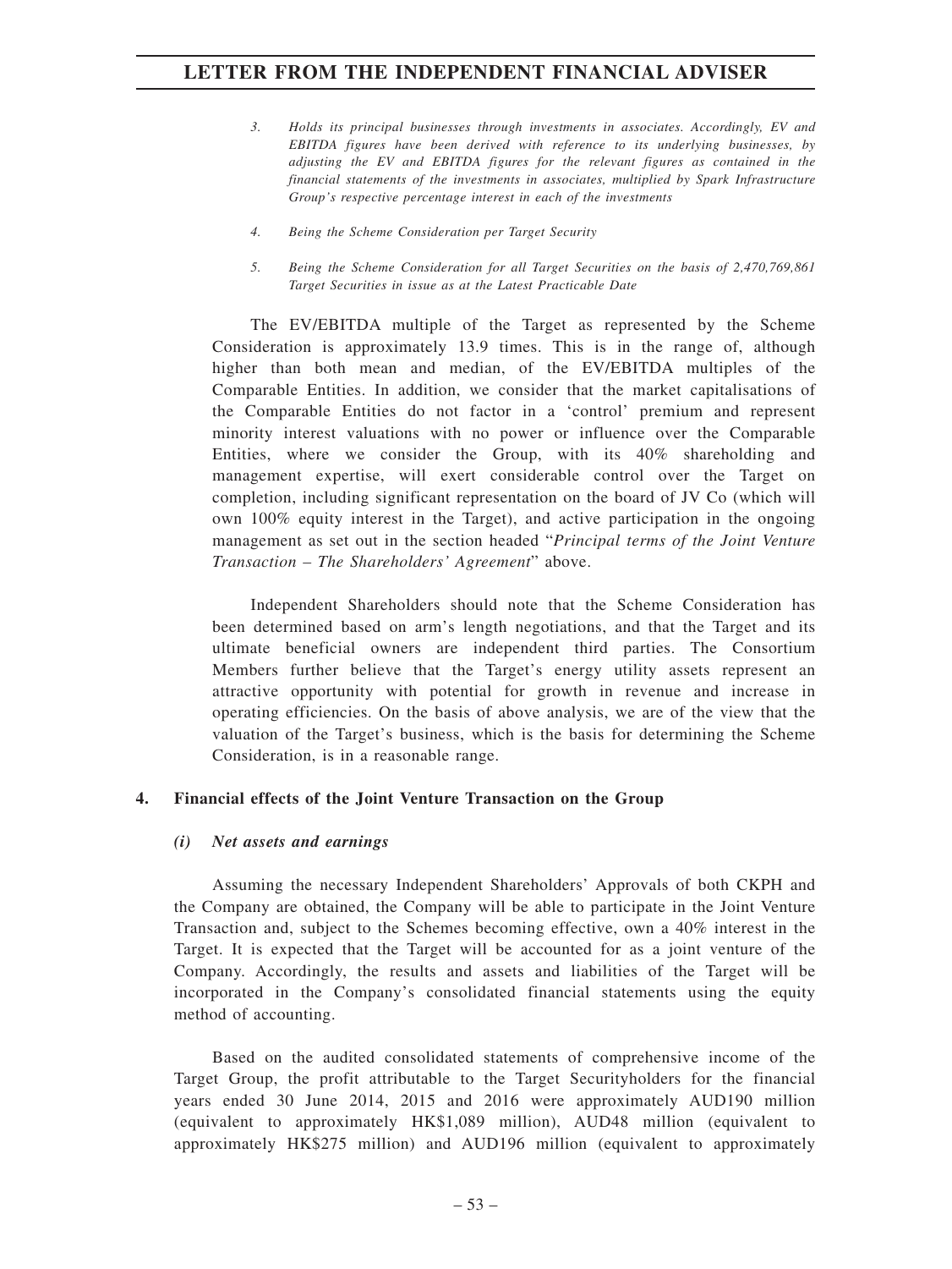3. *Holds its principal businesses through investments in associates. Accordingly, EV and EBITDA figures have been derived with reference to its underlying businesses, by adjusting the EV and EBITDA figures for the relevant figures as contained in the financial statements of the investments in associates, multiplied by Spark Infrastructure Group's respective percentage interest in each of the investments*

4. *Being the Scheme Consideration per Target Security*

5. *Being the Scheme Consideration for all Target Securities on the basis of 2,470,769,861 Target Securities in issue as at the Latest Practicable Date*

The EV/EBITDA multiple of the Target as represented by the Scheme Consideration is approximately 13.9 times. This is in the range of, although higher than both mean and median, of the EV/EBITDA multiples of the Comparable Entities. In addition, we consider that the market capitalisations of the Comparable Entities do not factor in a 'control' premium and represent minority interest valuations with no power or influence over the Comparable Entities, where we consider the Group, with its 40% shareholding and management expertise, will exert considerable control over the Target on completion, including significant representation on the board of JV Co (which will own 100% equity interest in the Target), and active participation in the ongoing management as set out in the section headed "*Principal terms of the Joint Venture Transaction – The Shareholders' Agreement*" above.

Independent Shareholders should note that the Scheme Consideration has been determined based on arm's length negotiations, and that the Target and its ultimate beneficial owners are independent third parties. The Consortium Members further believe that the Target's energy utility assets represent an attractive opportunity with potential for growth in revenue and increase in operating efficiencies. On the basis of above analysis, we are of the view that the valuation of the Target's business, which is the basis for determining the Scheme Consideration, is in a reasonable range.

## 4. Financial effects of the Joint Venture Transaction on the Group

### *(i) Net assets and earnings*

Assuming the necessary Independent Shareholders' Approvals of both CKPH and the Company are obtained, the Company will be able to participate in the Joint Venture Transaction and, subject to the Schemes becoming effective, own a 40% interest in the Target. It is expected that the Target will be accounted for as a joint venture of the Company. Accordingly, the results and assets and liabilities of the Target will be incorporated in the Company's consolidated financial statements using the equity method of accounting.

Based on the audited consolidated statements of comprehensive income of the Target Group, the profit attributable to the Target Securityholders for the financial years ended 30 June 2014, 2015 and 2016 were approximately AUD190 million (equivalent to approximately HK$1,089 million), AUD48 million (equivalent to approximately HK$275 million) and AUD196 million (equivalent to approximately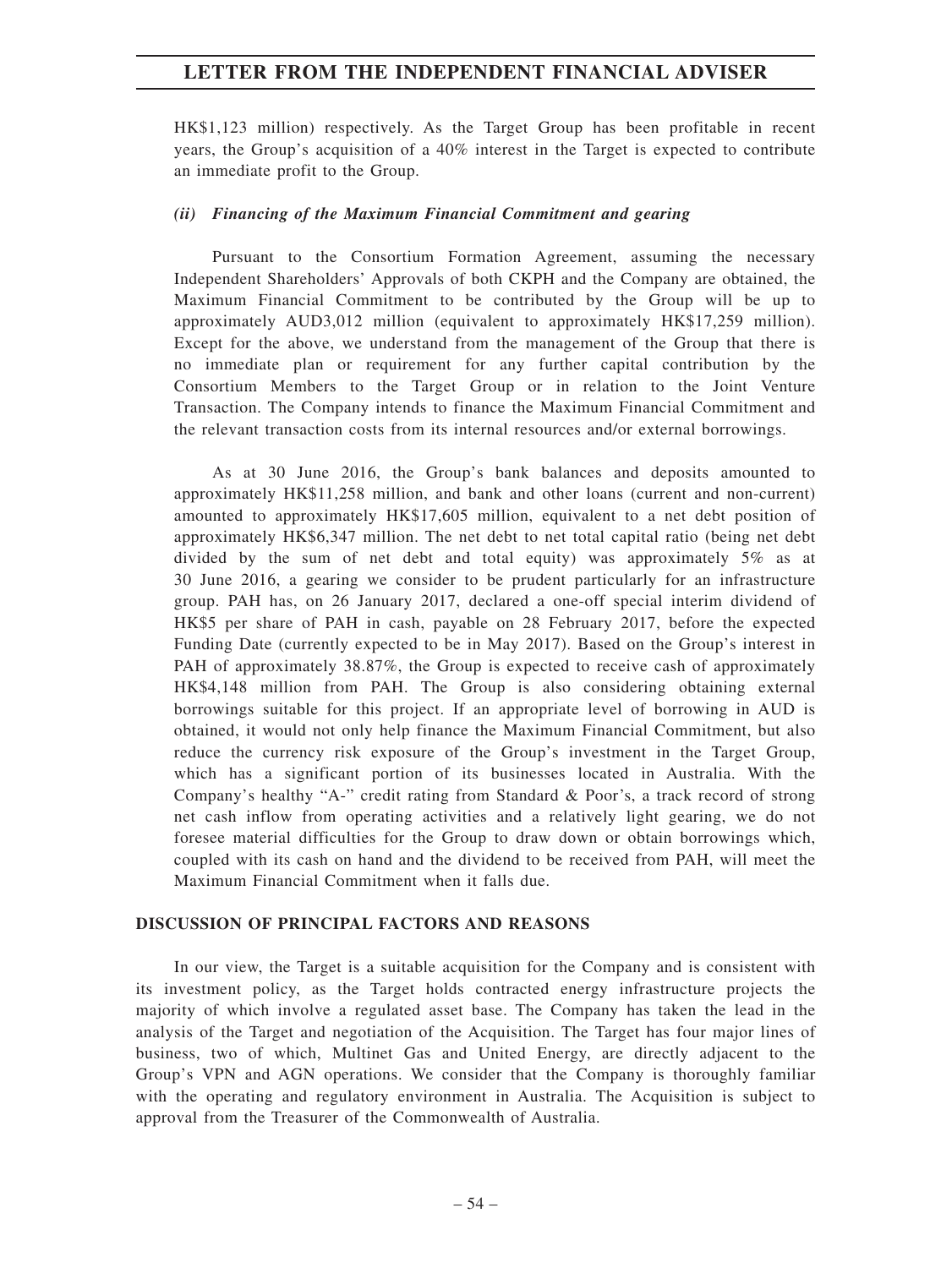HK$1,123 million) respectively. As the Target Group has been profitable in recent years, the Group's acquisition of a 40% interest in the Target is expected to contribute an immediate profit to the Group.

*(ii) Financing of the Maximum Financial Commitment and gearing*

Pursuant to the Consortium Formation Agreement, assuming the necessary Independent Shareholders' Approvals of both CKPH and the Company are obtained, the Maximum Financial Commitment to be contributed by the Group will be up to approximately AUD3,012 million (equivalent to approximately HK$17,259 million). Except for the above, we understand from the management of the Group that there is no immediate plan or requirement for any further capital contribution by the Consortium Members to the Target Group or in relation to the Joint Venture Transaction. The Company intends to finance the Maximum Financial Commitment and the relevant transaction costs from its internal resources and/or external borrowings.

As at 30 June 2016, the Group's bank balances and deposits amounted to approximately HK$11,258 million, and bank and other loans (current and non-current) amounted to approximately HK$17,605 million, equivalent to a net debt position of approximately HK$6,347 million. The net debt to net total capital ratio (being net debt divided by the sum of net debt and total equity) was approximately 5% as at 30 June 2016, a gearing we consider to be prudent particularly for an infrastructure group. PAH has, on 26 January 2017, declared a one-off special interim dividend of HK$5 per share of PAH in cash, payable on 28 February 2017, before the expected Funding Date (currently expected to be in May 2017). Based on the Group's interest in PAH of approximately 38.87%, the Group is expected to receive cash of approximately HK$4,148 million from PAH. The Group is also considering obtaining external borrowings suitable for this project. If an appropriate level of borrowing in AUD is obtained, it would not only help finance the Maximum Financial Commitment, but also reduce the currency risk exposure of the Group's investment in the Target Group, which has a significant portion of its businesses located in Australia. With the Company's healthy "A-" credit rating from Standard & Poor's, a track record of strong net cash inflow from operating activities and a relatively light gearing, we do not foresee material difficulties for the Group to draw down or obtain borrowings which, coupled with its cash on hand and the dividend to be received from PAH, will meet the Maximum Financial Commitment when it falls due.

## DISCUSSION OF PRINCIPAL FACTORS AND REASONS

In our view, the Target is a suitable acquisition for the Company and is consistent with its investment policy, as the Target holds contracted energy infrastructure projects the majority of which involve a regulated asset base. The Company has taken the lead in the analysis of the Target and negotiation of the Acquisition. The Target has four major lines of business, two of which, Multinet Gas and United Energy, are directly adjacent to the Group's VPN and AGN operations. We consider that the Company is thoroughly familiar with the operating and regulatory environment in Australia. The Acquisition is subject to approval from the Treasurer of the Commonwealth of Australia.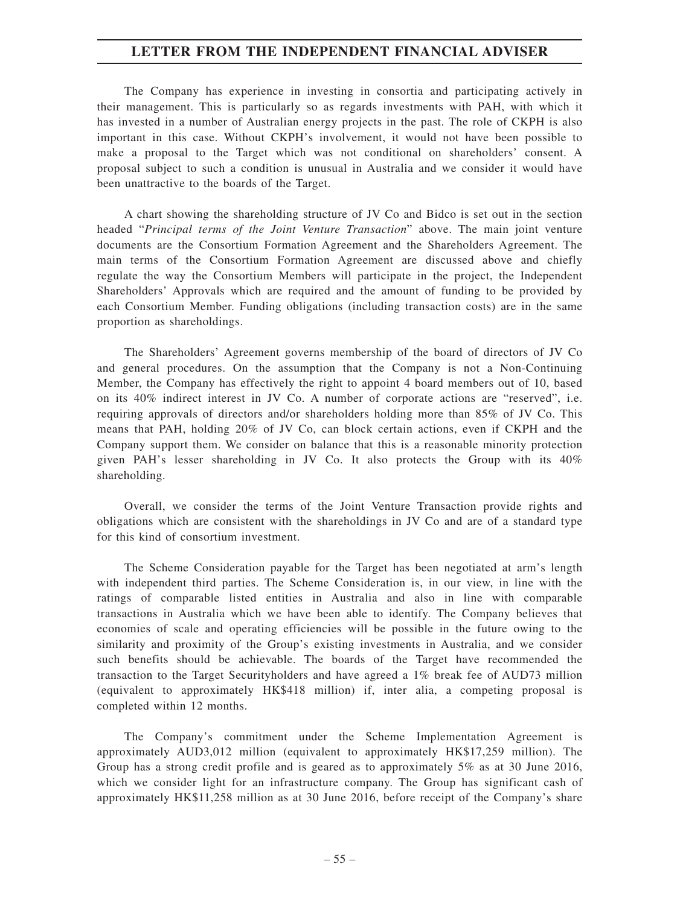The Company has experience in investing in consortia and participating actively in their management. This is particularly so as regards investments with PAH, with which it has invested in a number of Australian energy projects in the past. The role of CKPH is also important in this case. Without CKPH's involvement, it would not have been possible to make a proposal to the Target which was not conditional on shareholders' consent. A proposal subject to such a condition is unusual in Australia and we consider it would have been unattractive to the boards of the Target.

A chart showing the shareholding structure of JV Co and Bidco is set out in the section headed "*Principal terms of the Joint Venture Transaction*" above. The main joint venture documents are the Consortium Formation Agreement and the Shareholders Agreement. The main terms of the Consortium Formation Agreement are discussed above and chiefly regulate the way the Consortium Members will participate in the project, the Independent Shareholders' Approvals which are required and the amount of funding to be provided by each Consortium Member. Funding obligations (including transaction costs) are in the same proportion as shareholdings.

The Shareholders' Agreement governs membership of the board of directors of JV Co and general procedures. On the assumption that the Company is not a Non-Continuing Member, the Company has effectively the right to appoint 4 board members out of 10, based on its 40% indirect interest in JV Co. A number of corporate actions are "reserved", i.e. requiring approvals of directors and/or shareholders holding more than 85% of JV Co. This means that PAH, holding 20% of JV Co, can block certain actions, even if CKPH and the Company support them. We consider on balance that this is a reasonable minority protection given PAH's lesser shareholding in JV Co. It also protects the Group with its 40% shareholding.

Overall, we consider the terms of the Joint Venture Transaction provide rights and obligations which are consistent with the shareholdings in JV Co and are of a standard type for this kind of consortium investment.

The Scheme Consideration payable for the Target has been negotiated at arm's length with independent third parties. The Scheme Consideration is, in our view, in line with the ratings of comparable listed entities in Australia and also in line with comparable transactions in Australia which we have been able to identify. The Company believes that economies of scale and operating efficiencies will be possible in the future owing to the similarity and proximity of the Group's existing investments in Australia, and we consider such benefits should be achievable. The boards of the Target have recommended the transaction to the Target Securityholders and have agreed a 1% break fee of AUD73 million (equivalent to approximately HK$418 million) if, inter alia, a competing proposal is completed within 12 months.

The Company's commitment under the Scheme Implementation Agreement is approximately AUD3,012 million (equivalent to approximately HK$17,259 million). The Group has a strong credit profile and is geared as to approximately 5% as at 30 June 2016, which we consider light for an infrastructure company. The Group has significant cash of approximately HK$11,258 million as at 30 June 2016, before receipt of the Company's share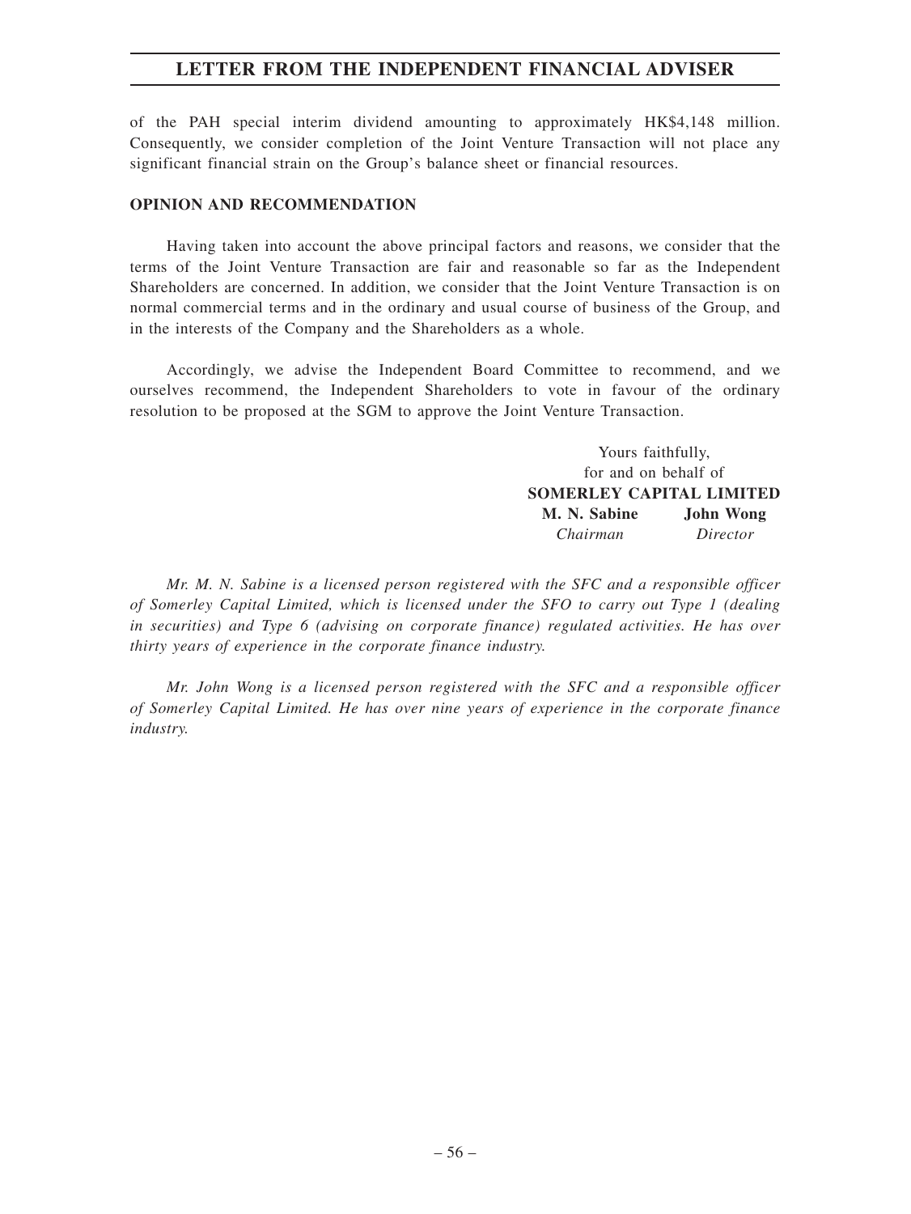of the PAH special interim dividend amounting to approximately HK$4,148 million. Consequently, we consider completion of the Joint Venture Transaction will not place any significant financial strain on the Group's balance sheet or financial resources.

**OPINION AND RECOMMENDATION**

Having taken into account the above principal factors and reasons, we consider that the terms of the Joint Venture Transaction are fair and reasonable so far as the Independent Shareholders are concerned. In addition, we consider that the Joint Venture Transaction is on normal commercial terms and in the ordinary and usual course of business of the Group, and in the interests of the Company and the Shareholders as a whole.

Accordingly, we advise the Independent Board Committee to recommend, and we ourselves recommend, the Independent Shareholders to vote in favour of the ordinary resolution to be proposed at the SGM to approve the Joint Venture Transaction.

Yours faithfully,
for and on behalf of
**SOMERLEY CAPITAL LIMITED**

**M. N. Sabine** — *Chairman*
**John Wong** — *Director*

*Mr. M. N. Sabine is a licensed person registered with the SFC and a responsible officer of Somerley Capital Limited, which is licensed under the SFO to carry out Type 1 (dealing in securities) and Type 6 (advising on corporate finance) regulated activities. He has over thirty years of experience in the corporate finance industry.*

*Mr. John Wong is a licensed person registered with the SFC and a responsible officer of Somerley Capital Limited. He has over nine years of experience in the corporate finance industry.*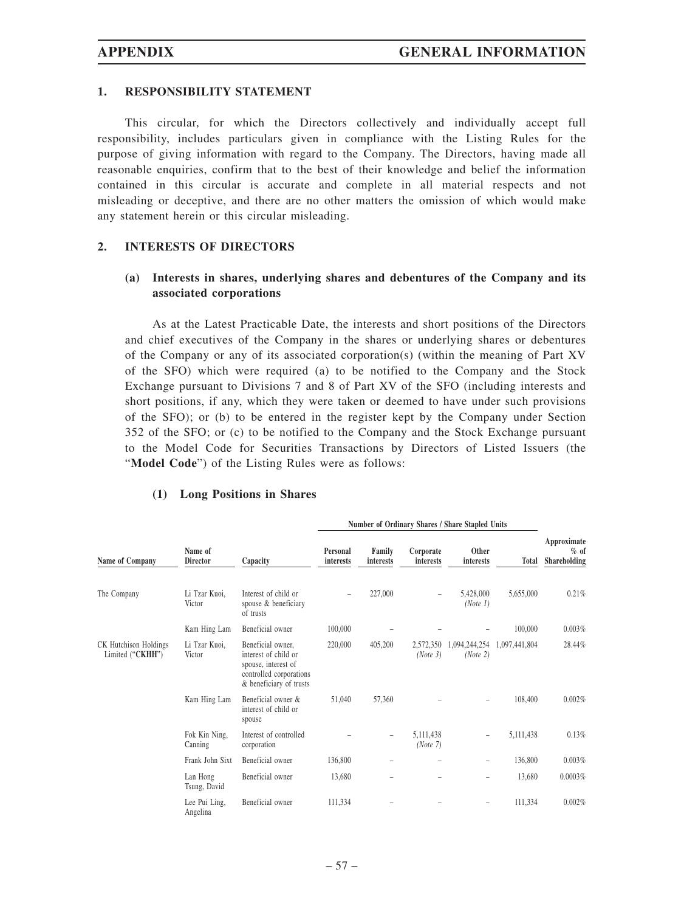## 1. RESPONSIBILITY STATEMENT

This circular, for which the Directors collectively and individually accept full responsibility, includes particulars given in compliance with the Listing Rules for the purpose of giving information with regard to the Company. The Directors, having made all reasonable enquiries, confirm that to the best of their knowledge and belief the information contained in this circular is accurate and complete in all material respects and not misleading or deceptive, and there are no other matters the omission of which would make any statement herein or this circular misleading.

## 2. INTERESTS OF DIRECTORS

### (a) Interests in shares, underlying shares and debentures of the Company and its associated corporations

As at the Latest Practicable Date, the interests and short positions of the Directors and chief executives of the Company in the shares or underlying shares or debentures of the Company or any of its associated corporation(s) (within the meaning of Part XV of the SFO) which were required (a) to be notified to the Company and the Stock Exchange pursuant to Divisions 7 and 8 of Part XV of the SFO (including interests and short positions, if any, which they were taken or deemed to have under such provisions of the SFO); or (b) to be entered in the register kept by the Company under Section 352 of the SFO; or (c) to be notified to the Company and the Stock Exchange pursuant to the Model Code for Securities Transactions by Directors of Listed Issuers (the "**Model Code**") of the Listing Rules were as follows:

#### (1) Long Positions in Shares

| Name of Company | Name of Director | Capacity | Number of Ordinary Shares / Share Stapled Units | | | | | Approximate % of Shareholding |
|---|---|---|---|---|---|---|---|---|
| | | | Personal interests | Family interests | Corporate interests | Other interests | Total | |
| The Company | Li Tzar Kuoi, Victor | Interest of child or spouse & beneficiary of trusts | – | 227,000 | – | 5,428,000 *(Note 1)* | 5,655,000 | 0.21% |
| | Kam Hing Lam | Beneficial owner | 100,000 | – | – | – | 100,000 | 0.003% |
| CK Hutchison Holdings Limited ("**CKHH**") | Li Tzar Kuoi, Victor | Beneficial owner, interest of child or spouse, interest of controlled corporations & beneficiary of trusts | 220,000 | 405,200 | 2,572,350 *(Note 3)* | 1,094,244,254 *(Note 2)* | 1,097,441,804 | 28.44% |
| | Kam Hing Lam | Beneficial owner & interest of child or spouse | 51,040 | 57,360 | – | – | 108,400 | 0.002% |
| | Fok Kin Ning, Canning | Interest of controlled corporation | – | – | 5,111,438 *(Note 7)* | – | 5,111,438 | 0.13% |
| | Frank John Sixt | Beneficial owner | 136,800 | – | – | – | 136,800 | 0.003% |
| | Lan Hong Tsung, David | Beneficial owner | 13,680 | – | – | – | 13,680 | 0.0003% |
| | Lee Pui Ling, Angelina | Beneficial owner | 111,334 | – | – | – | 111,334 | 0.002% |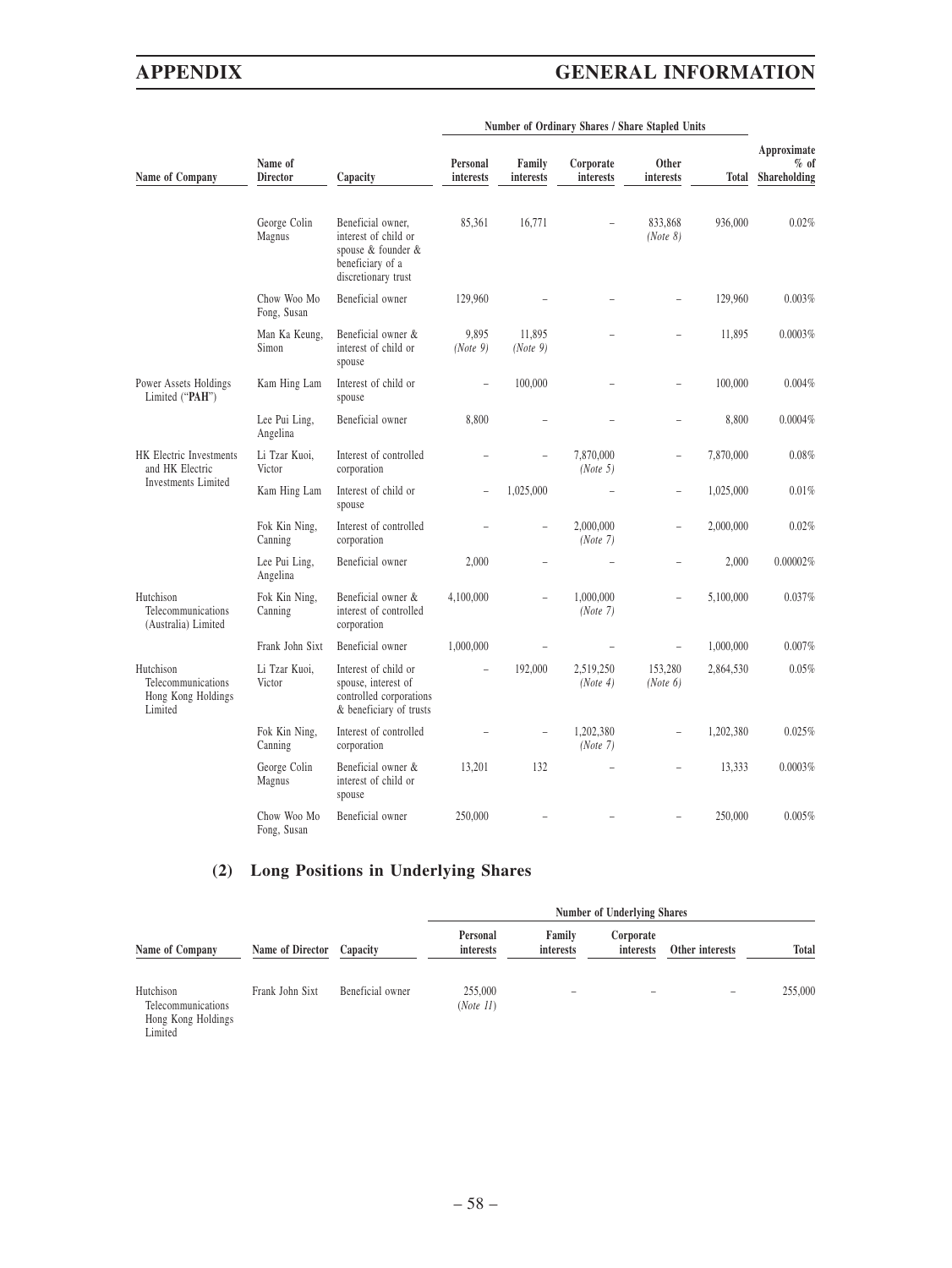| Name of Company | Name of Director | Capacity | Number of Ordinary Shares / Share Stapled Units | | | | | Approximate % of Shareholding |
|---|---|---|---|---|---|---|---|---|
| | | | Personal interests | Family interests | Corporate interests | Other interests | Total | |
| | George Colin Magnus | Beneficial owner, interest of child or spouse & founder & beneficiary of a discretionary trust | 85,361 | 16,771 | – | 833,868 (Note 8) | 936,000 | 0.02% |
| | Chow Woo Mo Fong, Susan | Beneficial owner | 129,960 | – | – | – | 129,960 | 0.003% |
| | Man Ka Keung, Simon | Beneficial owner & interest of child or spouse | 9,895 (Note 9) | 11,895 (Note 9) | – | – | 11,895 | 0.0003% |
| Power Assets Holdings Limited ("**PAH**") | Kam Hing Lam | Interest of child or spouse | – | 100,000 | – | – | 100,000 | 0.004% |
| | Lee Pui Ling, Angelina | Beneficial owner | 8,800 | – | – | – | 8,800 | 0.0004% |
| HK Electric Investments and HK Electric Investments Limited | Li Tzar Kuoi, Victor | Interest of controlled corporation | – | – | 7,870,000 (Note 5) | – | 7,870,000 | 0.08% |
| | Kam Hing Lam | Interest of child or spouse | – | 1,025,000 | – | – | 1,025,000 | 0.01% |
| | Fok Kin Ning, Canning | Interest of controlled corporation | – | – | 2,000,000 (Note 7) | – | 2,000,000 | 0.02% |
| | Lee Pui Ling, Angelina | Beneficial owner | 2,000 | – | – | – | 2,000 | 0.00002% |
| Hutchison Telecommunications (Australia) Limited | Fok Kin Ning, Canning | Beneficial owner & interest of controlled corporation | 4,100,000 | – | 1,000,000 (Note 7) | – | 5,100,000 | 0.037% |
| | Frank John Sixt | Beneficial owner | 1,000,000 | – | – | – | 1,000,000 | 0.007% |
| Hutchison Telecommunications Hong Kong Holdings Limited | Li Tzar Kuoi, Victor | Interest of child or spouse, interest of controlled corporations & beneficiary of trusts | – | 192,000 | 2,519,250 (Note 4) | 153,280 (Note 6) | 2,864,530 | 0.05% |
| | Fok Kin Ning, Canning | Interest of controlled corporation | – | – | 1,202,380 (Note 7) | – | 1,202,380 | 0.025% |
| | George Colin Magnus | Beneficial owner & interest of child or spouse | 13,201 | 132 | – | – | 13,333 | 0.0003% |
| | Chow Woo Mo Fong, Susan | Beneficial owner | 250,000 | – | – | – | 250,000 | 0.005% |

## (2) Long Positions in Underlying Shares

| Name of Company | Name of Director | Capacity | Number of Underlying Shares | | | | |
|---|---|---|---|---|---|---|---|
| | | | Personal interests | Family interests | Corporate interests | Other interests | Total |
| Hutchison Telecommunications Hong Kong Holdings Limited | Frank John Sixt | Beneficial owner | 255,000 (Note 11) | – | – | – | 255,000 |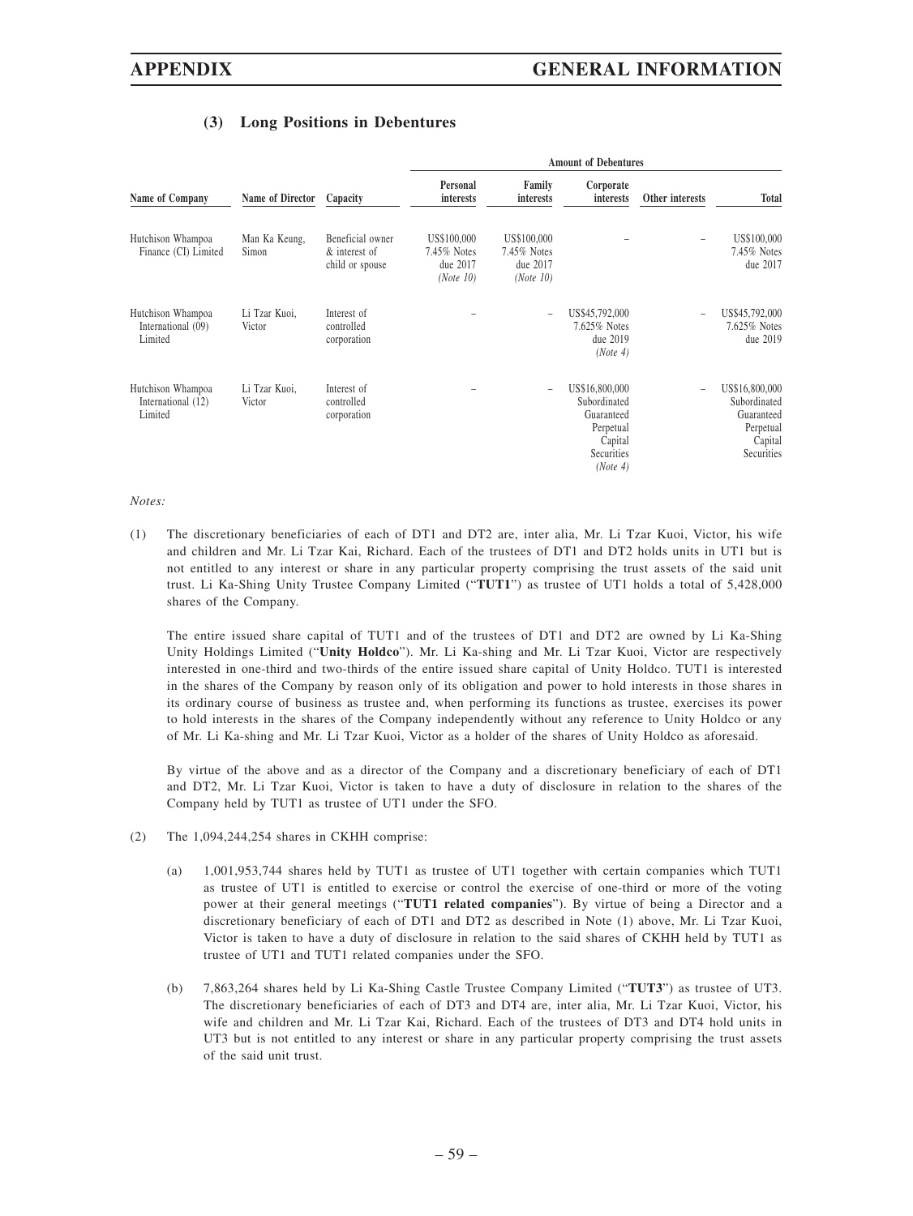### (3) Long Positions in Debentures

| Name of Company | Name of Director | Capacity | Amount of Debentures | | | | |
|---|---|---|---|---|---|---|---|
| | | | Personal interests | Family interests | Corporate interests | Other interests | Total |
| Hutchison Whampoa Finance (CI) Limited | Man Ka Keung, Simon | Beneficial owner & interest of child or spouse | US$100,000 7.45% Notes due 2017 *(Note 10)* | US$100,000 7.45% Notes due 2017 *(Note 10)* | – | – | US$100,000 7.45% Notes due 2017 |
| Hutchison Whampoa International (09) Limited | Li Tzar Kuoi, Victor | Interest of controlled corporation | – | – | US$45,792,000 7.625% Notes due 2019 *(Note 4)* | – | US$45,792,000 7.625% Notes due 2019 |
| Hutchison Whampoa International (12) Limited | Li Tzar Kuoi, Victor | Interest of controlled corporation | – | – | US$16,800,000 Subordinated Guaranteed Perpetual Capital Securities *(Note 4)* | – | US$16,800,000 Subordinated Guaranteed Perpetual Capital Securities |

*Notes:*

(1) The discretionary beneficiaries of each of DT1 and DT2 are, inter alia, Mr. Li Tzar Kuoi, Victor, his wife and children and Mr. Li Tzar Kai, Richard. Each of the trustees of DT1 and DT2 holds units in UT1 but is not entitled to any interest or share in any particular property comprising the trust assets of the said unit trust. Li Ka-Shing Unity Trustee Company Limited ("**TUT1**") as trustee of UT1 holds a total of 5,428,000 shares of the Company.

The entire issued share capital of TUT1 and of the trustees of DT1 and DT2 are owned by Li Ka-Shing Unity Holdings Limited ("**Unity Holdco**"). Mr. Li Ka-shing and Mr. Li Tzar Kuoi, Victor are respectively interested in one-third and two-thirds of the entire issued share capital of Unity Holdco. TUT1 is interested in the shares of the Company by reason only of its obligation and power to hold interests in those shares in its ordinary course of business as trustee and, when performing its functions as trustee, exercises its power to hold interests in the shares of the Company independently without any reference to Unity Holdco or any of Mr. Li Ka-shing and Mr. Li Tzar Kuoi, Victor as a holder of the shares of Unity Holdco as aforesaid.

By virtue of the above and as a director of the Company and a discretionary beneficiary of each of DT1 and DT2, Mr. Li Tzar Kuoi, Victor is taken to have a duty of disclosure in relation to the shares of the Company held by TUT1 as trustee of UT1 under the SFO.

(2) The 1,094,244,254 shares in CKHH comprise:

(a) 1,001,953,744 shares held by TUT1 as trustee of UT1 together with certain companies which TUT1 as trustee of UT1 is entitled to exercise or control the exercise of one-third or more of the voting power at their general meetings ("**TUT1 related companies**"). By virtue of being a Director and a discretionary beneficiary of each of DT1 and DT2 as described in Note (1) above, Mr. Li Tzar Kuoi, Victor is taken to have a duty of disclosure in relation to the said shares of CKHH held by TUT1 as trustee of UT1 and TUT1 related companies under the SFO.

(b) 7,863,264 shares held by Li Ka-Shing Castle Trustee Company Limited ("**TUT3**") as trustee of UT3. The discretionary beneficiaries of each of DT3 and DT4 are, inter alia, Mr. Li Tzar Kuoi, Victor, his wife and children and Mr. Li Tzar Kai, Richard. Each of the trustees of DT3 and DT4 hold units in UT3 but is not entitled to any interest or share in any particular property comprising the trust assets of the said unit trust.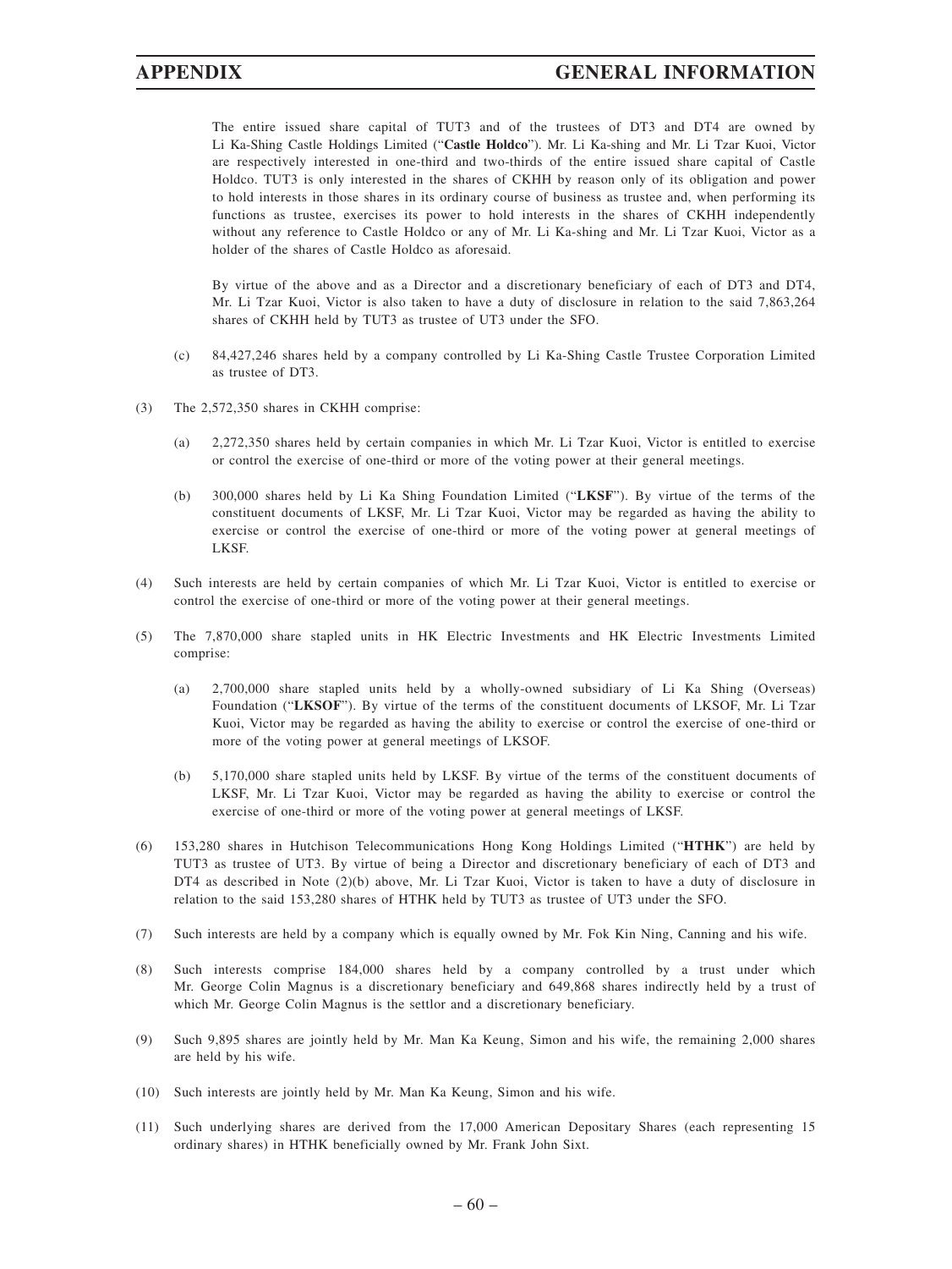The entire issued share capital of TUT3 and of the trustees of DT3 and DT4 are owned by Li Ka-Shing Castle Holdings Limited ("**Castle Holdco**"). Mr. Li Ka-shing and Mr. Li Tzar Kuoi, Victor are respectively interested in one-third and two-thirds of the entire issued share capital of Castle Holdco. TUT3 is only interested in the shares of CKHH by reason only of its obligation and power to hold interests in those shares in its ordinary course of business as trustee and, when performing its functions as trustee, exercises its power to hold interests in the shares of CKHH independently without any reference to Castle Holdco or any of Mr. Li Ka-shing and Mr. Li Tzar Kuoi, Victor as a holder of the shares of Castle Holdco as aforesaid.

By virtue of the above and as a Director and a discretionary beneficiary of each of DT3 and DT4, Mr. Li Tzar Kuoi, Victor is also taken to have a duty of disclosure in relation to the said 7,863,264 shares of CKHH held by TUT3 as trustee of UT3 under the SFO.

(c) 84,427,246 shares held by a company controlled by Li Ka-Shing Castle Trustee Corporation Limited as trustee of DT3.

(3) The 2,572,350 shares in CKHH comprise:

(a) 2,272,350 shares held by certain companies in which Mr. Li Tzar Kuoi, Victor is entitled to exercise or control the exercise of one-third or more of the voting power at their general meetings.

(b) 300,000 shares held by Li Ka Shing Foundation Limited ("**LKSF**"). By virtue of the terms of the constituent documents of LKSF, Mr. Li Tzar Kuoi, Victor may be regarded as having the ability to exercise or control the exercise of one-third or more of the voting power at general meetings of LKSF.

(4) Such interests are held by certain companies of which Mr. Li Tzar Kuoi, Victor is entitled to exercise or control the exercise of one-third or more of the voting power at their general meetings.

(5) The 7,870,000 share stapled units in HK Electric Investments and HK Electric Investments Limited comprise:

(a) 2,700,000 share stapled units held by a wholly-owned subsidiary of Li Ka Shing (Overseas) Foundation ("**LKSOF**"). By virtue of the terms of the constituent documents of LKSOF, Mr. Li Tzar Kuoi, Victor may be regarded as having the ability to exercise or control the exercise of one-third or more of the voting power at general meetings of LKSOF.

(b) 5,170,000 share stapled units held by LKSF. By virtue of the terms of the constituent documents of LKSF, Mr. Li Tzar Kuoi, Victor may be regarded as having the ability to exercise or control the exercise of one-third or more of the voting power at general meetings of LKSF.

(6) 153,280 shares in Hutchison Telecommunications Hong Kong Holdings Limited ("**HTHK**") are held by TUT3 as trustee of UT3. By virtue of being a Director and discretionary beneficiary of each of DT3 and DT4 as described in Note (2)(b) above, Mr. Li Tzar Kuoi, Victor is taken to have a duty of disclosure in relation to the said 153,280 shares of HTHK held by TUT3 as trustee of UT3 under the SFO.

(7) Such interests are held by a company which is equally owned by Mr. Fok Kin Ning, Canning and his wife.

(8) Such interests comprise 184,000 shares held by a company controlled by a trust under which Mr. George Colin Magnus is a discretionary beneficiary and 649,868 shares indirectly held by a trust of which Mr. George Colin Magnus is the settlor and a discretionary beneficiary.

(9) Such 9,895 shares are jointly held by Mr. Man Ka Keung, Simon and his wife, the remaining 2,000 shares are held by his wife.

(10) Such interests are jointly held by Mr. Man Ka Keung, Simon and his wife.

(11) Such underlying shares are derived from the 17,000 American Depositary Shares (each representing 15 ordinary shares) in HTHK beneficially owned by Mr. Frank John Sixt.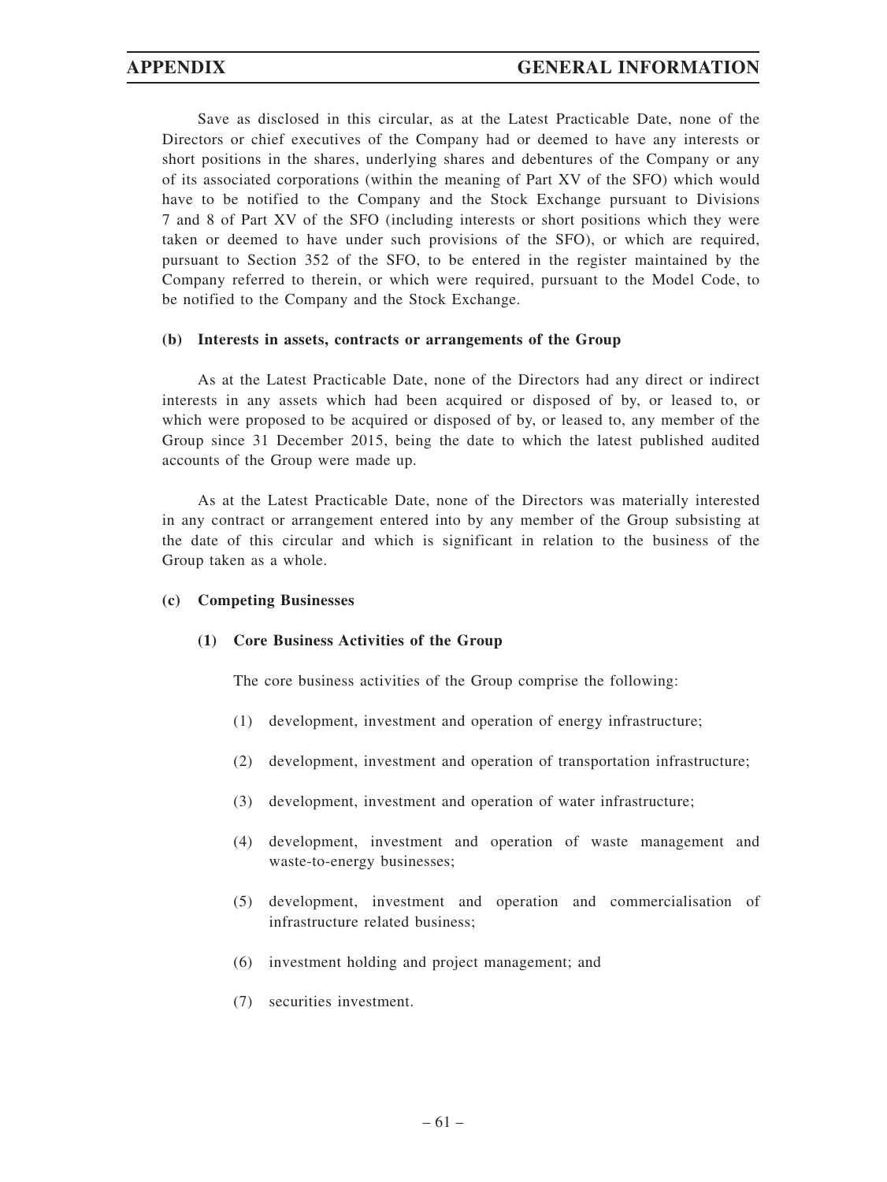Save as disclosed in this circular, as at the Latest Practicable Date, none of the Directors or chief executives of the Company had or deemed to have any interests or short positions in the shares, underlying shares and debentures of the Company or any of its associated corporations (within the meaning of Part XV of the SFO) which would have to be notified to the Company and the Stock Exchange pursuant to Divisions 7 and 8 of Part XV of the SFO (including interests or short positions which they were taken or deemed to have under such provisions of the SFO), or which are required, pursuant to Section 352 of the SFO, to be entered in the register maintained by the Company referred to therein, or which were required, pursuant to the Model Code, to be notified to the Company and the Stock Exchange.

**(b) Interests in assets, contracts or arrangements of the Group**

As at the Latest Practicable Date, none of the Directors had any direct or indirect interests in any assets which had been acquired or disposed of by, or leased to, or which were proposed to be acquired or disposed of by, or leased to, any member of the Group since 31 December 2015, being the date to which the latest published audited accounts of the Group were made up.

As at the Latest Practicable Date, none of the Directors was materially interested in any contract or arrangement entered into by any member of the Group subsisting at the date of this circular and which is significant in relation to the business of the Group taken as a whole.

**(c) Competing Businesses**

**(1) Core Business Activities of the Group**

The core business activities of the Group comprise the following:

(1) development, investment and operation of energy infrastructure;

(2) development, investment and operation of transportation infrastructure;

(3) development, investment and operation of water infrastructure;

(4) development, investment and operation of waste management and waste-to-energy businesses;

(5) development, investment and operation and commercialisation of infrastructure related business;

(6) investment holding and project management; and

(7) securities investment.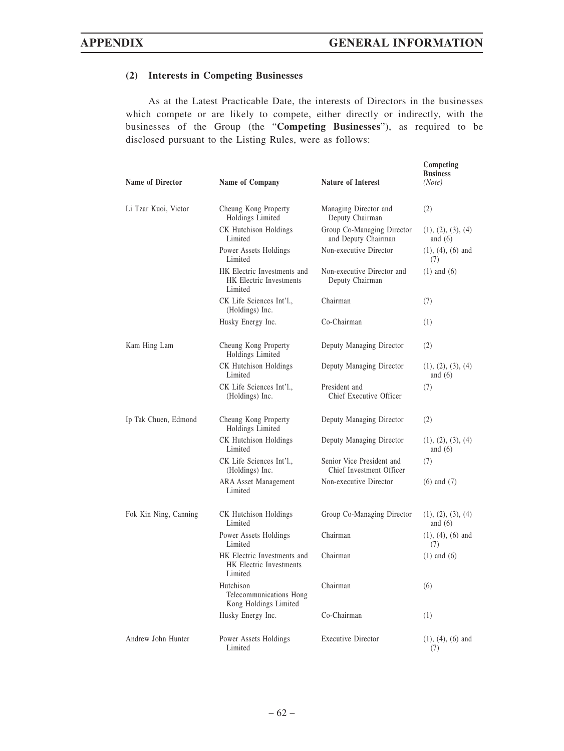### (2) Interests in Competing Businesses

As at the Latest Practicable Date, the interests of Directors in the businesses which compete or are likely to compete, either directly or indirectly, with the businesses of the Group (the "**Competing Businesses**"), as required to be disclosed pursuant to the Listing Rules, were as follows:

| Name of Director | Name of Company | Nature of Interest | Competing Business *(Note)* |
|---|---|---|---|
| Li Tzar Kuoi, Victor | Cheung Kong Property Holdings Limited | Managing Director and Deputy Chairman | (2) |
| | CK Hutchison Holdings Limited | Group Co-Managing Director and Deputy Chairman | (1), (2), (3), (4) and (6) |
| | Power Assets Holdings Limited | Non-executive Director | (1), (4), (6) and (7) |
| | HK Electric Investments and HK Electric Investments Limited | Non-executive Director and Deputy Chairman | (1) and (6) |
| | CK Life Sciences Int'l., (Holdings) Inc. | Chairman | (7) |
| | Husky Energy Inc. | Co-Chairman | (1) |
| Kam Hing Lam | Cheung Kong Property Holdings Limited | Deputy Managing Director | (2) |
| | CK Hutchison Holdings Limited | Deputy Managing Director | (1), (2), (3), (4) and (6) |
| | CK Life Sciences Int'l., (Holdings) Inc. | President and Chief Executive Officer | (7) |
| Ip Tak Chuen, Edmond | Cheung Kong Property Holdings Limited | Deputy Managing Director | (2) |
| | CK Hutchison Holdings Limited | Deputy Managing Director | (1), (2), (3), (4) and (6) |
| | CK Life Sciences Int'l., (Holdings) Inc. | Senior Vice President and Chief Investment Officer | (7) |
| | ARA Asset Management Limited | Non-executive Director | (6) and (7) |
| Fok Kin Ning, Canning | CK Hutchison Holdings Limited | Group Co-Managing Director | (1), (2), (3), (4) and (6) |
| | Power Assets Holdings Limited | Chairman | (1), (4), (6) and (7) |
| | HK Electric Investments and HK Electric Investments Limited | Chairman | (1) and (6) |
| | Hutchison Telecommunications Hong Kong Holdings Limited | Chairman | (6) |
| | Husky Energy Inc. | Co-Chairman | (1) |
| Andrew John Hunter | Power Assets Holdings Limited | Executive Director | (1), (4), (6) and (7) |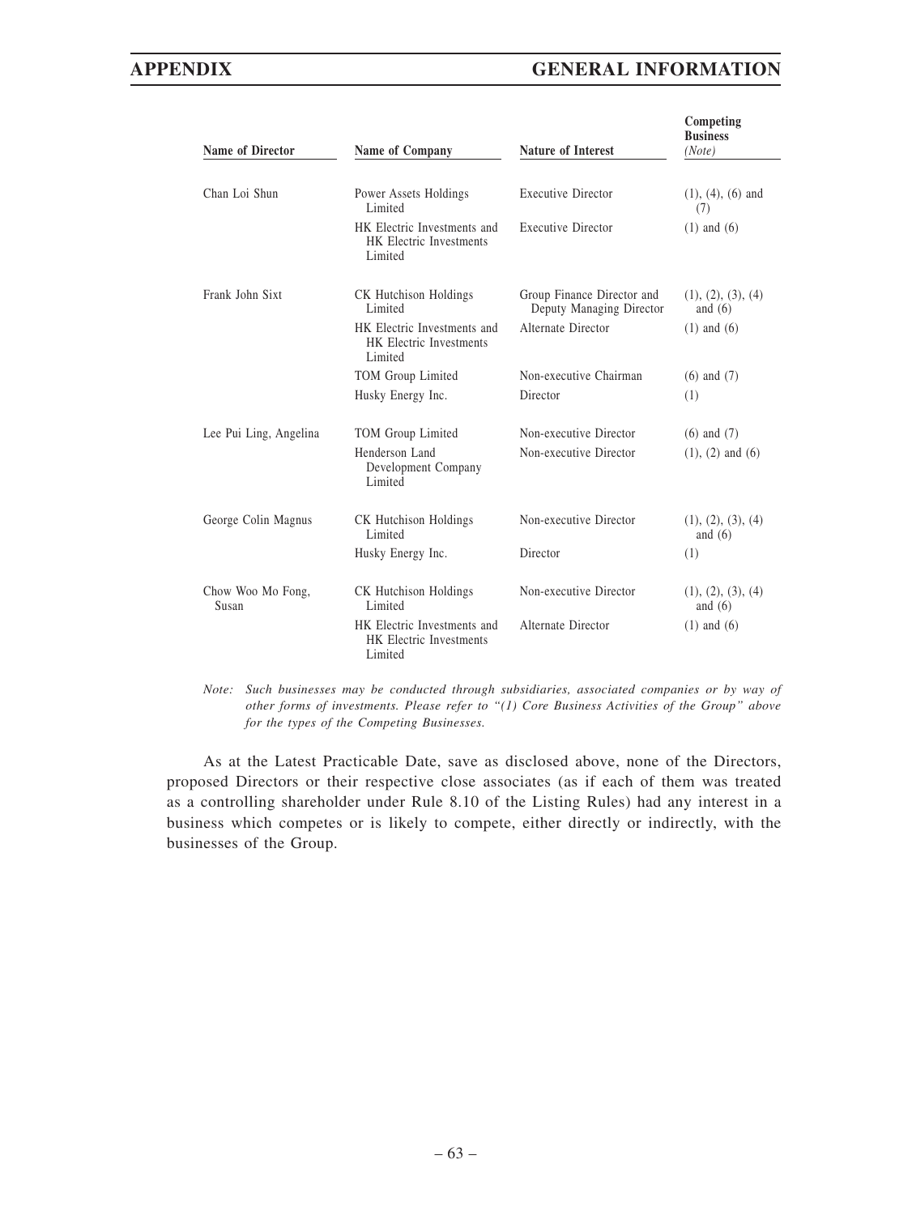| Name of Director | Name of Company | Nature of Interest | Competing Business *(Note)* |
|---|---|---|---|
| Chan Loi Shun | Power Assets Holdings Limited | Executive Director | (1), (4), (6) and (7) |
| | HK Electric Investments and HK Electric Investments Limited | Executive Director | (1) and (6) |
| Frank John Sixt | CK Hutchison Holdings Limited | Group Finance Director and Deputy Managing Director | (1), (2), (3), (4) and (6) |
| | HK Electric Investments and HK Electric Investments Limited | Alternate Director | (1) and (6) |
| | TOM Group Limited | Non-executive Chairman | (6) and (7) |
| | Husky Energy Inc. | Director | (1) |
| Lee Pui Ling, Angelina | TOM Group Limited | Non-executive Director | (6) and (7) |
| | Henderson Land Development Company Limited | Non-executive Director | (1), (2) and (6) |
| George Colin Magnus | CK Hutchison Holdings Limited | Non-executive Director | (1), (2), (3), (4) and (6) |
| | Husky Energy Inc. | Director | (1) |
| Chow Woo Mo Fong, Susan | CK Hutchison Holdings Limited | Non-executive Director | (1), (2), (3), (4) and (6) |
| | HK Electric Investments and HK Electric Investments Limited | Alternate Director | (1) and (6) |

*Note: Such businesses may be conducted through subsidiaries, associated companies or by way of other forms of investments. Please refer to "(1) Core Business Activities of the Group" above for the types of the Competing Businesses.*

As at the Latest Practicable Date, save as disclosed above, none of the Directors, proposed Directors or their respective close associates (as if each of them was treated as a controlling shareholder under Rule 8.10 of the Listing Rules) had any interest in a business which competes or is likely to compete, either directly or indirectly, with the businesses of the Group.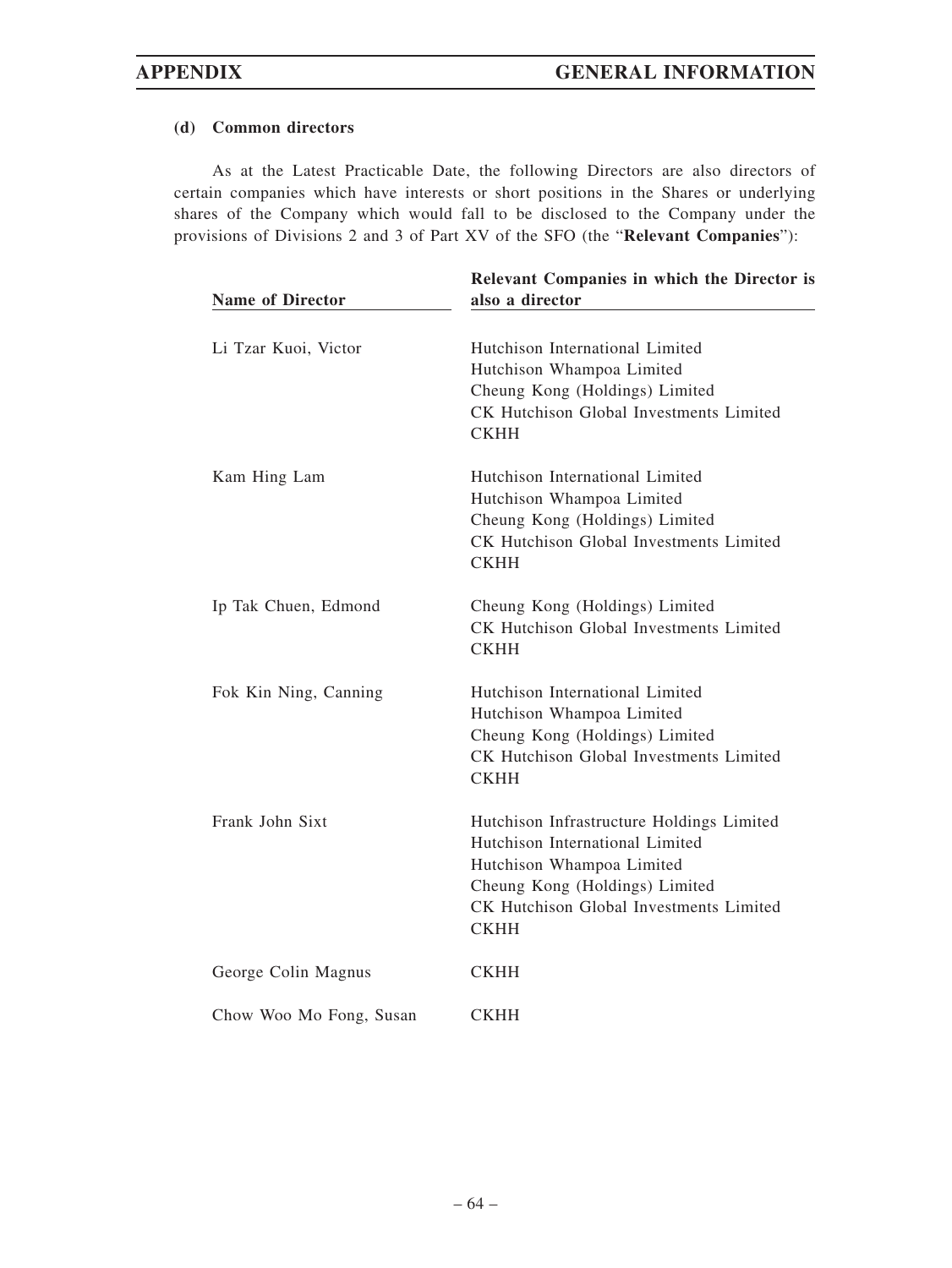#### (d) Common directors

As at the Latest Practicable Date, the following Directors are also directors of certain companies which have interests or short positions in the Shares or underlying shares of the Company which would fall to be disclosed to the Company under the provisions of Divisions 2 and 3 of Part XV of the SFO (the "**Relevant Companies**"):

| Name of Director | Relevant Companies in which the Director is also a director |
|---|---|
| Li Tzar Kuoi, Victor | Hutchison International Limited<br>Hutchison Whampoa Limited<br>Cheung Kong (Holdings) Limited<br>CK Hutchison Global Investments Limited<br>CKHH |
| Kam Hing Lam | Hutchison International Limited<br>Hutchison Whampoa Limited<br>Cheung Kong (Holdings) Limited<br>CK Hutchison Global Investments Limited<br>CKHH |
| Ip Tak Chuen, Edmond | Cheung Kong (Holdings) Limited<br>CK Hutchison Global Investments Limited<br>CKHH |
| Fok Kin Ning, Canning | Hutchison International Limited<br>Hutchison Whampoa Limited<br>Cheung Kong (Holdings) Limited<br>CK Hutchison Global Investments Limited<br>CKHH |
| Frank John Sixt | Hutchison Infrastructure Holdings Limited<br>Hutchison International Limited<br>Hutchison Whampoa Limited<br>Cheung Kong (Holdings) Limited<br>CK Hutchison Global Investments Limited<br>CKHH |
| George Colin Magnus | CKHH |
| Chow Woo Mo Fong, Susan | CKHH |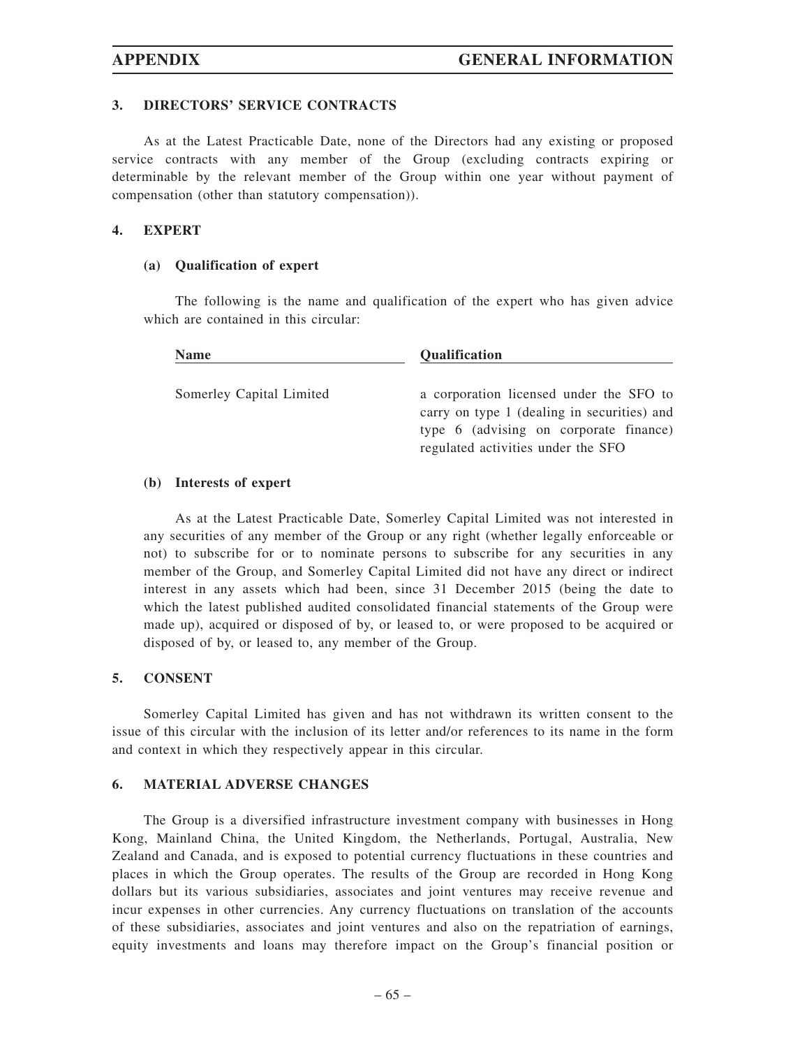### 3. DIRECTORS' SERVICE CONTRACTS

As at the Latest Practicable Date, none of the Directors had any existing or proposed service contracts with any member of the Group (excluding contracts expiring or determinable by the relevant member of the Group within one year without payment of compensation (other than statutory compensation)).

### 4. EXPERT

#### (a) Qualification of expert

The following is the name and qualification of the expert who has given advice which are contained in this circular:

| Name | Qualification |
|---|---|
| Somerley Capital Limited | a corporation licensed under the SFO to carry on type 1 (dealing in securities) and type 6 (advising on corporate finance) regulated activities under the SFO |

#### (b) Interests of expert

As at the Latest Practicable Date, Somerley Capital Limited was not interested in any securities of any member of the Group or any right (whether legally enforceable or not) to subscribe for or to nominate persons to subscribe for any securities in any member of the Group, and Somerley Capital Limited did not have any direct or indirect interest in any assets which had been, since 31 December 2015 (being the date to which the latest published audited consolidated financial statements of the Group were made up), acquired or disposed of by, or leased to, or were proposed to be acquired or disposed of by, or leased to, any member of the Group.

### 5. CONSENT

Somerley Capital Limited has given and has not withdrawn its written consent to the issue of this circular with the inclusion of its letter and/or references to its name in the form and context in which they respectively appear in this circular.

### 6. MATERIAL ADVERSE CHANGES

The Group is a diversified infrastructure investment company with businesses in Hong Kong, Mainland China, the United Kingdom, the Netherlands, Portugal, Australia, New Zealand and Canada, and is exposed to potential currency fluctuations in these countries and places in which the Group operates. The results of the Group are recorded in Hong Kong dollars but its various subsidiaries, associates and joint ventures may receive revenue and incur expenses in other currencies. Any currency fluctuations on translation of the accounts of these subsidiaries, associates and joint ventures and also on the repatriation of earnings, equity investments and loans may therefore impact on the Group's financial position or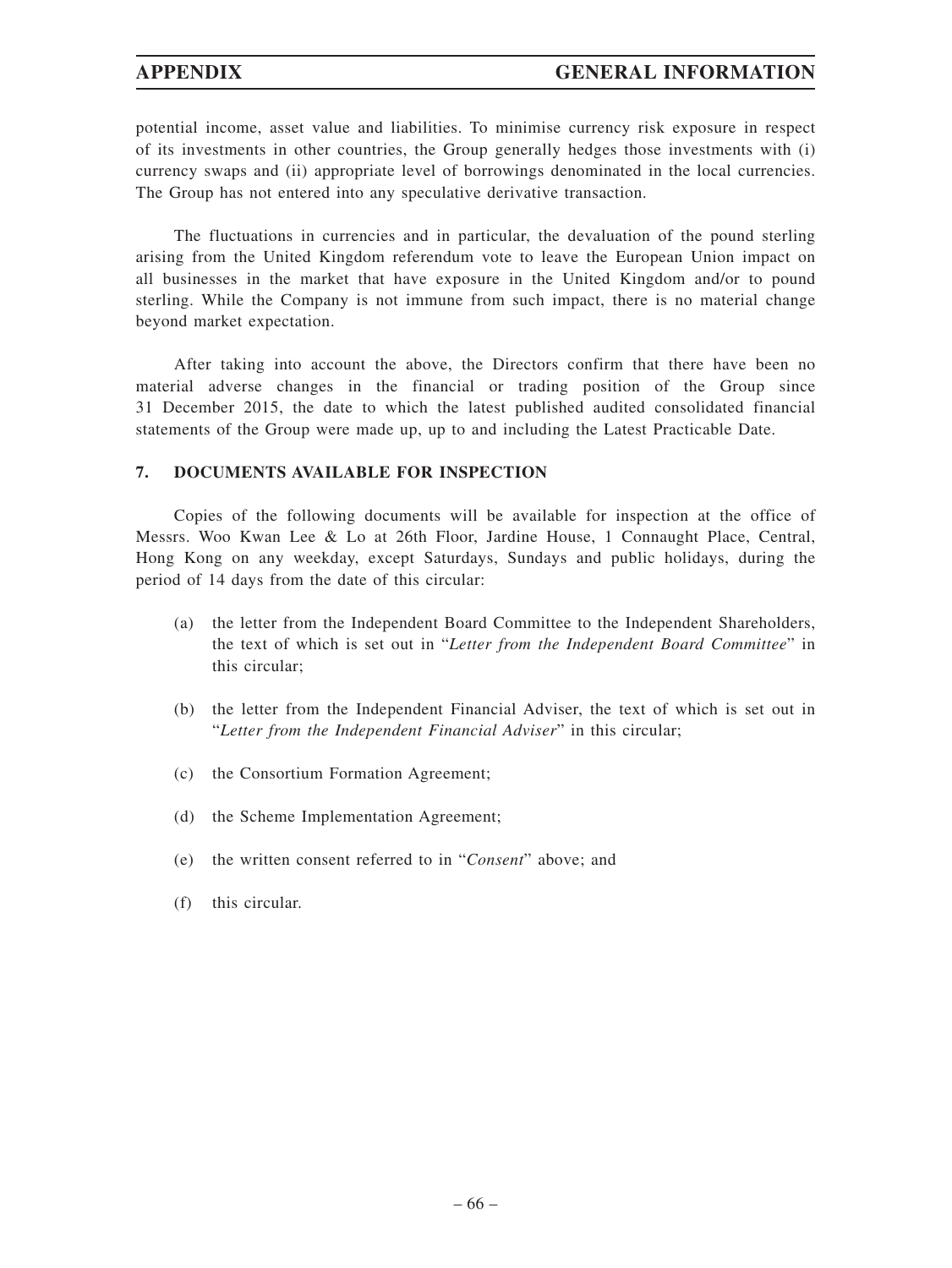potential income, asset value and liabilities. To minimise currency risk exposure in respect of its investments in other countries, the Group generally hedges those investments with (i) currency swaps and (ii) appropriate level of borrowings denominated in the local currencies. The Group has not entered into any speculative derivative transaction.

The fluctuations in currencies and in particular, the devaluation of the pound sterling arising from the United Kingdom referendum vote to leave the European Union impact on all businesses in the market that have exposure in the United Kingdom and/or to pound sterling. While the Company is not immune from such impact, there is no material change beyond market expectation.

After taking into account the above, the Directors confirm that there have been no material adverse changes in the financial or trading position of the Group since 31 December 2015, the date to which the latest published audited consolidated financial statements of the Group were made up, up to and including the Latest Practicable Date.

## 7. DOCUMENTS AVAILABLE FOR INSPECTION

Copies of the following documents will be available for inspection at the office of Messrs. Woo Kwan Lee & Lo at 26th Floor, Jardine House, 1 Connaught Place, Central, Hong Kong on any weekday, except Saturdays, Sundays and public holidays, during the period of 14 days from the date of this circular:

(a) the letter from the Independent Board Committee to the Independent Shareholders, the text of which is set out in "*Letter from the Independent Board Committee*" in this circular;

(b) the letter from the Independent Financial Adviser, the text of which is set out in "*Letter from the Independent Financial Adviser*" in this circular;

(c) the Consortium Formation Agreement;

(d) the Scheme Implementation Agreement;

(e) the written consent referred to in "*Consent*" above; and

(f) this circular.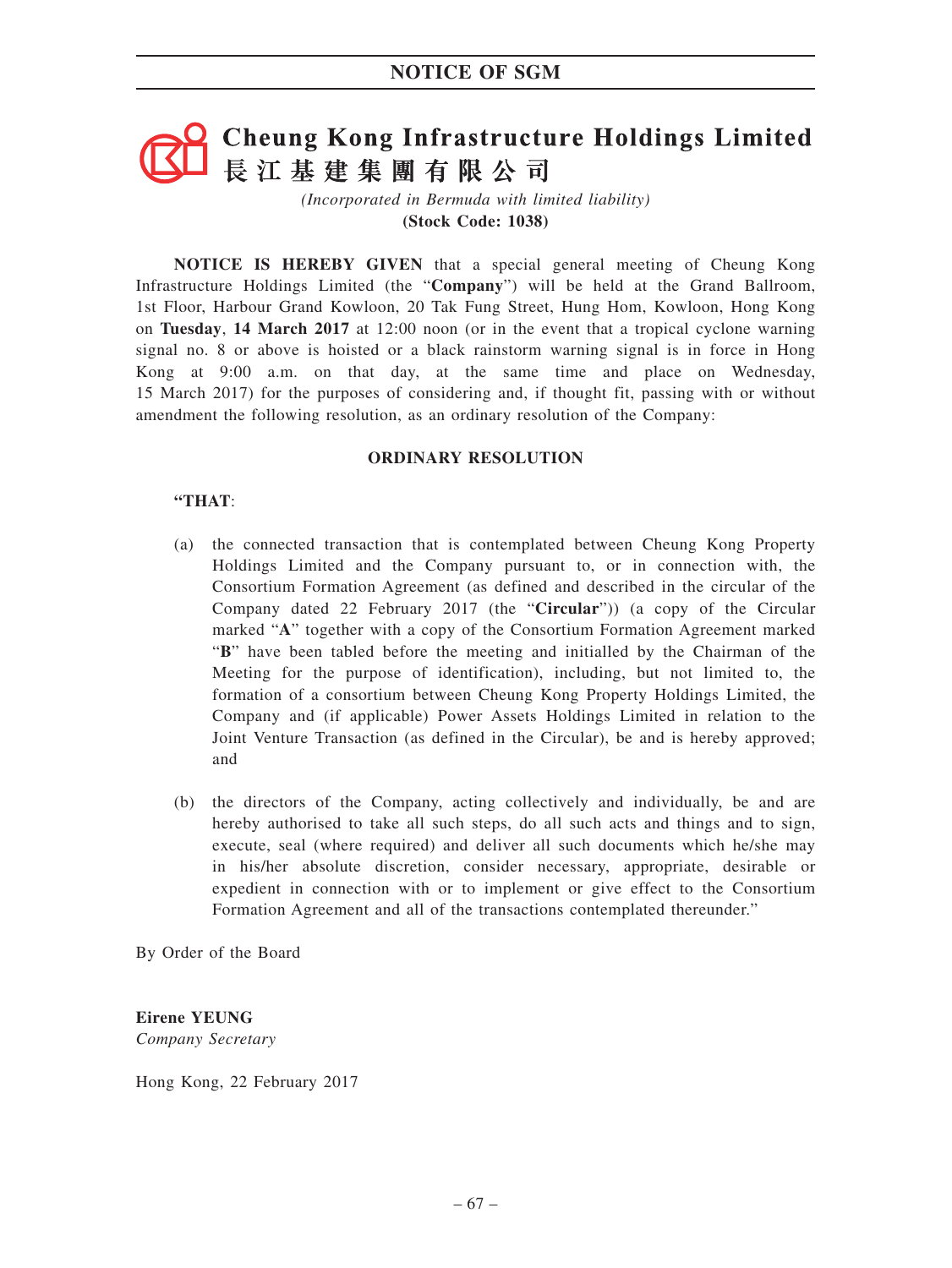# NOTICE OF SGM

# Cheung Kong Infrastructure Holdings Limited
# 長江基建集團有限公司

*(Incorporated in Bermuda with limited liability)*
**(Stock Code: 1038)**

**NOTICE IS HEREBY GIVEN** that a special general meeting of Cheung Kong Infrastructure Holdings Limited (the "**Company**") will be held at the Grand Ballroom, 1st Floor, Harbour Grand Kowloon, 20 Tak Fung Street, Hung Hom, Kowloon, Hong Kong on **Tuesday**, **14 March 2017** at 12:00 noon (or in the event that a tropical cyclone warning signal no. 8 or above is hoisted or a black rainstorm warning signal is in force in Hong Kong at 9:00 a.m. on that day, at the same time and place on Wednesday, 15 March 2017) for the purposes of considering and, if thought fit, passing with or without amendment the following resolution, as an ordinary resolution of the Company:

**ORDINARY RESOLUTION**

**"THAT**:

(a) the connected transaction that is contemplated between Cheung Kong Property Holdings Limited and the Company pursuant to, or in connection with, the Consortium Formation Agreement (as defined and described in the circular of the Company dated 22 February 2017 (the "**Circular**")) (a copy of the Circular marked "**A**" together with a copy of the Consortium Formation Agreement marked "**B**" have been tabled before the meeting and initialled by the Chairman of the Meeting for the purpose of identification), including, but not limited to, the formation of a consortium between Cheung Kong Property Holdings Limited, the Company and (if applicable) Power Assets Holdings Limited in relation to the Joint Venture Transaction (as defined in the Circular), be and is hereby approved; and

(b) the directors of the Company, acting collectively and individually, be and are hereby authorised to take all such steps, do all such acts and things and to sign, execute, seal (where required) and deliver all such documents which he/she may in his/her absolute discretion, consider necessary, appropriate, desirable or expedient in connection with or to implement or give effect to the Consortium Formation Agreement and all of the transactions contemplated thereunder."

By Order of the Board

**Eirene YEUNG**
*Company Secretary*

Hong Kong, 22 February 2017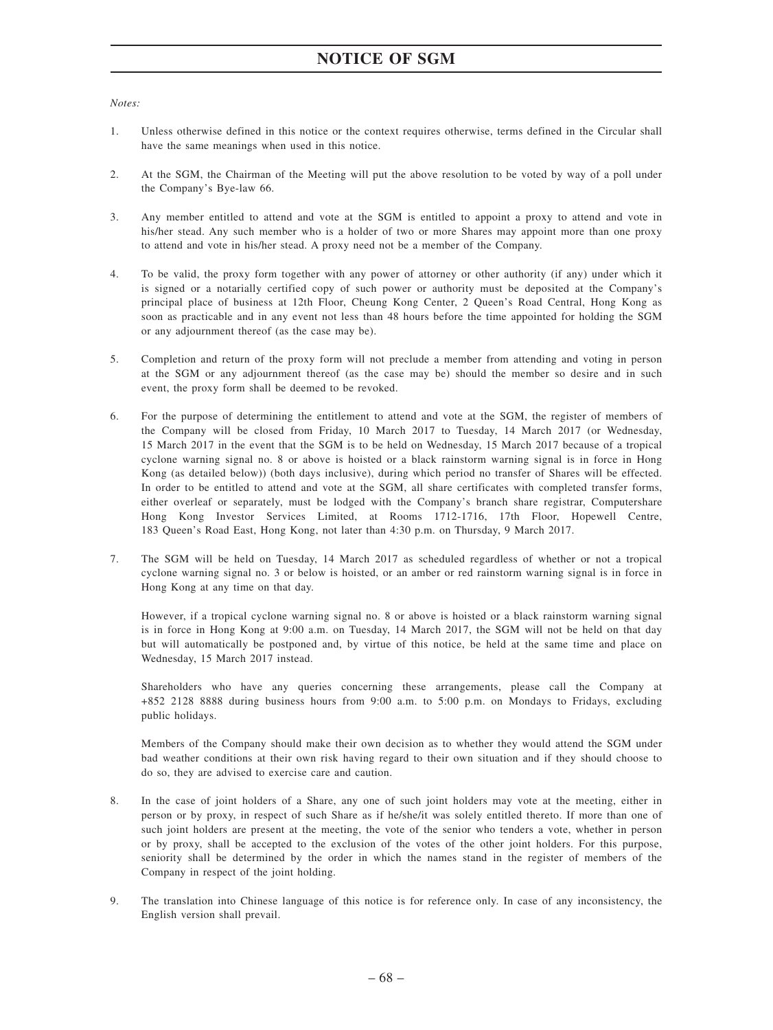# NOTICE OF SGM

*Notes:*

1. Unless otherwise defined in this notice or the context requires otherwise, terms defined in the Circular shall have the same meanings when used in this notice.

2. At the SGM, the Chairman of the Meeting will put the above resolution to be voted by way of a poll under the Company's Bye-law 66.

3. Any member entitled to attend and vote at the SGM is entitled to appoint a proxy to attend and vote in his/her stead. Any such member who is a holder of two or more Shares may appoint more than one proxy to attend and vote in his/her stead. A proxy need not be a member of the Company.

4. To be valid, the proxy form together with any power of attorney or other authority (if any) under which it is signed or a notarially certified copy of such power or authority must be deposited at the Company's principal place of business at 12th Floor, Cheung Kong Center, 2 Queen's Road Central, Hong Kong as soon as practicable and in any event not less than 48 hours before the time appointed for holding the SGM or any adjournment thereof (as the case may be).

5. Completion and return of the proxy form will not preclude a member from attending and voting in person at the SGM or any adjournment thereof (as the case may be) should the member so desire and in such event, the proxy form shall be deemed to be revoked.

6. For the purpose of determining the entitlement to attend and vote at the SGM, the register of members of the Company will be closed from Friday, 10 March 2017 to Tuesday, 14 March 2017 (or Wednesday, 15 March 2017 in the event that the SGM is to be held on Wednesday, 15 March 2017 because of a tropical cyclone warning signal no. 8 or above is hoisted or a black rainstorm warning signal is in force in Hong Kong (as detailed below)) (both days inclusive), during which period no transfer of Shares will be effected. In order to be entitled to attend and vote at the SGM, all share certificates with completed transfer forms, either overleaf or separately, must be lodged with the Company's branch share registrar, Computershare Hong Kong Investor Services Limited, at Rooms 1712-1716, 17th Floor, Hopewell Centre, 183 Queen's Road East, Hong Kong, not later than 4:30 p.m. on Thursday, 9 March 2017.

7. The SGM will be held on Tuesday, 14 March 2017 as scheduled regardless of whether or not a tropical cyclone warning signal no. 3 or below is hoisted, or an amber or red rainstorm warning signal is in force in Hong Kong at any time on that day.

   However, if a tropical cyclone warning signal no. 8 or above is hoisted or a black rainstorm warning signal is in force in Hong Kong at 9:00 a.m. on Tuesday, 14 March 2017, the SGM will not be held on that day but will automatically be postponed and, by virtue of this notice, be held at the same time and place on Wednesday, 15 March 2017 instead.

   Shareholders who have any queries concerning these arrangements, please call the Company at +852 2128 8888 during business hours from 9:00 a.m. to 5:00 p.m. on Mondays to Fridays, excluding public holidays.

   Members of the Company should make their own decision as to whether they would attend the SGM under bad weather conditions at their own risk having regard to their own situation and if they should choose to do so, they are advised to exercise care and caution.

8. In the case of joint holders of a Share, any one of such joint holders may vote at the meeting, either in person or by proxy, in respect of such Share as if he/she/it was solely entitled thereto. If more than one of such joint holders are present at the meeting, the vote of the senior who tenders a vote, whether in person or by proxy, shall be accepted to the exclusion of the votes of the other joint holders. For this purpose, seniority shall be determined by the order in which the names stand in the register of members of the Company in respect of the joint holding.

9. The translation into Chinese language of this notice is for reference only. In case of any inconsistency, the English version shall prevail.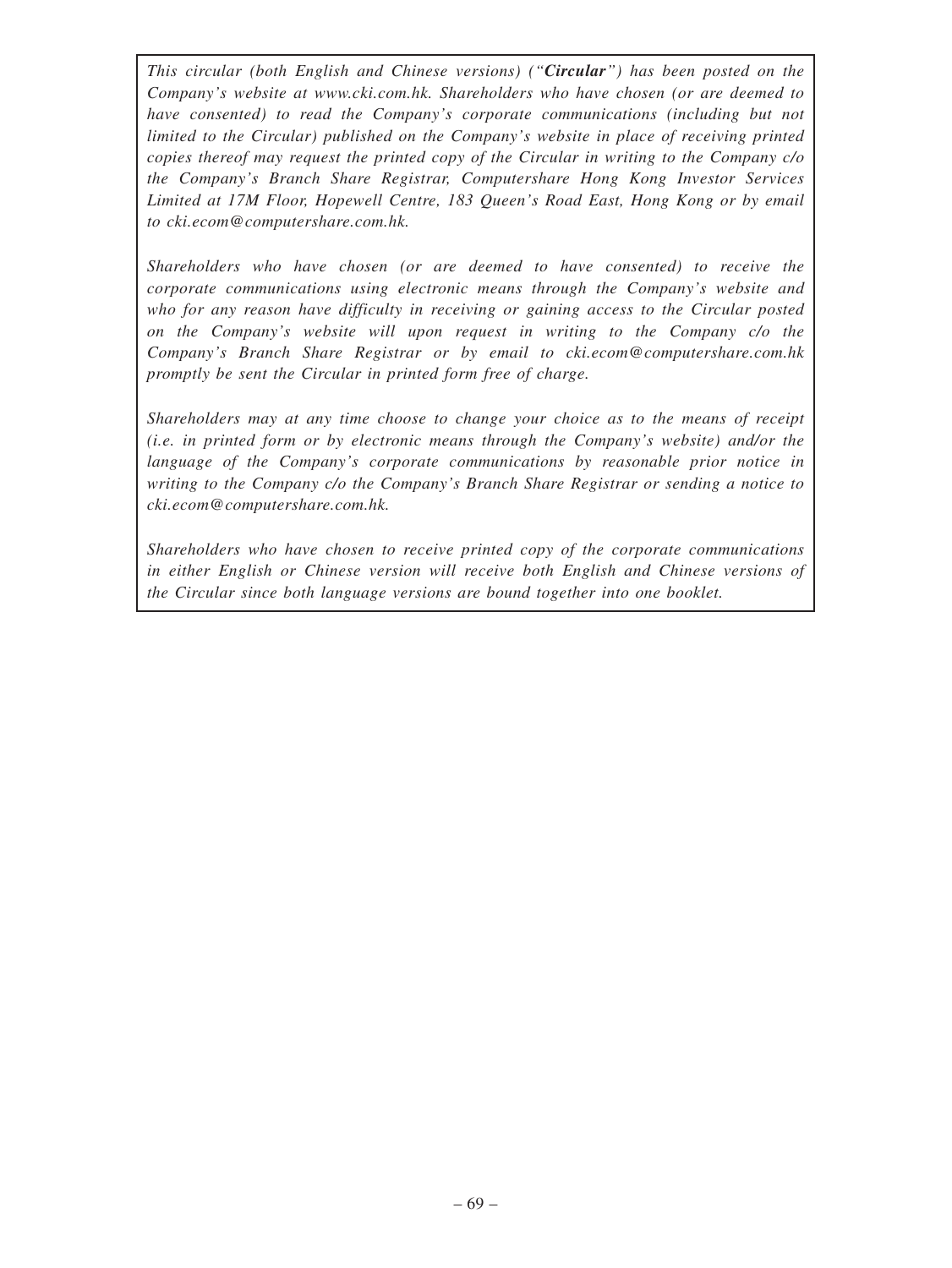*This circular (both English and Chinese versions) ("**Circular**") has been posted on the Company's website at www.cki.com.hk. Shareholders who have chosen (or are deemed to have consented) to read the Company's corporate communications (including but not limited to the Circular) published on the Company's website in place of receiving printed copies thereof may request the printed copy of the Circular in writing to the Company c/o the Company's Branch Share Registrar, Computershare Hong Kong Investor Services Limited at 17M Floor, Hopewell Centre, 183 Queen's Road East, Hong Kong or by email to cki.ecom@computershare.com.hk.*

*Shareholders who have chosen (or are deemed to have consented) to receive the corporate communications using electronic means through the Company's website and who for any reason have difficulty in receiving or gaining access to the Circular posted on the Company's website will upon request in writing to the Company c/o the Company's Branch Share Registrar or by email to cki.ecom@computershare.com.hk promptly be sent the Circular in printed form free of charge.*

*Shareholders may at any time choose to change your choice as to the means of receipt (i.e. in printed form or by electronic means through the Company's website) and/or the language of the Company's corporate communications by reasonable prior notice in writing to the Company c/o the Company's Branch Share Registrar or sending a notice to cki.ecom@computershare.com.hk.*

*Shareholders who have chosen to receive printed copy of the corporate communications in either English or Chinese version will receive both English and Chinese versions of the Circular since both language versions are bound together into one booklet.*